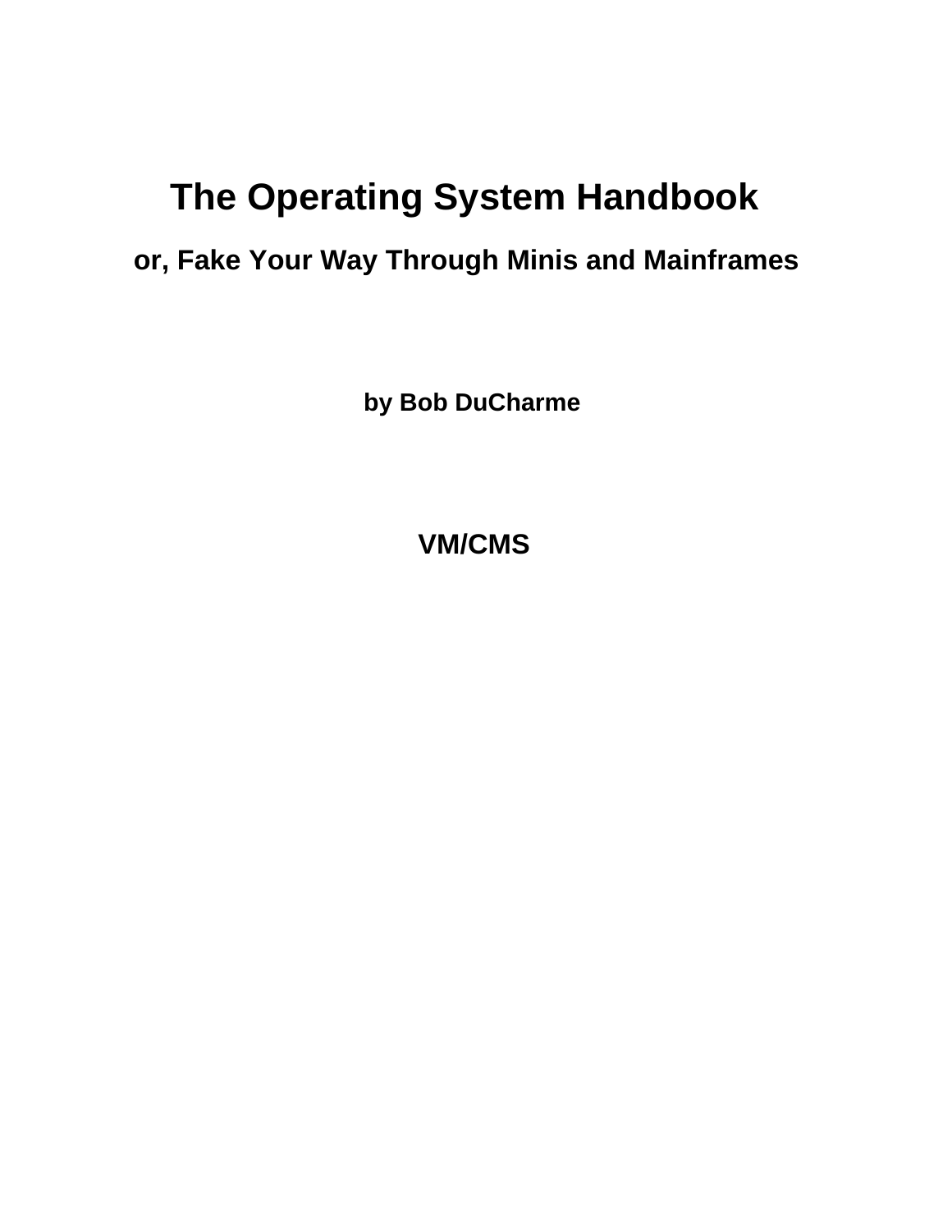# The Operating System Handbook

## or, Fake Your Way Through Minis and Mainframes

**by Bob DuCharme**

## VM/CMS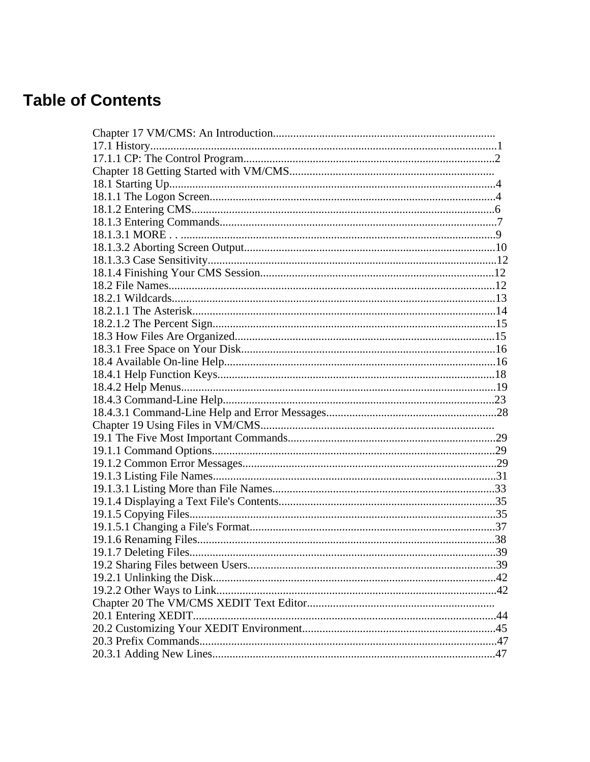# Table of Contents

Chapter 17 VM/CMS: An Introduction............................................................................
17.1 History.......................................................................................................................1
17.1.1 CP: The Control Program......................................................................................2
Chapter 18 Getting Started with VM/CMS......................................................................
18.1 Starting Up................................................................................................................4
18.1.1 The Logon Screen..................................................................................................4
18.1.2 Entering CMS........................................................................................................6
18.1.3 Entering Commands...............................................................................................7
18.1.3.1 MORE . . ............................................................................................................9
18.1.3.2 Aborting Screen Output......................................................................................10
18.1.3.3 Case Sensitivity...................................................................................................12
18.1.4 Finishing Your CMS Session.................................................................................12
18.2 File Names................................................................................................................12
18.2.1 Wildcards...............................................................................................................13
18.2.1.1 The Asterisk........................................................................................................14
18.2.1.2 The Percent Sign.................................................................................................15
18.3 How Files Are Organized..........................................................................................15
18.3.1 Free Space on Your Disk.......................................................................................16
18.4 Available On-line Help.............................................................................................16
18.4.1 Help Function Keys...............................................................................................18
18.4.2 Help Menus............................................................................................................19
18.4.3 Command-Line Help.............................................................................................23
18.4.3.1 Command-Line Help and Error Messages..........................................................28
Chapter 19 Using Files in VM/CMS................................................................................
19.1 The Five Most Important Commands........................................................................29
19.1.1 Command Options.................................................................................................29
19.1.2 Common Error Messages.......................................................................................29
19.1.3 Listing File Names.................................................................................................31
19.1.3.1 Listing More than File Names............................................................................33
19.1.4 Displaying a Text File's Contents...........................................................................35
19.1.5 Copying Files..........................................................................................................35
19.1.5.1 Changing a File's Format....................................................................................37
19.1.6 Renaming Files.......................................................................................................38
19.1.7 Deleting Files..........................................................................................................39
19.2 Sharing Files between Users.....................................................................................39
19.2.1 Unlinking the Disk.................................................................................................42
19.2.2 Other Ways to Link................................................................................................42
Chapter 20 The VM/CMS XEDIT Text Editor.................................................................
20.1 Entering XEDIT........................................................................................................44
20.2 Customizing Your XEDIT Environment...................................................................45
20.3 Prefix Commands......................................................................................................47
20.3.1 Adding New Lines.................................................................................................47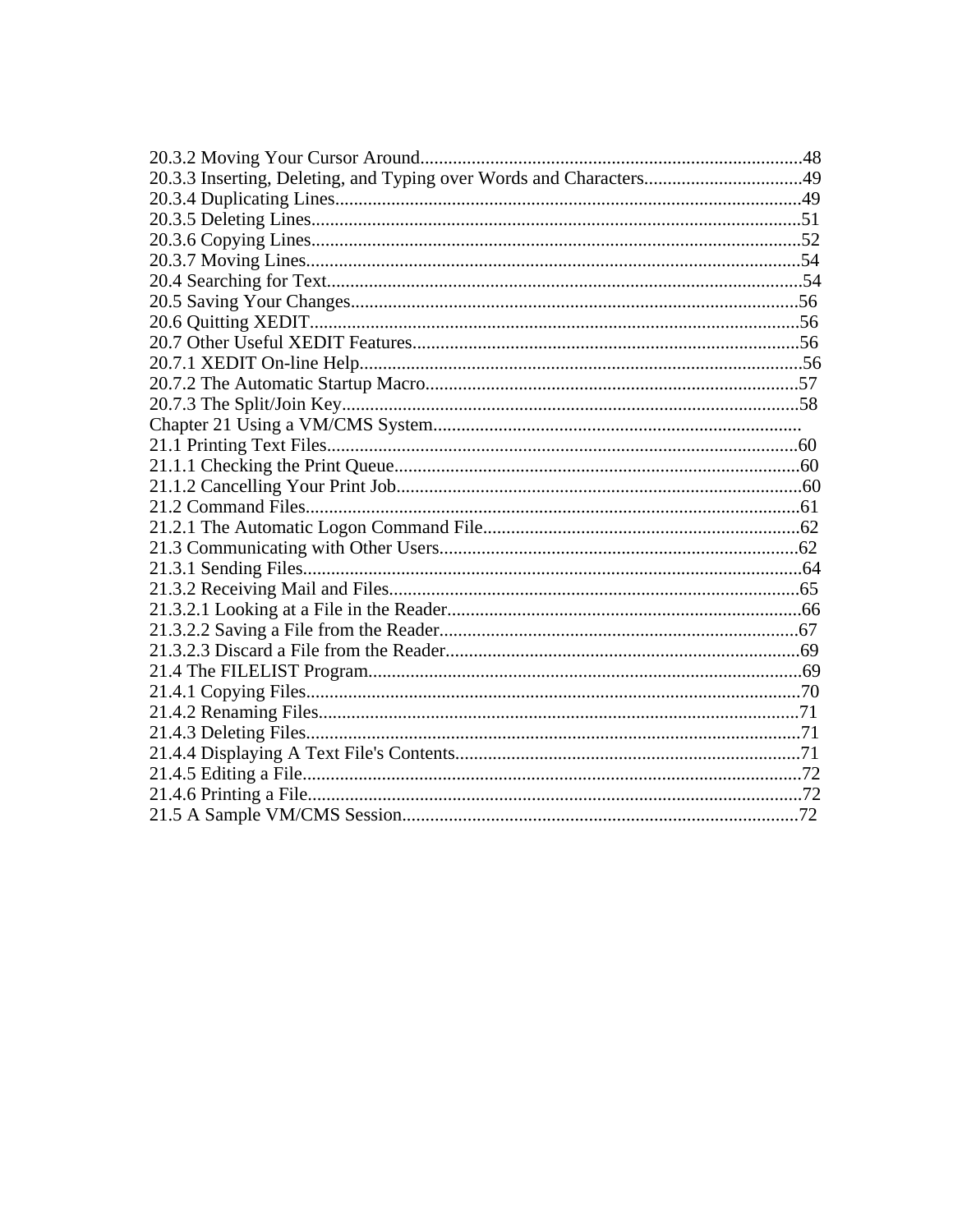20.3.2 Moving Your Cursor Around..................................................................................48
20.3.3 Inserting, Deleting, and Typing over Words and Characters..................................49
20.3.4 Duplicating Lines....................................................................................................49
20.3.5 Deleting Lines.........................................................................................................51
20.3.6 Copying Lines.........................................................................................................52
20.3.7 Moving Lines..........................................................................................................54
20.4 Searching for Text......................................................................................................54
20.5 Saving Your Changes................................................................................................56
20.6 Quitting XEDIT.........................................................................................................56
20.7 Other Useful XEDIT Features...................................................................................56
20.7.1 XEDIT On-line Help...............................................................................................56
20.7.2 The Automatic Startup Macro................................................................................57
20.7.3 The Split/Join Key..................................................................................................58
Chapter 21 Using a VM/CMS System..............................................................................
21.1 Printing Text Files.....................................................................................................60
21.1.1 Checking the Print Queue.......................................................................................60
21.1.2 Cancelling Your Print Job.......................................................................................60
21.2 Command Files..........................................................................................................61
21.2.1 The Automatic Logon Command File....................................................................62
21.3 Communicating with Other Users.............................................................................62
21.3.1 Sending Files...........................................................................................................64
21.3.2 Receiving Mail and Files........................................................................................65
21.3.2.1 Looking at a File in the Reader............................................................................66
21.3.2.2 Saving a File from the Reader.............................................................................67
21.3.2.3 Discard a File from the Reader............................................................................69
21.4 The FILELIST Program.............................................................................................69
21.4.1 Copying Files..........................................................................................................70
21.4.2 Renaming Files.......................................................................................................71
21.4.3 Deleting Files..........................................................................................................71
21.4.4 Displaying A Text File's Contents..........................................................................71
21.4.5 Editing a File...........................................................................................................72
21.4.6 Printing a File..........................................................................................................72
21.5 A Sample VM/CMS Session.....................................................................................72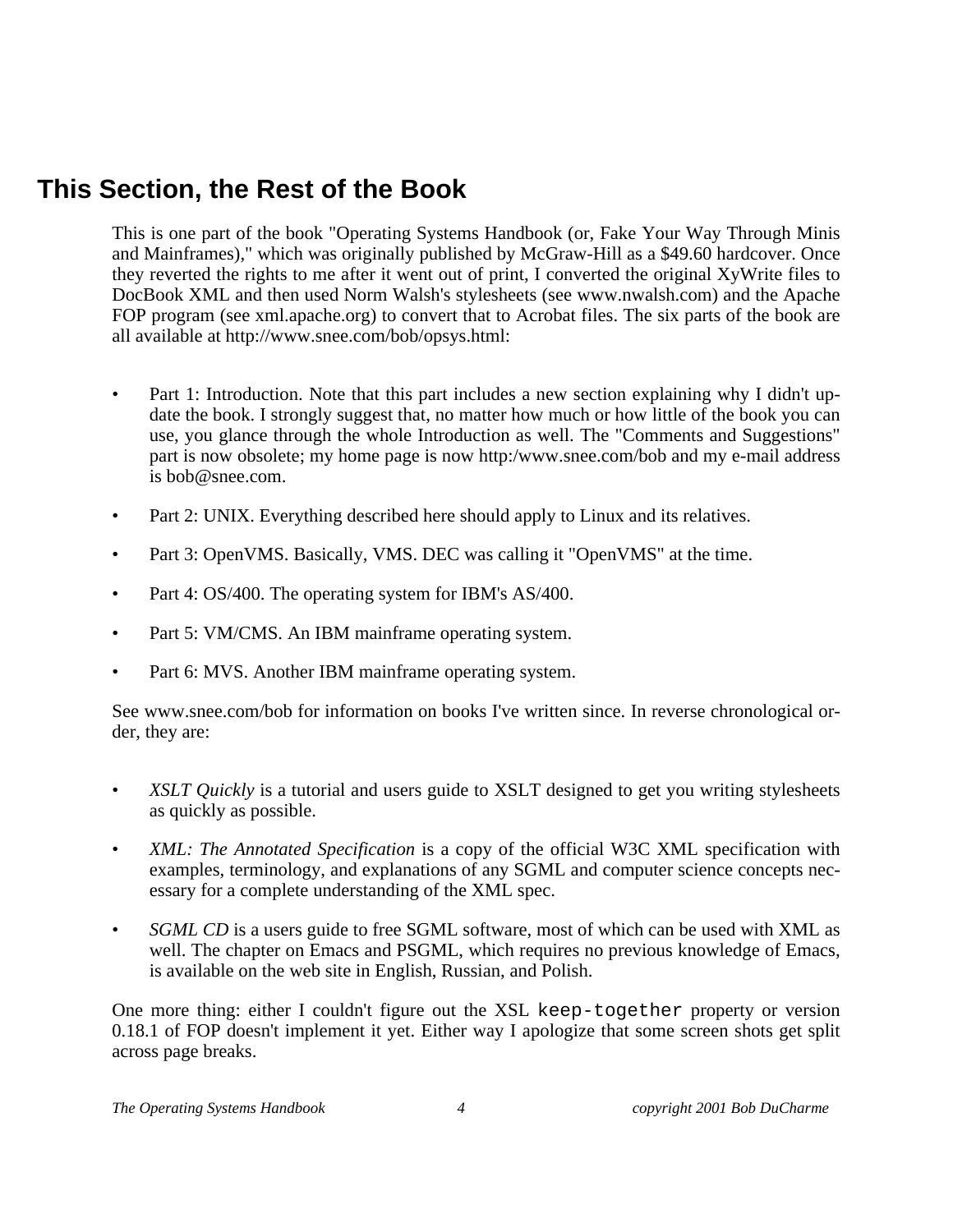# This Section, the Rest of the Book

This is one part of the book "Operating Systems Handbook (or, Fake Your Way Through Minis and Mainframes)," which was originally published by McGraw-Hill as a $49.60 hardcover. Once they reverted the rights to me after it went out of print, I converted the original XyWrite files to DocBook XML and then used Norm Walsh's stylesheets (see www.nwalsh.com) and the Apache FOP program (see xml.apache.org) to convert that to Acrobat files. The six parts of the book are all available at http://www.snee.com/bob/opsys.html:

- Part 1: Introduction. Note that this part includes a new section explaining why I didn't update the book. I strongly suggest that, no matter how much or how little of the book you can use, you glance through the whole Introduction as well. The "Comments and Suggestions" part is now obsolete; my home page is now http:/www.snee.com/bob and my e-mail address is bob@snee.com.
- Part 2: UNIX. Everything described here should apply to Linux and its relatives.
- Part 3: OpenVMS. Basically, VMS. DEC was calling it "OpenVMS" at the time.
- Part 4: OS/400. The operating system for IBM's AS/400.
- Part 5: VM/CMS. An IBM mainframe operating system.
- Part 6: MVS. Another IBM mainframe operating system.

See www.snee.com/bob for information on books I've written since. In reverse chronological order, they are:

- *XSLT Quickly* is a tutorial and users guide to XSLT designed to get you writing stylesheets as quickly as possible.
- *XML: The Annotated Specification* is a copy of the official W3C XML specification with examples, terminology, and explanations of any SGML and computer science concepts necessary for a complete understanding of the XML spec.
- *SGML CD* is a users guide to free SGML software, most of which can be used with XML as well. The chapter on Emacs and PSGML, which requires no previous knowledge of Emacs, is available on the web site in English, Russian, and Polish.

One more thing: either I couldn't figure out the XSL `keep-together` property or version 0.18.1 of FOP doesn't implement it yet. Either way I apologize that some screen shots get split across page breaks.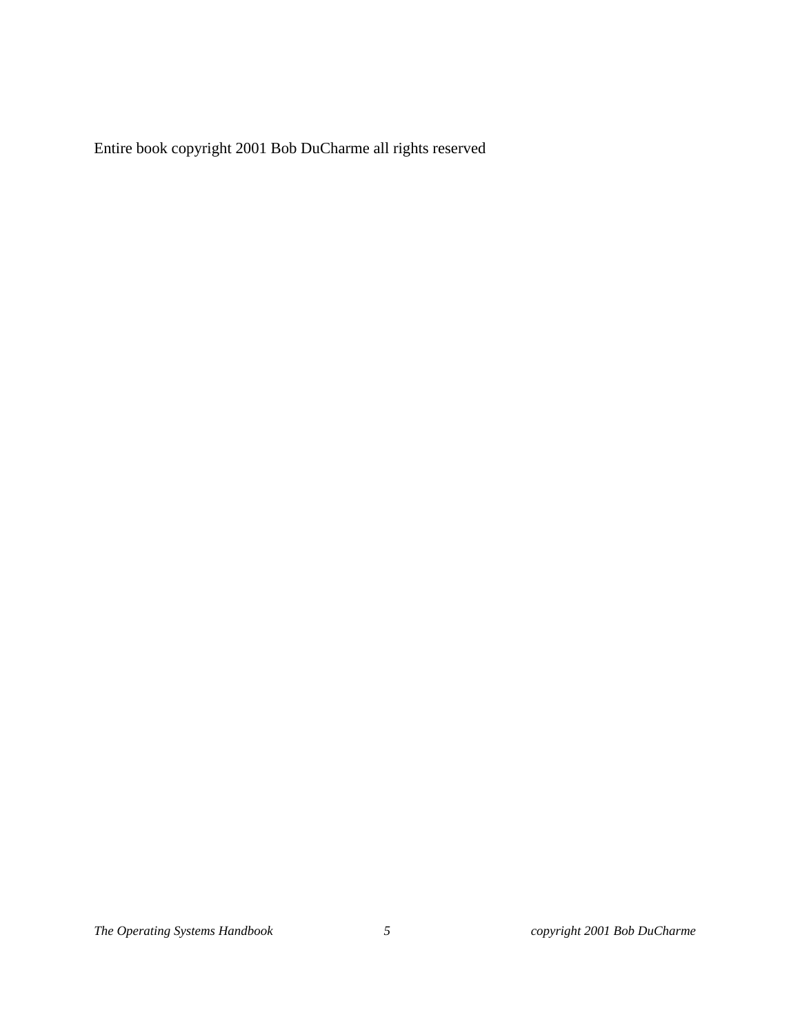Entire book copyright 2001 Bob DuCharme all rights reserved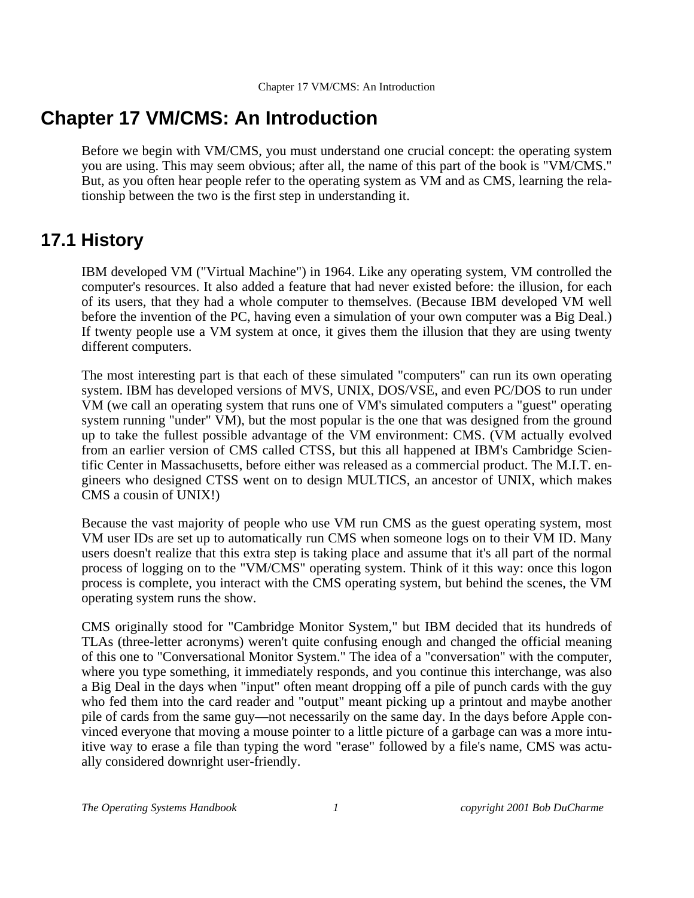# Chapter 17 VM/CMS: An Introduction

Before we begin with VM/CMS, you must understand one crucial concept: the operating system you are using. This may seem obvious; after all, the name of this part of the book is "VM/CMS." But, as you often hear people refer to the operating system as VM and as CMS, learning the relationship between the two is the first step in understanding it.

## 17.1 History

IBM developed VM ("Virtual Machine") in 1964. Like any operating system, VM controlled the computer's resources. It also added a feature that had never existed before: the illusion, for each of its users, that they had a whole computer to themselves. (Because IBM developed VM well before the invention of the PC, having even a simulation of your own computer was a Big Deal.) If twenty people use a VM system at once, it gives them the illusion that they are using twenty different computers.

The most interesting part is that each of these simulated "computers" can run its own operating system. IBM has developed versions of MVS, UNIX, DOS/VSE, and even PC/DOS to run under VM (we call an operating system that runs one of VM's simulated computers a "guest" operating system running "under" VM), but the most popular is the one that was designed from the ground up to take the fullest possible advantage of the VM environment: CMS. (VM actually evolved from an earlier version of CMS called CTSS, but this all happened at IBM's Cambridge Scientific Center in Massachusetts, before either was released as a commercial product. The M.I.T. engineers who designed CTSS went on to design MULTICS, an ancestor of UNIX, which makes CMS a cousin of UNIX!)

Because the vast majority of people who use VM run CMS as the guest operating system, most VM user IDs are set up to automatically run CMS when someone logs on to their VM ID. Many users doesn't realize that this extra step is taking place and assume that it's all part of the normal process of logging on to the "VM/CMS" operating system. Think of it this way: once this logon process is complete, you interact with the CMS operating system, but behind the scenes, the VM operating system runs the show.

CMS originally stood for "Cambridge Monitor System," but IBM decided that its hundreds of TLAs (three-letter acronyms) weren't quite confusing enough and changed the official meaning of this one to "Conversational Monitor System." The idea of a "conversation" with the computer, where you type something, it immediately responds, and you continue this interchange, was also a Big Deal in the days when "input" often meant dropping off a pile of punch cards with the guy who fed them into the card reader and "output" meant picking up a printout and maybe another pile of cards from the same guy—not necessarily on the same day. In the days before Apple convinced everyone that moving a mouse pointer to a little picture of a garbage can was a more intuitive way to erase a file than typing the word "erase" followed by a file's name, CMS was actually considered downright user-friendly.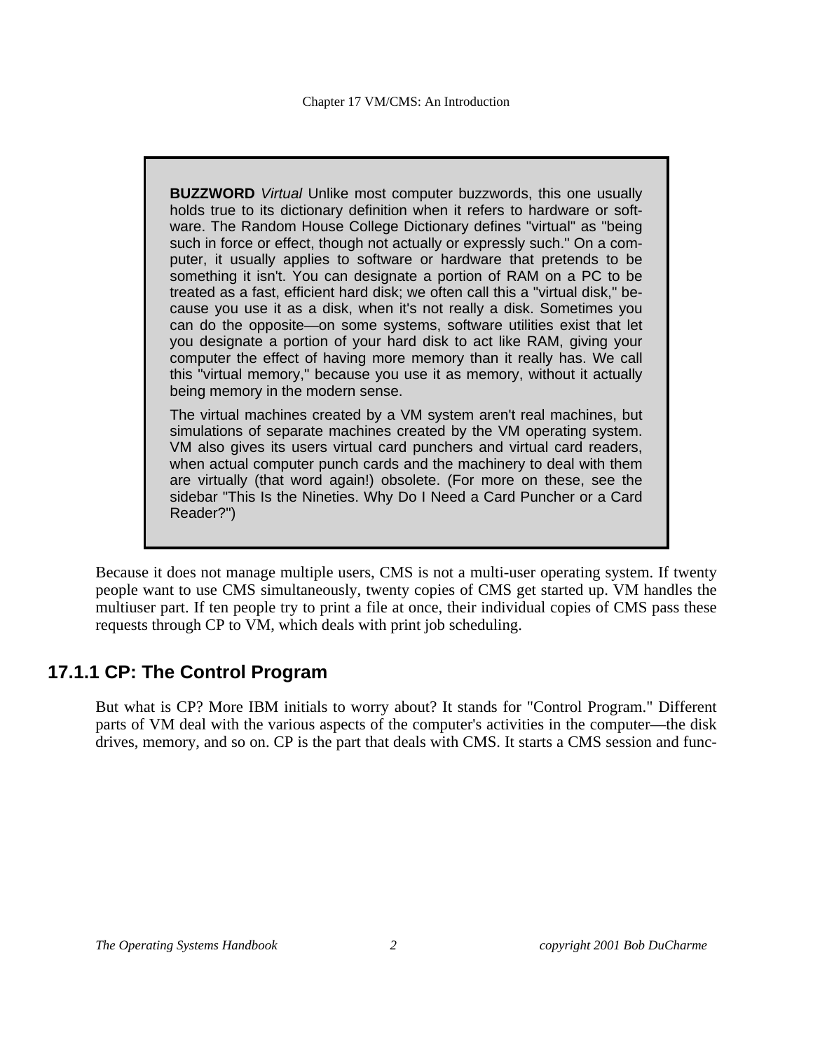> **BUZZWORD** *Virtual* Unlike most computer buzzwords, this one usually holds true to its dictionary definition when it refers to hardware or software. The Random House College Dictionary defines "virtual" as "being such in force or effect, though not actually or expressly such." On a computer, it usually applies to software or hardware that pretends to be something it isn't. You can designate a portion of RAM on a PC to be treated as a fast, efficient hard disk; we often call this a "virtual disk," because you use it as a disk, when it's not really a disk. Sometimes you can do the opposite—on some systems, software utilities exist that let you designate a portion of your hard disk to act like RAM, giving your computer the effect of having more memory than it really has. We call this "virtual memory," because you use it as memory, without it actually being memory in the modern sense.
>
> The virtual machines created by a VM system aren't real machines, but simulations of separate machines created by the VM operating system. VM also gives its users virtual card punchers and virtual card readers, when actual computer punch cards and the machinery to deal with them are virtually (that word again!) obsolete. (For more on these, see the sidebar "This Is the Nineties. Why Do I Need a Card Puncher or a Card Reader?")

Because it does not manage multiple users, CMS is not a multi-user operating system. If twenty people want to use CMS simultaneously, twenty copies of CMS get started up. VM handles the multiuser part. If ten people try to print a file at once, their individual copies of CMS pass these requests through CP to VM, which deals with print job scheduling.

### 17.1.1 CP: The Control Program

But what is CP? More IBM initials to worry about? It stands for "Control Program." Different parts of VM deal with the various aspects of the computer's activities in the computer—the disk drives, memory, and so on. CP is the part that deals with CMS. It starts a CMS session and func-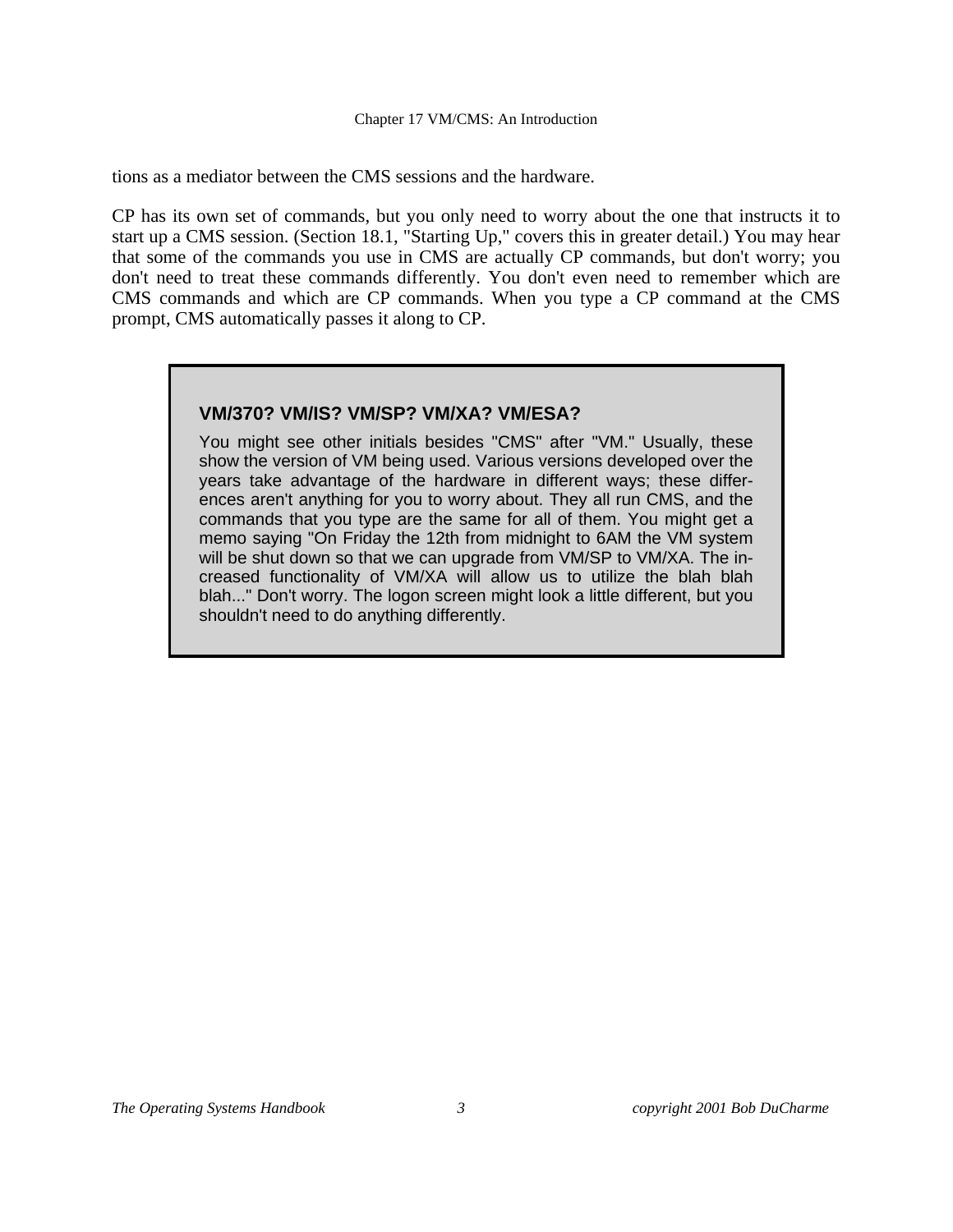tions as a mediator between the CMS sessions and the hardware.

CP has its own set of commands, but you only need to worry about the one that instructs it to start up a CMS session. (Section 18.1, "Starting Up," covers this in greater detail.) You may hear that some of the commands you use in CMS are actually CP commands, but don't worry; you don't need to treat these commands differently. You don't even need to remember which are CMS commands and which are CP commands. When you type a CP command at the CMS prompt, CMS automatically passes it along to CP.

> **VM/370? VM/IS? VM/SP? VM/XA? VM/ESA?**
>
> You might see other initials besides "CMS" after "VM." Usually, these show the version of VM being used. Various versions developed over the years take advantage of the hardware in different ways; these differences aren't anything for you to worry about. They all run CMS, and the commands that you type are the same for all of them. You might get a memo saying "On Friday the 12th from midnight to 6AM the VM system will be shut down so that we can upgrade from VM/SP to VM/XA. The increased functionality of VM/XA will allow us to utilize the blah blah blah..." Don't worry. The logon screen might look a little different, but you shouldn't need to do anything differently.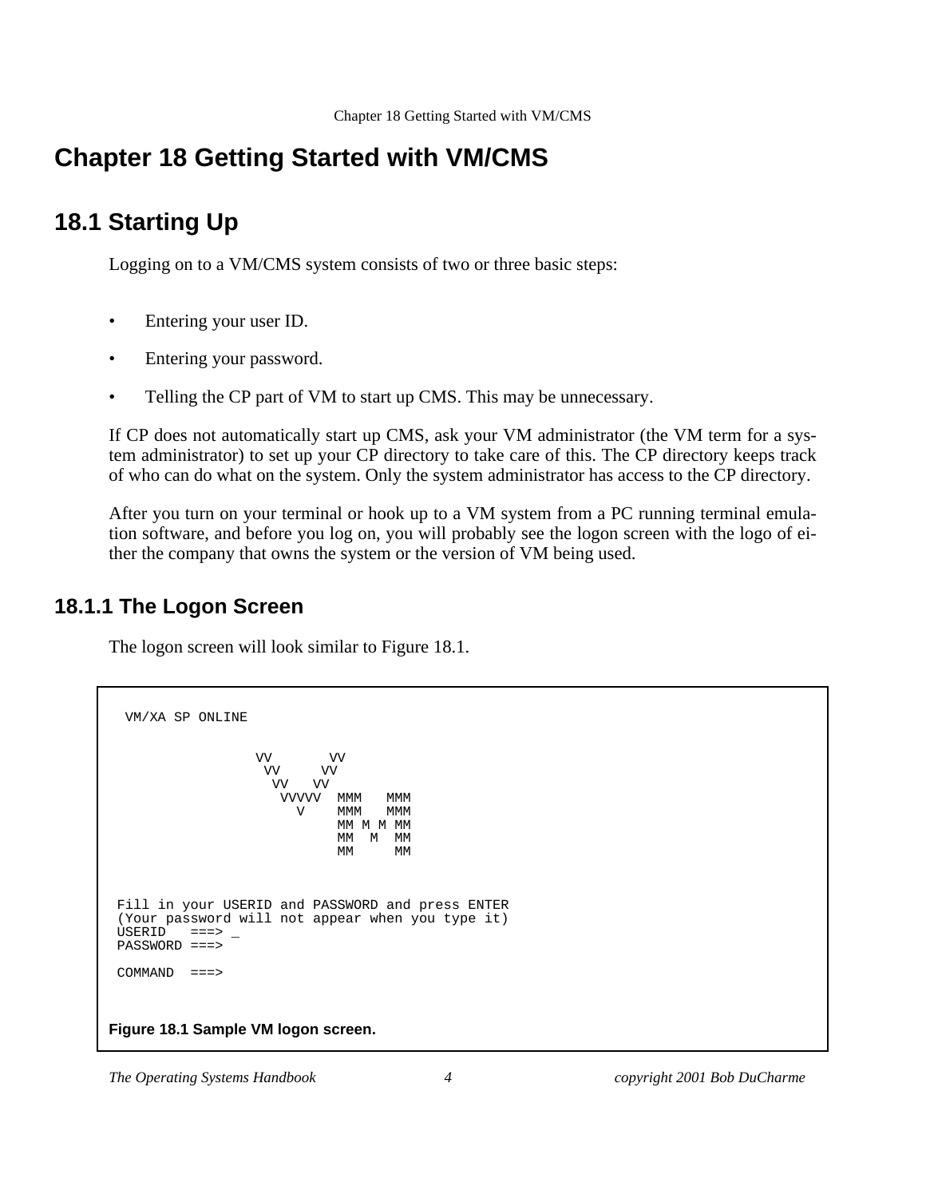# Chapter 18 Getting Started with VM/CMS

## 18.1 Starting Up

Logging on to a VM/CMS system consists of two or three basic steps:

- Entering your user ID.
- Entering your password.
- Telling the CP part of VM to start up CMS. This may be unnecessary.

If CP does not automatically start up CMS, ask your VM administrator (the VM term for a system administrator) to set up your CP directory to take care of this. The CP directory keeps track of who can do what on the system. Only the system administrator has access to the CP directory.

After you turn on your terminal or hook up to a VM system from a PC running terminal emulation software, and before you log on, you will probably see the logon screen with the logo of either the company that owns the system or the version of VM being used.

### 18.1.1 The Logon Screen

The logon screen will look similar to Figure 18.1.

```
  VM/XA SP ONLINE


                  VV       VV
                   VV     VV
                    VV   VV
                     VVVVV  MMM   MMM
                       V    MMM   MMM
                            MM M M MM
                            MM  M  MM
                            MM     MM



 Fill in your USERID and PASSWORD and press ENTER
 (Your password will not appear when you type it)
 USERID   ===> _
 PASSWORD ===>

 COMMAND  ===>
```

**Figure 18.1 Sample VM logon screen.**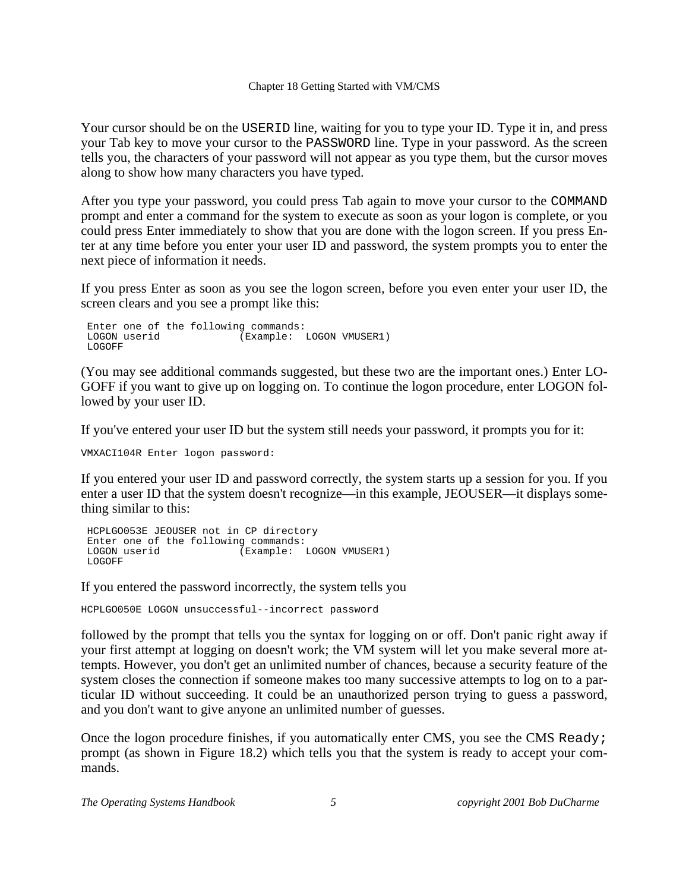Your cursor should be on the `USERID` line, waiting for you to type your ID. Type it in, and press your Tab key to move your cursor to the `PASSWORD` line. Type in your password. As the screen tells you, the characters of your password will not appear as you type them, but the cursor moves along to show how many characters you have typed.

After you type your password, you could press Tab again to move your cursor to the `COMMAND` prompt and enter a command for the system to execute as soon as your logon is complete, or you could press Enter immediately to show that you are done with the logon screen. If you press Enter at any time before you enter your user ID and password, the system prompts you to enter the next piece of information it needs.

If you press Enter as soon as you see the logon screen, before you even enter your user ID, the screen clears and you see a prompt like this:

```
 Enter one of the following commands:
 LOGON userid             (Example:  LOGON VMUSER1)
 LOGOFF
```

(You may see additional commands suggested, but these two are the important ones.) Enter LOGOFF if you want to give up on logging on. To continue the logon procedure, enter LOGON followed by your user ID.

If you've entered your user ID but the system still needs your password, it prompts you for it:

```
VMXACI104R Enter logon password:
```

If you entered your user ID and password correctly, the system starts up a session for you. If you enter a user ID that the system doesn't recognize—in this example, JEOUSER—it displays something similar to this:

```
 HCPLGO053E JEOUSER not in CP directory
 Enter one of the following commands:
 LOGON userid             (Example:  LOGON VMUSER1)
 LOGOFF
```

If you entered the password incorrectly, the system tells you

```
HCPLGO050E LOGON unsuccessful--incorrect password
```

followed by the prompt that tells you the syntax for logging on or off. Don't panic right away if your first attempt at logging on doesn't work; the VM system will let you make several more attempts. However, you don't get an unlimited number of chances, because a security feature of the system closes the connection if someone makes too many successive attempts to log on to a particular ID without succeeding. It could be an unauthorized person trying to guess a password, and you don't want to give anyone an unlimited number of guesses.

Once the logon procedure finishes, if you automatically enter CMS, you see the CMS `Ready;` prompt (as shown in Figure 18.2) which tells you that the system is ready to accept your commands.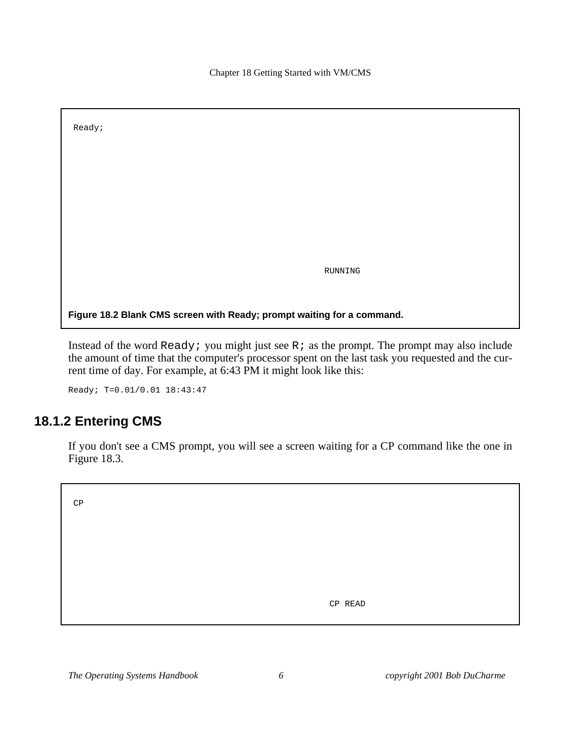```
Ready;






                                    RUNNING
```

**Figure 18.2 Blank CMS screen with Ready; prompt waiting for a command.**

Instead of the word `Ready;` you might just see `R;` as the prompt. The prompt may also include the amount of time that the computer's processor spent on the last task you requested and the current time of day. For example, at 6:43 PM it might look like this:

```
Ready; T=0.01/0.01 18:43:47
```

## 18.1.2 Entering CMS

If you don't see a CMS prompt, you will see a screen waiting for a CP command like the one in Figure 18.3.

```
CP





                                    CP READ
```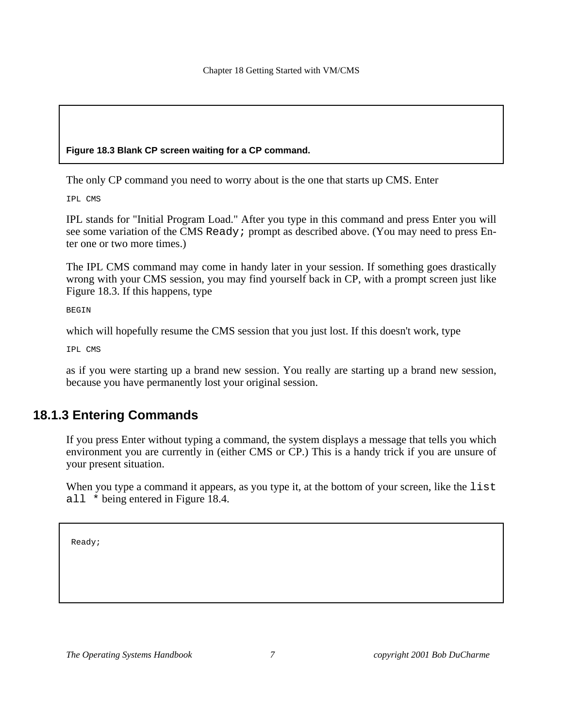**Figure 18.3 Blank CP screen waiting for a CP command.**

The only CP command you need to worry about is the one that starts up CMS. Enter

```
IPL CMS
```

IPL stands for "Initial Program Load." After you type in this command and press Enter you will see some variation of the CMS `Ready;` prompt as described above. (You may need to press Enter one or two more times.)

The IPL CMS command may come in handy later in your session. If something goes drastically wrong with your CMS session, you may find yourself back in CP, with a prompt screen just like Figure 18.3. If this happens, type

```
BEGIN
```

which will hopefully resume the CMS session that you just lost. If this doesn't work, type

```
IPL CMS
```

as if you were starting up a brand new session. You really are starting up a brand new session, because you have permanently lost your original session.

### 18.1.3 Entering Commands

If you press Enter without typing a command, the system displays a message that tells you which environment you are currently in (either CMS or CP.) This is a handy trick if you are unsure of your present situation.

When you type a command it appears, as you type it, at the bottom of your screen, like the `list all *` being entered in Figure 18.4.

```
Ready;
```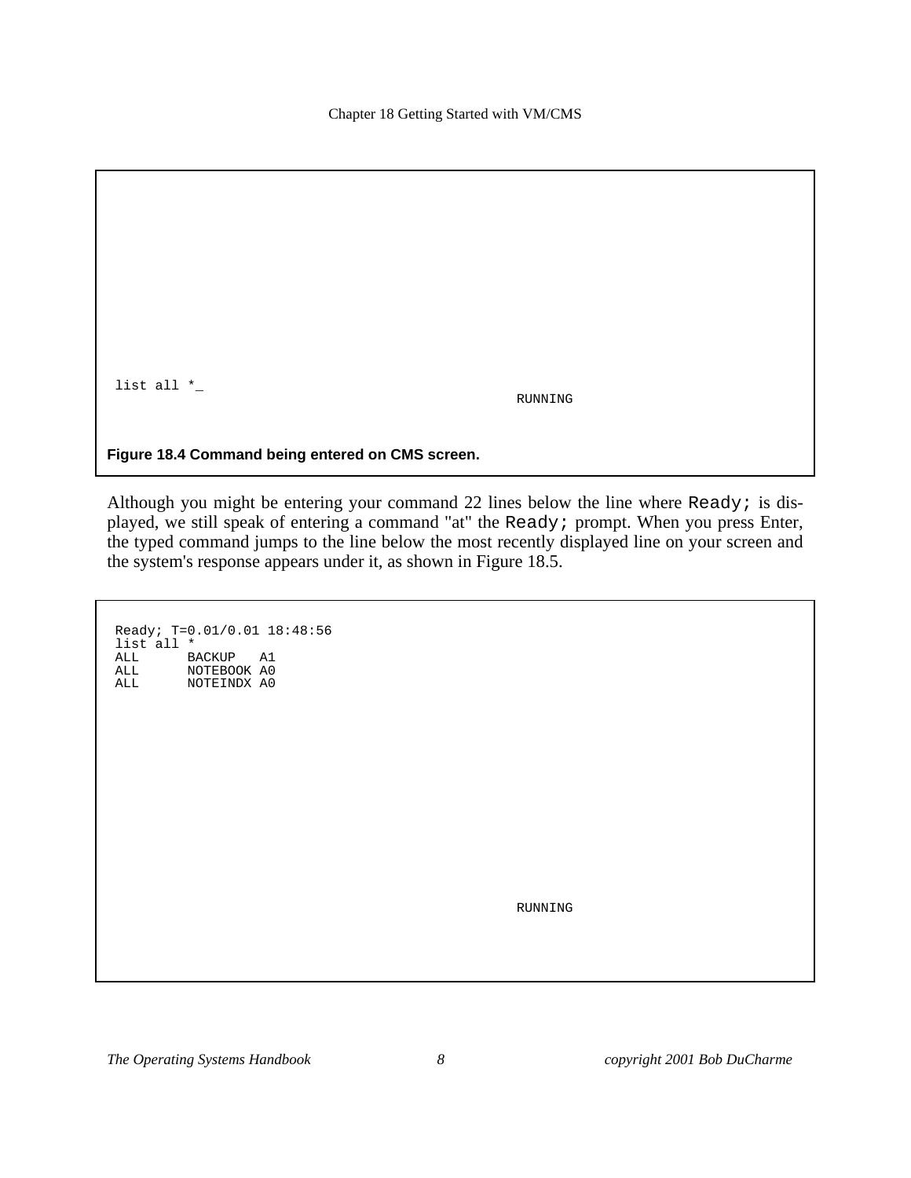```
list all *_
                                                  RUNNING
```

**Figure 18.4 Command being entered on CMS screen.**

Although you might be entering your command 22 lines below the line where `Ready;` is displayed, we still speak of entering a command "at" the `Ready;` prompt. When you press Enter, the typed command jumps to the line below the most recently displayed line on your screen and the system's response appears under it, as shown in Figure 18.5.

```
Ready; T=0.01/0.01 18:48:56
list all *
ALL      BACKUP   A1
ALL      NOTEBOOK A0
ALL      NOTEINDX A0
















                                                  RUNNING
```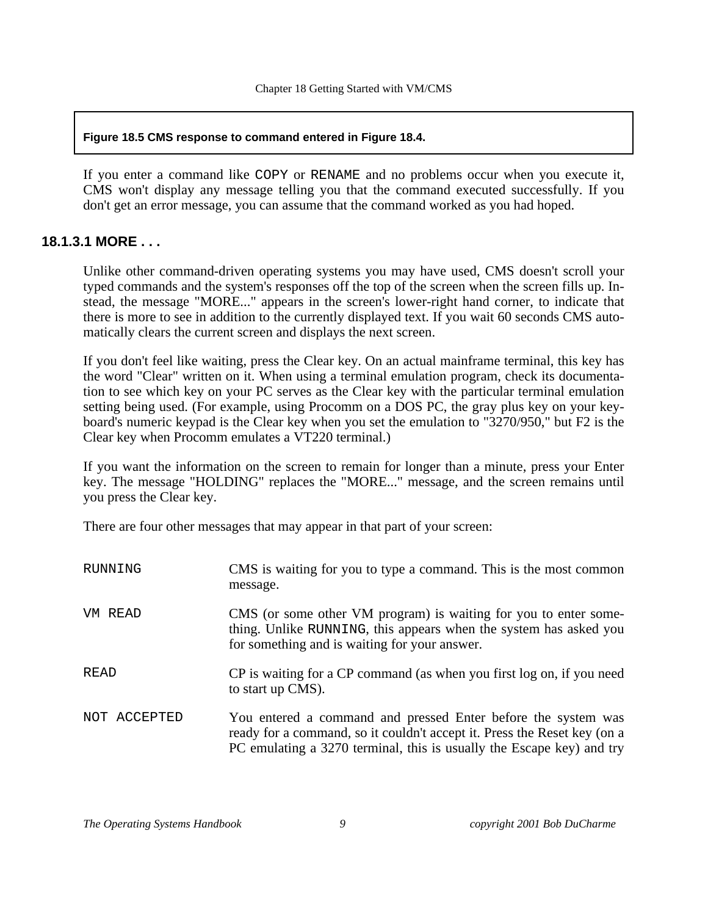**Figure 18.5 CMS response to command entered in Figure 18.4.**

If you enter a command like `COPY` or `RENAME` and no problems occur when you execute it, CMS won't display any message telling you that the command executed successfully. If you don't get an error message, you can assume that the command worked as you had hoped.

#### 18.1.3.1 MORE . . .

Unlike other command-driven operating systems you may have used, CMS doesn't scroll your typed commands and the system's responses off the top of the screen when the screen fills up. Instead, the message "MORE..." appears in the screen's lower-right hand corner, to indicate that there is more to see in addition to the currently displayed text. If you wait 60 seconds CMS automatically clears the current screen and displays the next screen.

If you don't feel like waiting, press the Clear key. On an actual mainframe terminal, this key has the word "Clear" written on it. When using a terminal emulation program, check its documentation to see which key on your PC serves as the Clear key with the particular terminal emulation setting being used. (For example, using Procomm on a DOS PC, the gray plus key on your keyboard's numeric keypad is the Clear key when you set the emulation to "3270/950," but F2 is the Clear key when Procomm emulates a VT220 terminal.)

If you want the information on the screen to remain for longer than a minute, press your Enter key. The message "HOLDING" replaces the "MORE..." message, and the screen remains until you press the Clear key.

There are four other messages that may appear in that part of your screen:

| | |
|---|---|
| `RUNNING` | CMS is waiting for you to type a command. This is the most common message. |
| `VM READ` | CMS (or some other VM program) is waiting for you to enter something. Unlike `RUNNING`, this appears when the system has asked you for something and is waiting for your answer. |
| `READ` | CP is waiting for a CP command (as when you first log on, if you need to start up CMS). |
| `NOT ACCEPTED` | You entered a command and pressed Enter before the system was ready for a command, so it couldn't accept it. Press the Reset key (on a PC emulating a 3270 terminal, this is usually the Escape key) and try |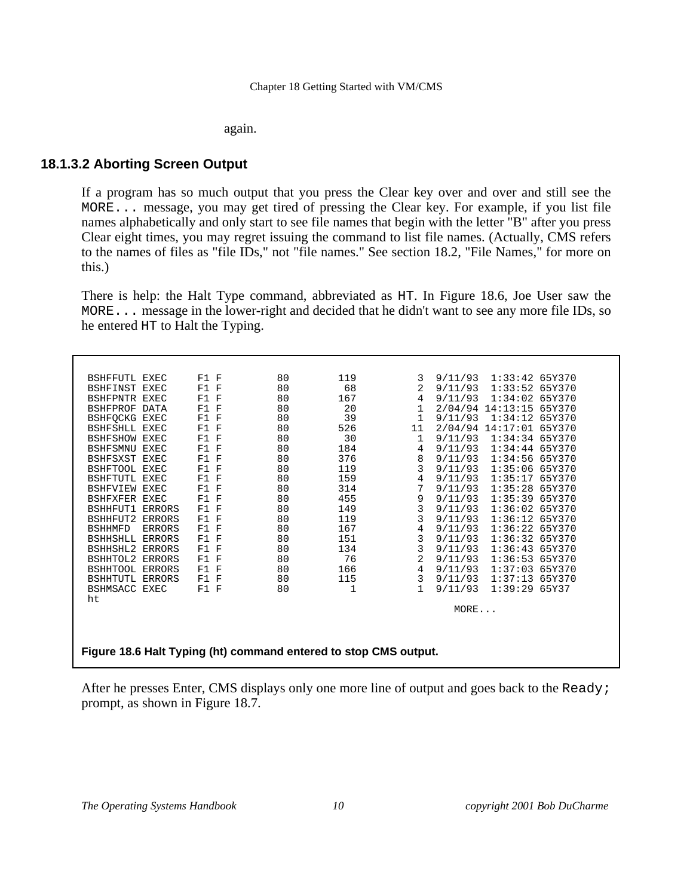again.

### 18.1.3.2 Aborting Screen Output

If a program has so much output that you press the Clear key over and over and still see the `MORE...` message, you may get tired of pressing the Clear key. For example, if you list file names alphabetically and only start to see file names that begin with the letter "B" after you press Clear eight times, you may regret issuing the command to list file names. (Actually, CMS refers to the names of files as "file IDs," not "file names." See section 18.2, "File Names," for more on this.)

There is help: the Halt Type command, abbreviated as `HT`. In Figure 18.6, Joe User saw the `MORE...` message in the lower-right and decided that he didn't want to see any more file IDs, so he entered `HT` to Halt the Typing.

```
 BSHFFUTL EXEC     F1 F        80        119          3  9/11/93  1:33:42 65Y370
 BSHFINST EXEC     F1 F        80         68          2  9/11/93  1:33:52 65Y370
 BSHFPNTR EXEC     F1 F        80        167          4  9/11/93  1:34:02 65Y370
 BSHFPROF DATA     F1 F        80         20          1  2/04/94 14:13:15 65Y370
 BSHFQCKG EXEC     F1 F        80         39          1  9/11/93  1:34:12 65Y370
 BSHFSHLL EXEC     F1 F        80        526         11  2/04/94 14:17:01 65Y370
 BSHFSHOW EXEC     F1 F        80         30          1  9/11/93  1:34:34 65Y370
 BSHFSMNU EXEC     F1 F        80        184          4  9/11/93  1:34:44 65Y370
 BSHFSXST EXEC     F1 F        80        376          8  9/11/93  1:34:56 65Y370
 BSHFTOOL EXEC     F1 F        80        119          3  9/11/93  1:35:06 65Y370
 BSHFTUTL EXEC     F1 F        80        159          4  9/11/93  1:35:17 65Y370
 BSHFVIEW EXEC     F1 F        80        314          7  9/11/93  1:35:28 65Y370
 BSHFXFER EXEC     F1 F        80        455          9  9/11/93  1:35:39 65Y370
 BSHHFUT1 ERRORS   F1 F        80        149          3  9/11/93  1:36:02 65Y370
 BSHHFUT2 ERRORS   F1 F        80        119          3  9/11/93  1:36:12 65Y370
 BSHHMFD  ERRORS   F1 F        80        167          4  9/11/93  1:36:22 65Y370
 BSHHSHLL ERRORS   F1 F        80        151          3  9/11/93  1:36:32 65Y370
 BSHHSHL2 ERRORS   F1 F        80        134          3  9/11/93  1:36:43 65Y370
 BSHHTOL2 ERRORS   F1 F        80         76          2  9/11/93  1:36:53 65Y370
 BSHHTOOL ERRORS   F1 F        80        166          4  9/11/93  1:37:03 65Y370
 BSHHTUTL ERRORS   F1 F        80        115          3  9/11/93  1:37:13 65Y370
 BSHMSACC EXEC     F1 F        80          1          1  9/11/93  1:39:29 65Y37
 ht
                                                                MORE...
```

**Figure 18.6 Halt Typing (ht) command entered to stop CMS output.**

After he presses Enter, CMS displays only one more line of output and goes back to the `Ready;` prompt, as shown in Figure 18.7.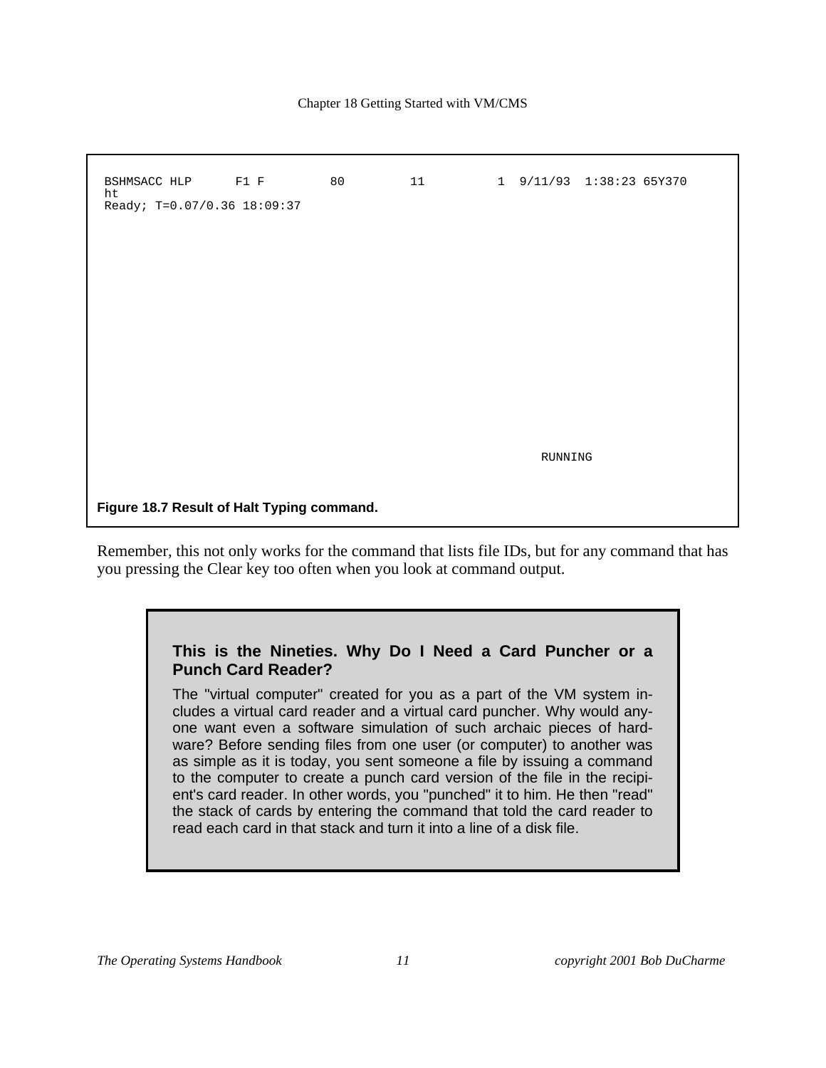```
BSHMSACC HLP      F1 F        80        11          1  9/11/93  1:38:23 65Y370
ht
Ready; T=0.07/0.36 18:09:37









                                                                  RUNNING
```

**Figure 18.7 Result of Halt Typing command.**

Remember, this not only works for the command that lists file IDs, but for any command that has you pressing the Clear key too often when you look at command output.

> **This is the Nineties. Why Do I Need a Card Puncher or a Punch Card Reader?**
>
> The "virtual computer" created for you as a part of the VM system includes a virtual card reader and a virtual card puncher. Why would anyone want even a software simulation of such archaic pieces of hardware? Before sending files from one user (or computer) to another was as simple as it is today, you sent someone a file by issuing a command to the computer to create a punch card version of the file in the recipient's card reader. In other words, you "punched" it to him. He then "read" the stack of cards by entering the command that told the card reader to read each card in that stack and turn it into a line of a disk file.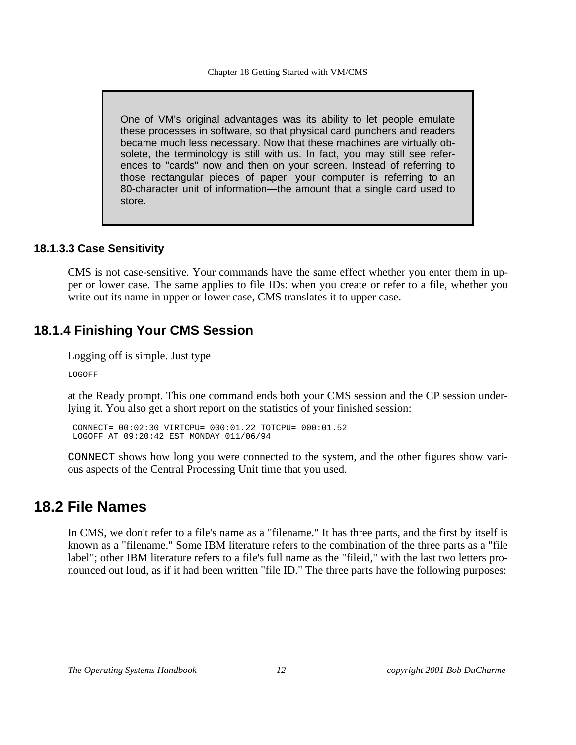> One of VM's original advantages was its ability to let people emulate these processes in software, so that physical card punchers and readers became much less necessary. Now that these machines are virtually obsolete, the terminology is still with us. In fact, you may still see references to "cards" now and then on your screen. Instead of referring to those rectangular pieces of paper, your computer is referring to an 80-character unit of information—the amount that a single card used to store.

#### 18.1.3.3 Case Sensitivity

CMS is not case-sensitive. Your commands have the same effect whether you enter them in upper or lower case. The same applies to file IDs: when you create or refer to a file, whether you write out its name in upper or lower case, CMS translates it to upper case.

### 18.1.4 Finishing Your CMS Session

Logging off is simple. Just type

```
LOGOFF
```

at the Ready prompt. This one command ends both your CMS session and the CP session underlying it. You also get a short report on the statistics of your finished session:

```
CONNECT= 00:02:30 VIRTCPU= 000:01.22 TOTCPU= 000:01.52
LOGOFF AT 09:20:42 EST MONDAY 011/06/94
```

`CONNECT` shows how long you were connected to the system, and the other figures show various aspects of the Central Processing Unit time that you used.

## 18.2 File Names

In CMS, we don't refer to a file's name as a "filename." It has three parts, and the first by itself is known as a "filename." Some IBM literature refers to the combination of the three parts as a "file label"; other IBM literature refers to a file's full name as the "fileid," with the last two letters pronounced out loud, as if it had been written "file ID." The three parts have the following purposes: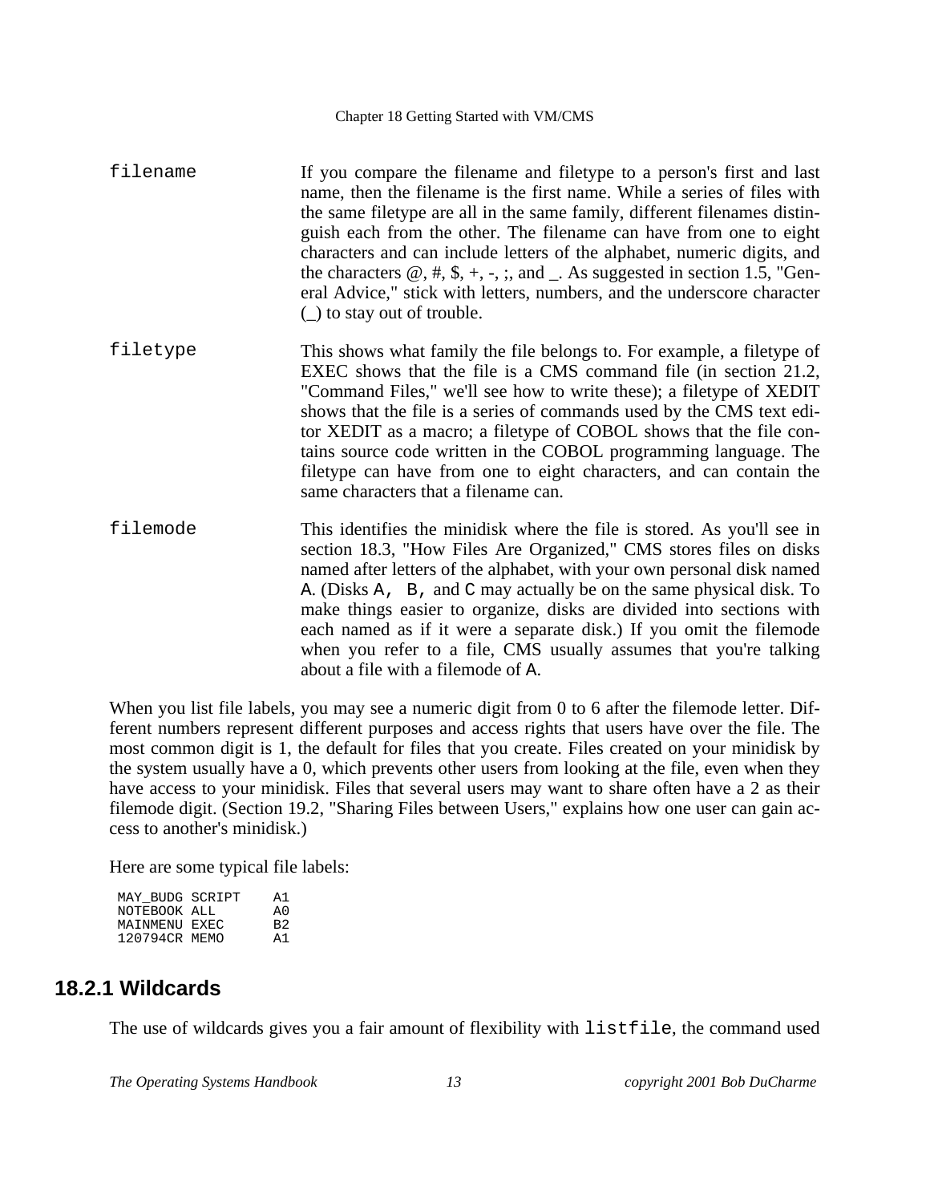`filename`
: If you compare the filename and filetype to a person's first and last name, then the filename is the first name. While a series of files with the same filetype are all in the same family, different filenames distinguish each from the other. The filename can have from one to eight characters and can include letters of the alphabet, numeric digits, and the characters @, #, $, +, -, ;, and _. As suggested in section 1.5, "General Advice," stick with letters, numbers, and the underscore character (_) to stay out of trouble.

`filetype`
: This shows what family the file belongs to. For example, a filetype of EXEC shows that the file is a CMS command file (in section 21.2, "Command Files," we'll see how to write these); a filetype of XEDIT shows that the file is a series of commands used by the CMS text editor XEDIT as a macro; a filetype of COBOL shows that the file contains source code written in the COBOL programming language. The filetype can have from one to eight characters, and can contain the same characters that a filename can.

`filemode`
: This identifies the minidisk where the file is stored. As you'll see in section 18.3, "How Files Are Organized," CMS stores files on disks named after letters of the alphabet, with your own personal disk named `A`. (Disks `A`, `B`, and `C` may actually be on the same physical disk. To make things easier to organize, disks are divided into sections with each named as if it were a separate disk.) If you omit the filemode when you refer to a file, CMS usually assumes that you're talking about a file with a filemode of `A`.

When you list file labels, you may see a numeric digit from 0 to 6 after the filemode letter. Different numbers represent different purposes and access rights that users have over the file. The most common digit is 1, the default for files that you create. Files created on your minidisk by the system usually have a 0, which prevents other users from looking at the file, even when they have access to your minidisk. Files that several users may want to share often have a 2 as their filemode digit. (Section 19.2, "Sharing Files between Users," explains how one user can gain access to another's minidisk.)

Here are some typical file labels:

```
MAY_BUDG SCRIPT    A1
NOTEBOOK ALL       A0
MAINMENU EXEC      B2
120794CR MEMO      A1
```

### 18.2.1 Wildcards

The use of wildcards gives you a fair amount of flexibility with `listfile`, the command used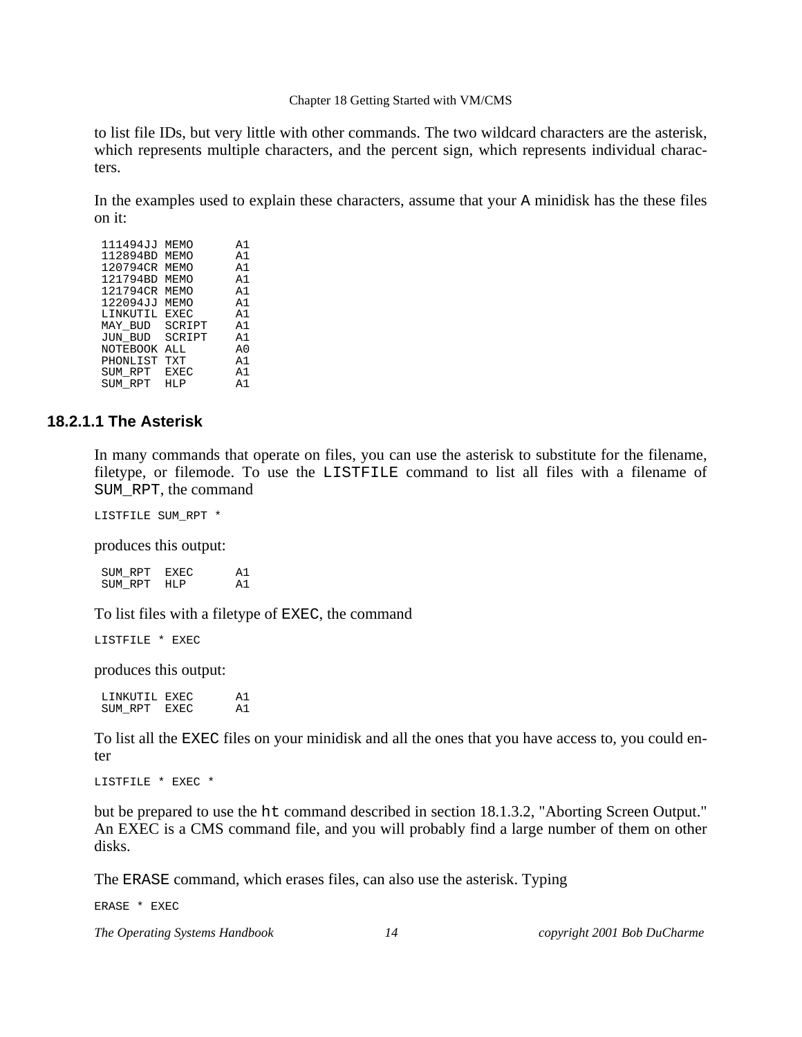to list file IDs, but very little with other commands. The two wildcard characters are the asterisk, which represents multiple characters, and the percent sign, which represents individual characters.

In the examples used to explain these characters, assume that your A minidisk has the these files on it:

```
 111494JJ MEMO      A1
 112894BD MEMO      A1
 120794CR MEMO      A1
 121794BD MEMO      A1
 121794CR MEMO      A1
 122094JJ MEMO      A1
 LINKUTIL EXEC      A1
 MAY_BUD  SCRIPT    A1
 JUN_BUD  SCRIPT    A1
 NOTEBOOK ALL       A0
 PHONLIST TXT       A1
 SUM_RPT  EXEC      A1
 SUM_RPT  HLP       A1
```

#### 18.2.1.1 The Asterisk

In many commands that operate on files, you can use the asterisk to substitute for the filename, filetype, or filemode. To use the LISTFILE command to list all files with a filename of SUM_RPT, the command

```
LISTFILE SUM_RPT *
```

produces this output:

```
 SUM_RPT  EXEC      A1
 SUM_RPT  HLP       A1
```

To list files with a filetype of EXEC, the command

```
LISTFILE * EXEC
```

produces this output:

```
 LINKUTIL EXEC      A1
 SUM_RPT  EXEC      A1
```

To list all the EXEC files on your minidisk and all the ones that you have access to, you could enter

```
LISTFILE * EXEC *
```

but be prepared to use the ht command described in section 18.1.3.2, "Aborting Screen Output." An EXEC is a CMS command file, and you will probably find a large number of them on other disks.

The ERASE command, which erases files, can also use the asterisk. Typing

```
ERASE * EXEC
```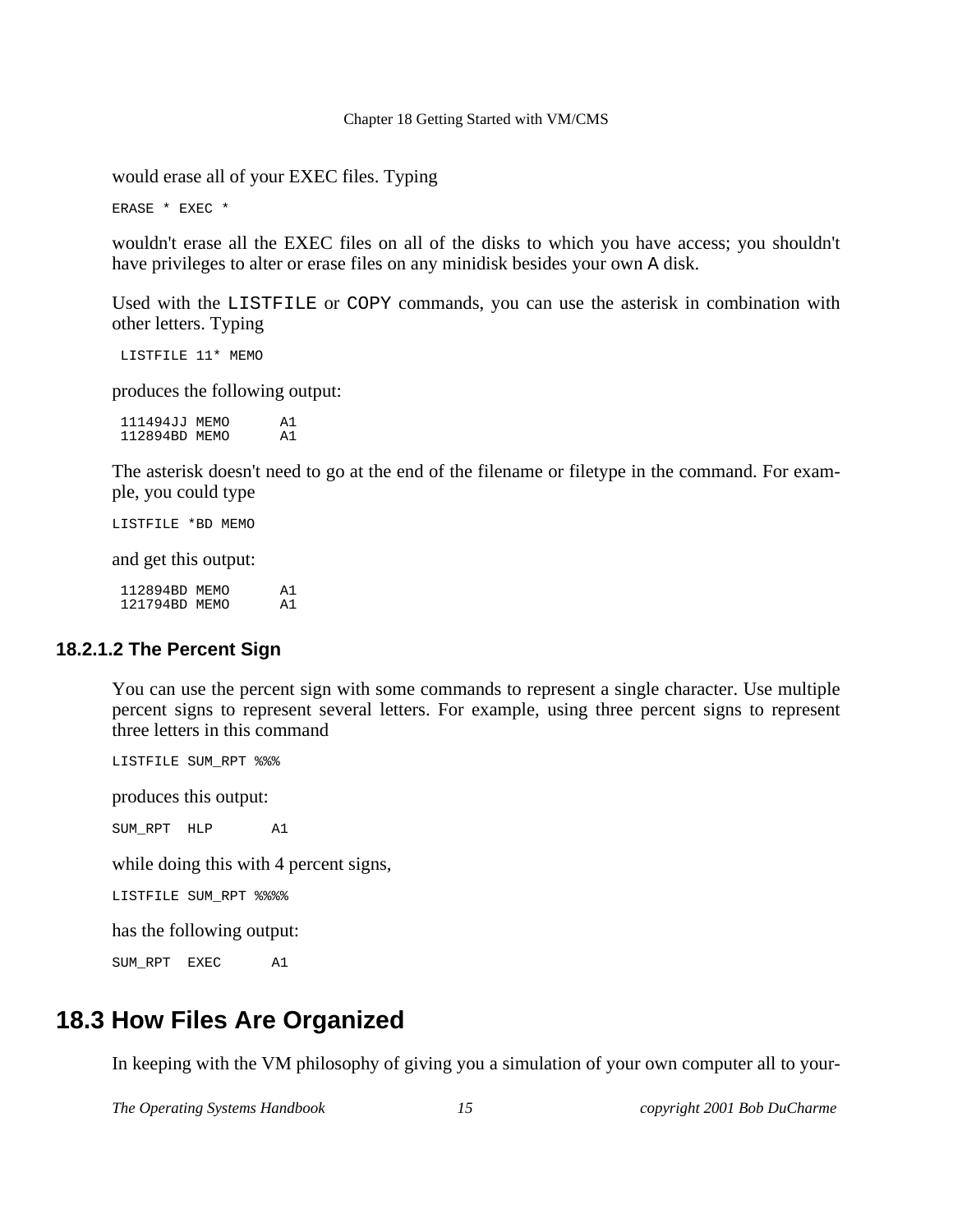would erase all of your EXEC files. Typing

```
ERASE * EXEC *
```

wouldn't erase all the EXEC files on all of the disks to which you have access; you shouldn't have privileges to alter or erase files on any minidisk besides your own `A` disk.

Used with the `LISTFILE` or `COPY` commands, you can use the asterisk in combination with other letters. Typing

```
 LISTFILE 11* MEMO
```

produces the following output:

```
 111494JJ MEMO      A1
 112894BD MEMO      A1
```

The asterisk doesn't need to go at the end of the filename or filetype in the command. For example, you could type

```
LISTFILE *BD MEMO
```

and get this output:

```
 112894BD MEMO      A1
 121794BD MEMO      A1
```

#### 18.2.1.2 The Percent Sign

You can use the percent sign with some commands to represent a single character. Use multiple percent signs to represent several letters. For example, using three percent signs to represent three letters in this command

```
LISTFILE SUM_RPT %%%
```

produces this output:

```
SUM_RPT  HLP       A1
```

while doing this with 4 percent signs,

```
LISTFILE SUM_RPT %%%%
```

has the following output:

```
SUM_RPT  EXEC      A1
```

## 18.3 How Files Are Organized

In keeping with the VM philosophy of giving you a simulation of your own computer all to your-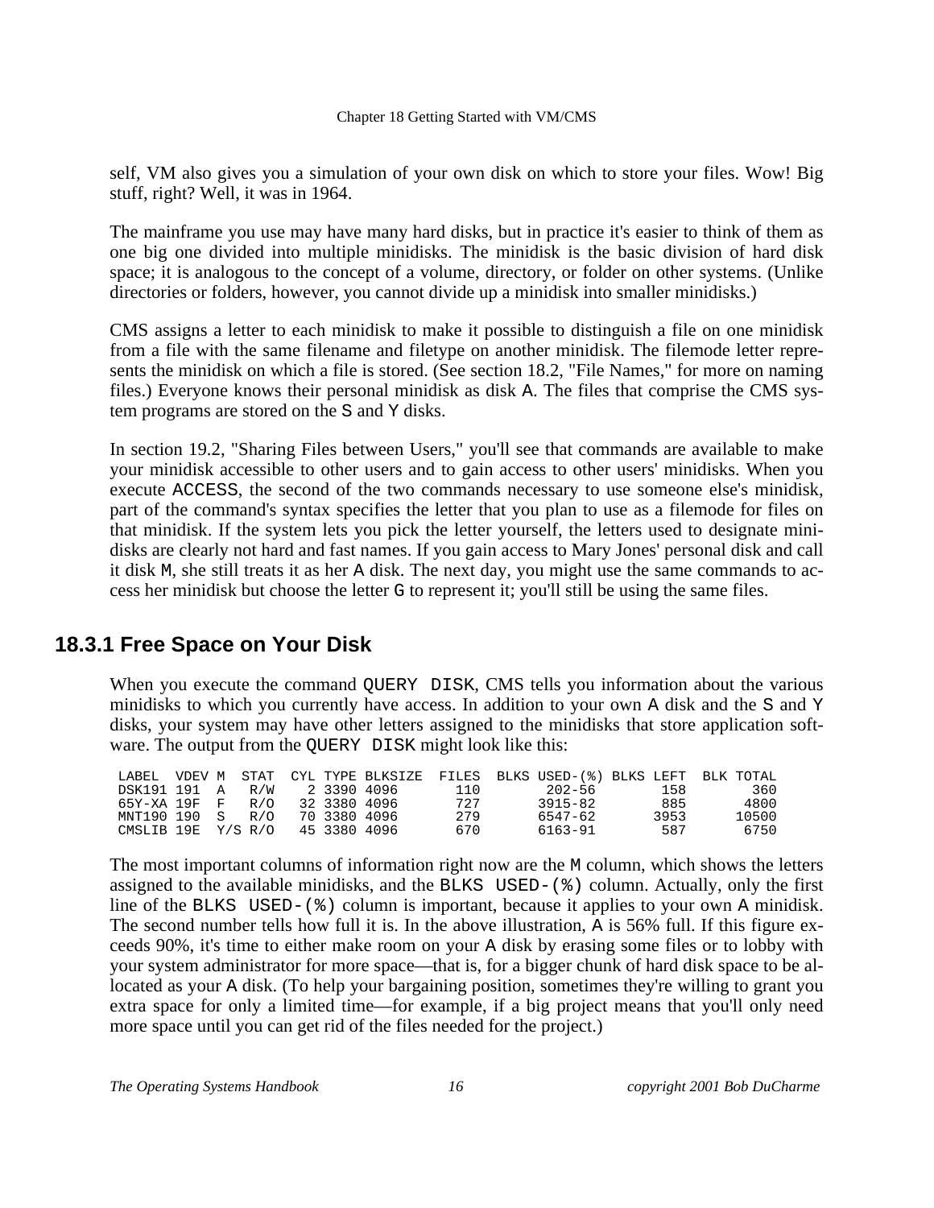self, VM also gives you a simulation of your own disk on which to store your files. Wow! Big stuff, right? Well, it was in 1964.

The mainframe you use may have many hard disks, but in practice it's easier to think of them as one big one divided into multiple minidisks. The minidisk is the basic division of hard disk space; it is analogous to the concept of a volume, directory, or folder on other systems. (Unlike directories or folders, however, you cannot divide up a minidisk into smaller minidisks.)

CMS assigns a letter to each minidisk to make it possible to distinguish a file on one minidisk from a file with the same filename and filetype on another minidisk. The filemode letter represents the minidisk on which a file is stored. (See section 18.2, "File Names," for more on naming files.) Everyone knows their personal minidisk as disk A. The files that comprise the CMS system programs are stored on the S and Y disks.

In section 19.2, "Sharing Files between Users," you'll see that commands are available to make your minidisk accessible to other users and to gain access to other users' minidisks. When you execute ACCESS, the second of the two commands necessary to use someone else's minidisk, part of the command's syntax specifies the letter that you plan to use as a filemode for files on that minidisk. If the system lets you pick the letter yourself, the letters used to designate minidisks are clearly not hard and fast names. If you gain access to Mary Jones' personal disk and call it disk M, she still treats it as her A disk. The next day, you might use the same commands to access her minidisk but choose the letter G to represent it; you'll still be using the same files.

## 18.3.1 Free Space on Your Disk

When you execute the command QUERY DISK, CMS tells you information about the various minidisks to which you currently have access. In addition to your own A disk and the S and Y disks, your system may have other letters assigned to the minidisks that store application software. The output from the QUERY DISK might look like this:

```
LABEL  VDEV M  STAT  CYL TYPE BLKSIZE  FILES  BLKS USED-(%) BLKS LEFT  BLK TOTAL
DSK191 191  A   R/W    2 3390 4096       110        202-56        158        360
65Y-XA 19F  F   R/O   32 3380 4096       727       3915-82        885       4800
MNT190 190  S   R/O   70 3380 4096       279       6547-62       3953      10500
CMSLIB 19E  Y/S R/O   45 3380 4096       670       6163-91        587       6750
```

The most important columns of information right now are the M column, which shows the letters assigned to the available minidisks, and the BLKS USED-(%) column. Actually, only the first line of the BLKS USED-(%) column is important, because it applies to your own A minidisk. The second number tells how full it is. In the above illustration, A is 56% full. If this figure exceeds 90%, it's time to either make room on your A disk by erasing some files or to lobby with your system administrator for more space—that is, for a bigger chunk of hard disk space to be allocated as your A disk. (To help your bargaining position, sometimes they're willing to grant you extra space for only a limited time—for example, if a big project means that you'll only need more space until you can get rid of the files needed for the project.)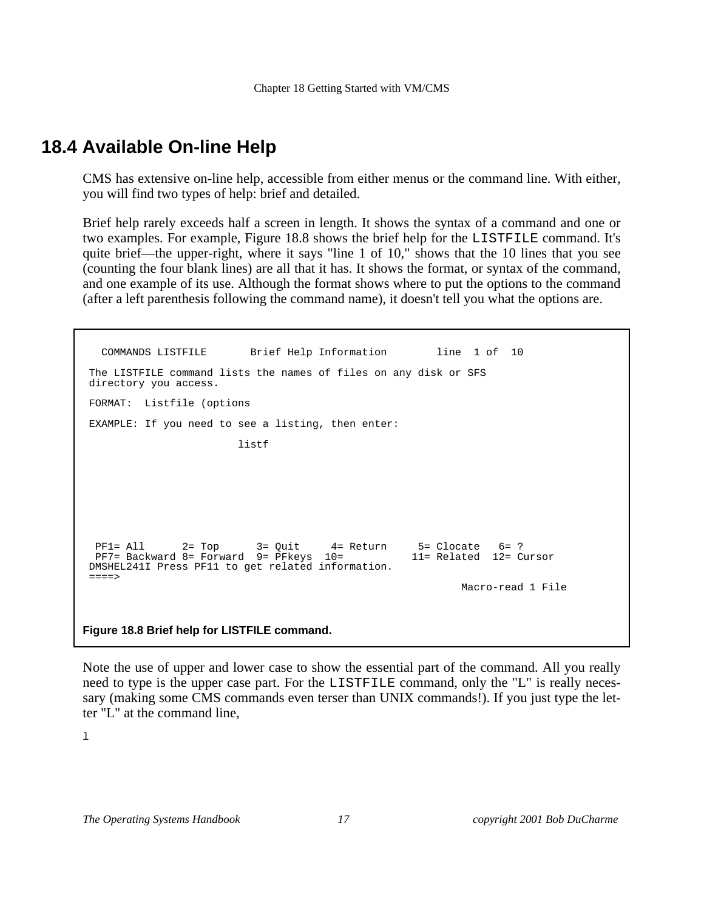## 18.4 Available On-line Help

CMS has extensive on-line help, accessible from either menus or the command line. With either, you will find two types of help: brief and detailed.

Brief help rarely exceeds half a screen in length. It shows the syntax of a command and one or two examples. For example, Figure 18.8 shows the brief help for the `LISTFILE` command. It's quite brief—the upper-right, where it says "line 1 of 10," shows that the 10 lines that you see (counting the four blank lines) are all that it has. It shows the format, or syntax of the command, and one example of its use. Although the format shows where to put the options to the command (after a left parenthesis following the command name), it doesn't tell you what the options are.

```
  COMMANDS LISTFILE       Brief Help Information        line  1 of  10

The LISTFILE command lists the names of files on any disk or SFS
directory you access.

FORMAT:  Listfile (options

EXAMPLE: If you need to see a listing, then enter:

                    listf






 PF1= All      2= Top      3= Quit     4= Return     5= Clocate   6= ?
 PF7= Backward 8= Forward  9= PFkeys  10=          11= Related  12= Cursor
DMSHEL241I Press PF11 to get related information.
====>
                                                        Macro-read 1 File
```

**Figure 18.8 Brief help for LISTFILE command.**

Note the use of upper and lower case to show the essential part of the command. All you really need to type is the upper case part. For the `LISTFILE` command, only the "L" is really necessary (making some CMS commands even terser than UNIX commands!). If you just type the letter "L" at the command line,

```
l
```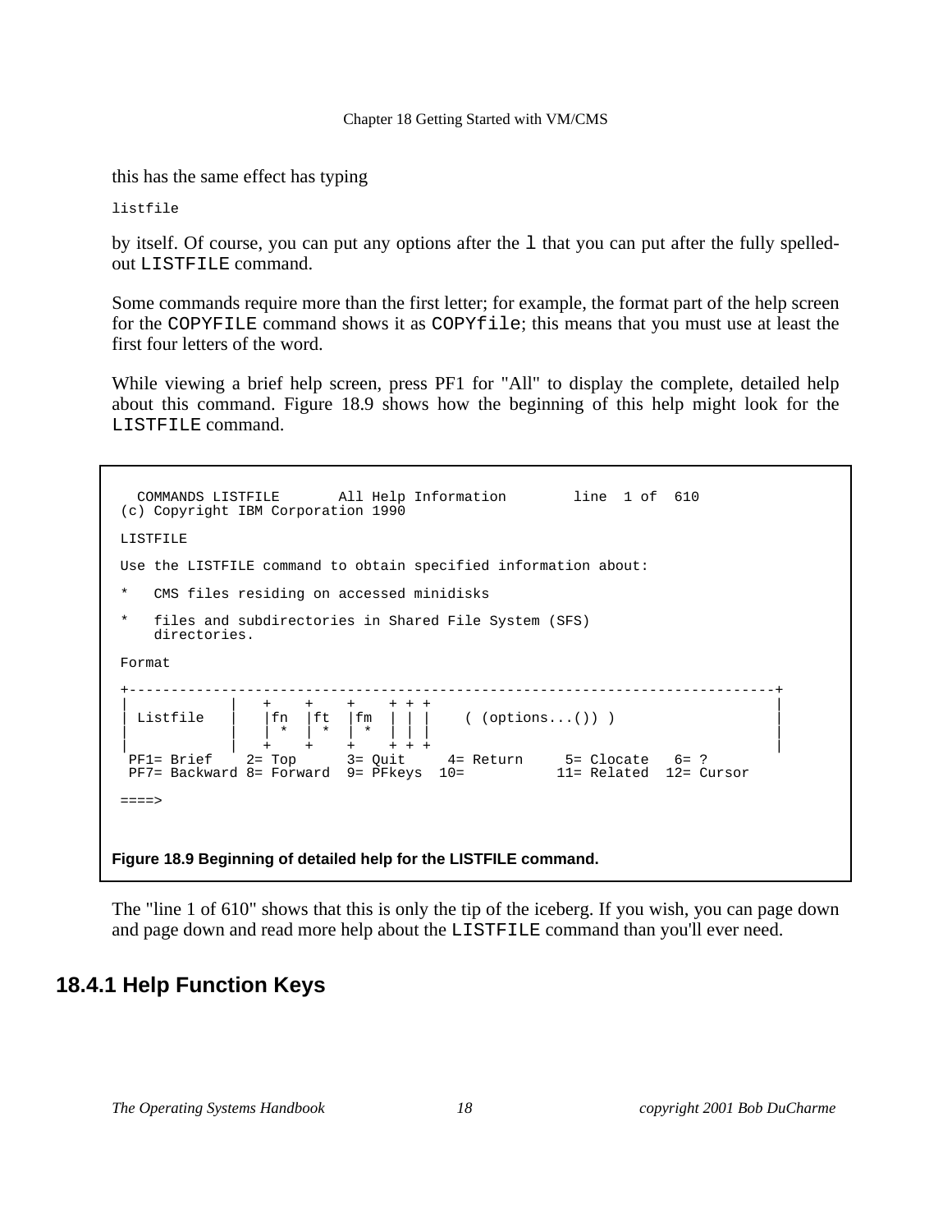this has the same effect has typing

```
listfile
```

by itself. Of course, you can put any options after the `l` that you can put after the fully spelled-out `LISTFILE` command.

Some commands require more than the first letter; for example, the format part of the help screen for the `COPYFILE` command shows it as `COPYfile`; this means that you must use at least the first four letters of the word.

While viewing a brief help screen, press PF1 for "All" to display the complete, detailed help about this command. Figure 18.9 shows how the beginning of this help might look for the `LISTFILE` command.

```
  COMMANDS LISTFILE       All Help Information        line  1 of  610
(c) Copyright IBM Corporation 1990

LISTFILE

Use the LISTFILE command to obtain specified information about:

*   CMS files residing on accessed minidisks

*   files and subdirectories in Shared File System (SFS)
    directories.

Format

+----------------------------------------------------------------------------+
|             |   +    +    +    + + +                                       |
| Listfile    |   |fn  |ft  |fm  | | |    ( (options...()) )                 |
|             |   | *  | *  | *  | | |                                       |
|             |   +    +    +    + + +                                       |
 PF1= Brief    2= Top      3= Quit     4= Return     5= Clocate   6= ?
 PF7= Backward 8= Forward  9= PFkeys  10=           11= Related  12= Cursor

====>
```

**Figure 18.9 Beginning of detailed help for the LISTFILE command.**

The "line 1 of 610" shows that this is only the tip of the iceberg. If you wish, you can page down and page down and read more help about the `LISTFILE` command than you'll ever need.

### 18.4.1 Help Function Keys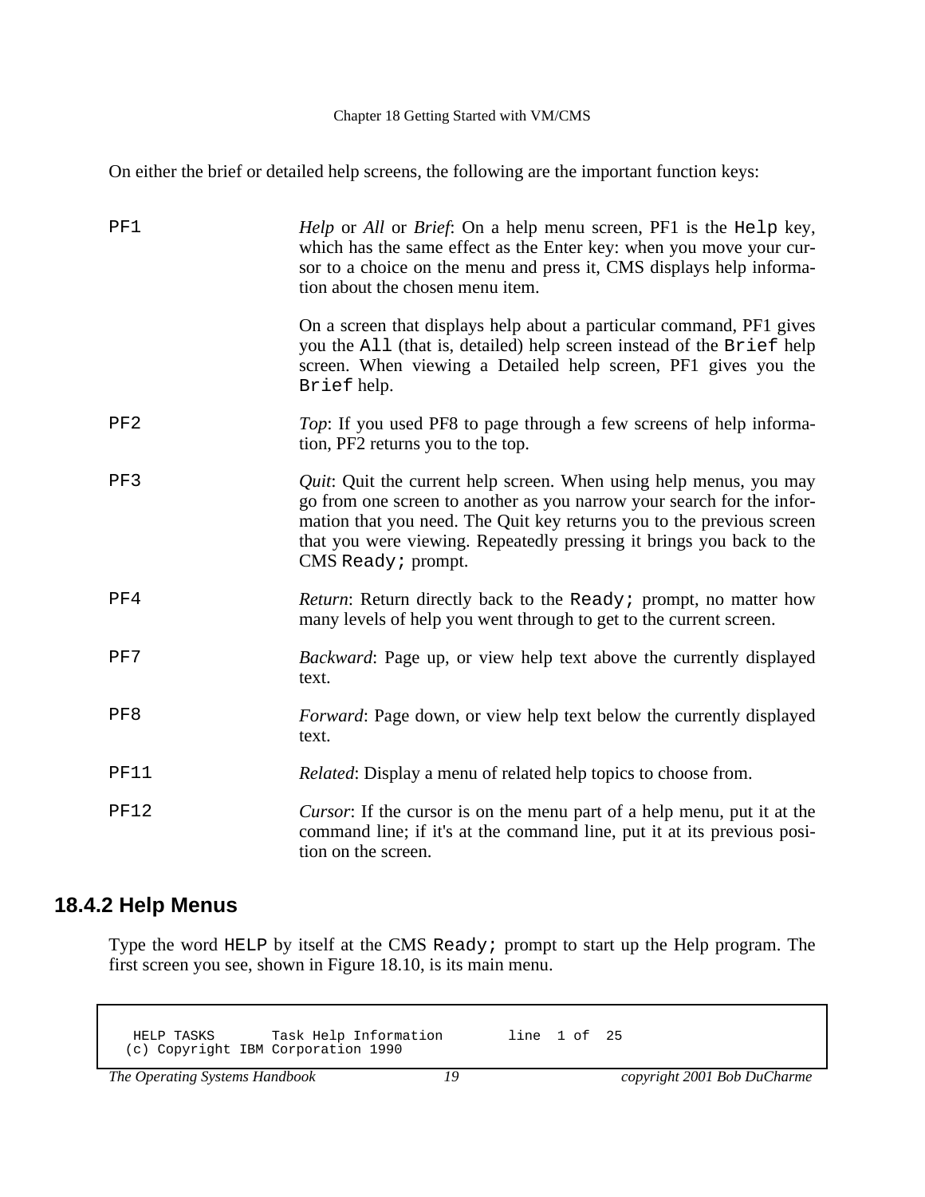On either the brief or detailed help screens, the following are the important function keys:

`PF1` — *Help* or *All* or *Brief*: On a help menu screen, PF1 is the `Help` key, which has the same effect as the Enter key: when you move your cursor to a choice on the menu and press it, CMS displays help information about the chosen menu item.

On a screen that displays help about a particular command, PF1 gives you the `All` (that is, detailed) help screen instead of the `Brief` help screen. When viewing a Detailed help screen, PF1 gives you the `Brief` help.

`PF2` — *Top*: If you used PF8 to page through a few screens of help information, PF2 returns you to the top.

`PF3` — *Quit*: Quit the current help screen. When using help menus, you may go from one screen to another as you narrow your search for the information that you need. The Quit key returns you to the previous screen that you were viewing. Repeatedly pressing it brings you back to the CMS `Ready;` prompt.

`PF4` — *Return*: Return directly back to the `Ready;` prompt, no matter how many levels of help you went through to get to the current screen.

`PF7` — *Backward*: Page up, or view help text above the currently displayed text.

`PF8` — *Forward*: Page down, or view help text below the currently displayed text.

`PF11` — *Related*: Display a menu of related help topics to choose from.

`PF12` — *Cursor*: If the cursor is on the menu part of a help menu, put it at the command line; if it's at the command line, put it at its previous position on the screen.

## 18.4.2 Help Menus

Type the word `HELP` by itself at the CMS `Ready;` prompt to start up the Help program. The first screen you see, shown in Figure 18.10, is its main menu.

```
  HELP TASKS       Task Help Information        line  1 of  25
 (c) Copyright IBM Corporation 1990
```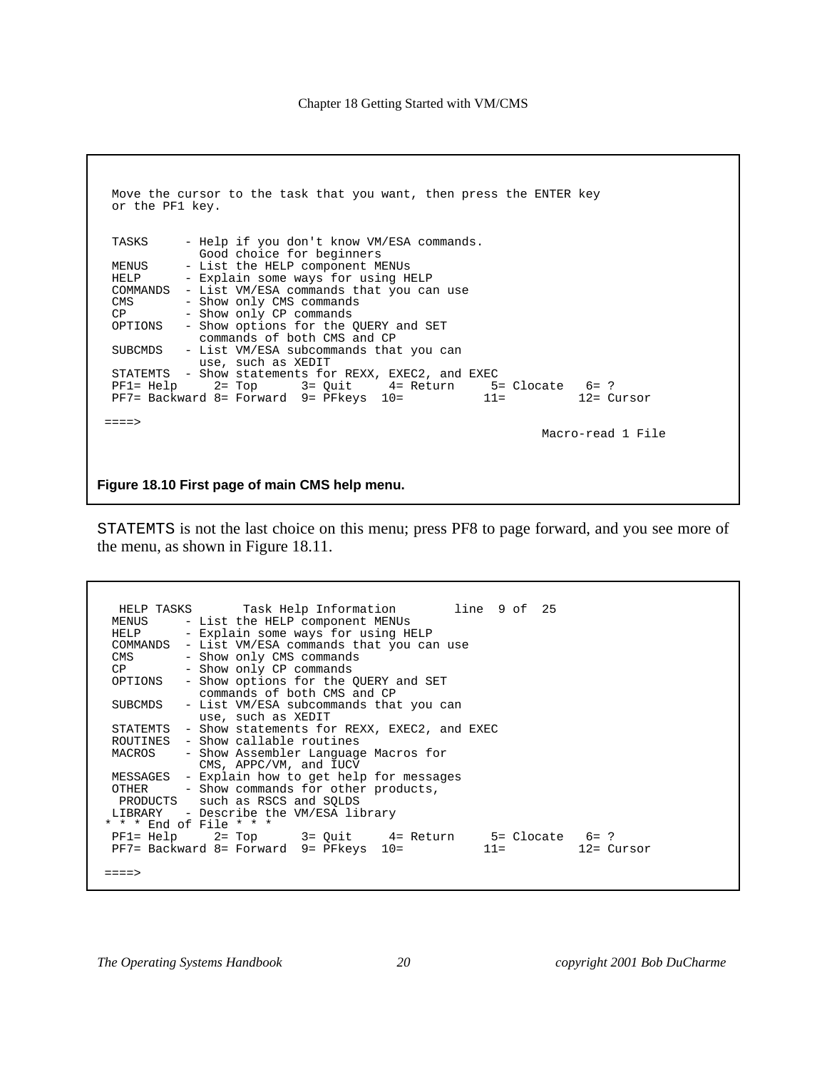```
 Move the cursor to the task that you want, then press the ENTER key
 or the PF1 key.


 TASKS     - Help if you don't know VM/ESA commands.
             Good choice for beginners
 MENUS     - List the HELP component MENUs
 HELP      - Explain some ways for using HELP
 COMMANDS  - List VM/ESA commands that you can use
 CMS       - Show only CMS commands
 CP        - Show only CP commands
 OPTIONS   - Show options for the QUERY and SET
             commands of both CMS and CP
 SUBCMDS   - List VM/ESA subcommands that you can
             use, such as XEDIT
 STATEMTS  - Show statements for REXX, EXEC2, and EXEC
 PF1= Help     2= Top      3= Quit     4= Return     5= Clocate   6= ?
 PF7= Backward 8= Forward  9= PFkeys  10=          11=          12= Cursor

====>
                                                           Macro-read 1 File
```

**Figure 18.10 First page of main CMS help menu.**

`STATEMTS` is not the last choice on this menu; press PF8 to page forward, and you see more of the menu, as shown in Figure 18.11.

```
  HELP TASKS       Task Help Information       line  9 of  25
 MENUS     - List the HELP component MENUs
 HELP      - Explain some ways for using HELP
 COMMANDS  - List VM/ESA commands that you can use
 CMS       - Show only CMS commands
 CP        - Show only CP commands
 OPTIONS   - Show options for the QUERY and SET
             commands of both CMS and CP
 SUBCMDS   - List VM/ESA subcommands that you can
             use, such as XEDIT
 STATEMTS  - Show statements for REXX, EXEC2, and EXEC
 ROUTINES  - Show callable routines
 MACROS    - Show Assembler Language Macros for
             CMS, APPC/VM, and IUCV
 MESSAGES  - Explain how to get help for messages
 OTHER     - Show commands for other products,
  PRODUCTS   such as RSCS and SQLDS
 LIBRARY   - Describe the VM/ESA library
* * * End of File * * *
 PF1= Help     2= Top      3= Quit     4= Return     5= Clocate   6= ?
 PF7= Backward 8= Forward  9= PFkeys  10=          11=          12= Cursor

====>
```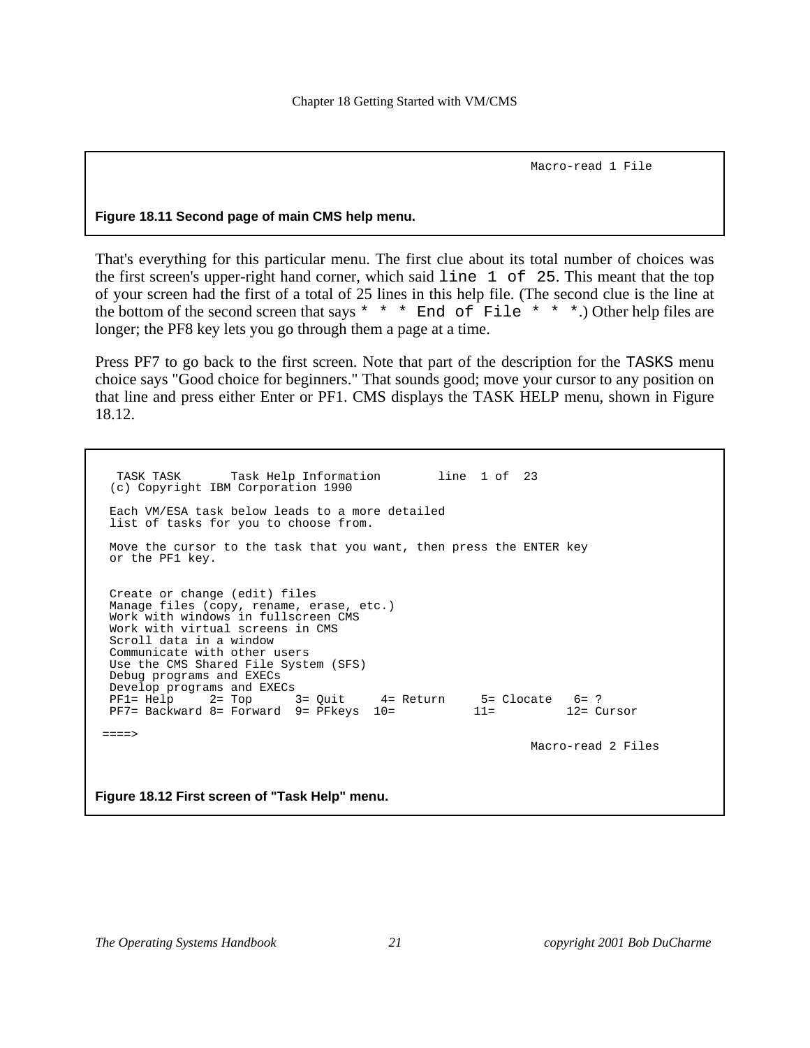```
                                                                    Macro-read 1 File
```

**Figure 18.11 Second page of main CMS help menu.**

That's everything for this particular menu. The first clue about its total number of choices was the first screen's upper-right hand corner, which said `line 1 of 25`. This meant that the top of your screen had the first of a total of 25 lines in this help file. (The second clue is the line at the bottom of the second screen that says `* * * End of File * * *`.) Other help files are longer; the PF8 key lets you go through them a page at a time.

Press PF7 to go back to the first screen. Note that part of the description for the `TASKS` menu choice says "Good choice for beginners." That sounds good; move your cursor to any position on that line and press either Enter or PF1. CMS displays the TASK HELP menu, shown in Figure 18.12.

```
   TASK TASK       Task Help Information        line  1 of  23
  (c) Copyright IBM Corporation 1990

  Each VM/ESA task below leads to a more detailed
  list of tasks for you to choose from.

  Move the cursor to the task that you want, then press the ENTER key
  or the PF1 key.


  Create or change (edit) files
  Manage files (copy, rename, erase, etc.)
  Work with windows in fullscreen CMS
  Work with virtual screens in CMS
  Scroll data in a window
  Communicate with other users
  Use the CMS Shared File System (SFS)
  Debug programs and EXECs
  Develop programs and EXECs
  PF1= Help     2= Top      3= Quit     4= Return     5= Clocate   6= ?
  PF7= Backward 8= Forward  9= PFkeys  10=           11=          12= Cursor

 ====>
                                                                    Macro-read 2 Files
```

**Figure 18.12 First screen of "Task Help" menu.**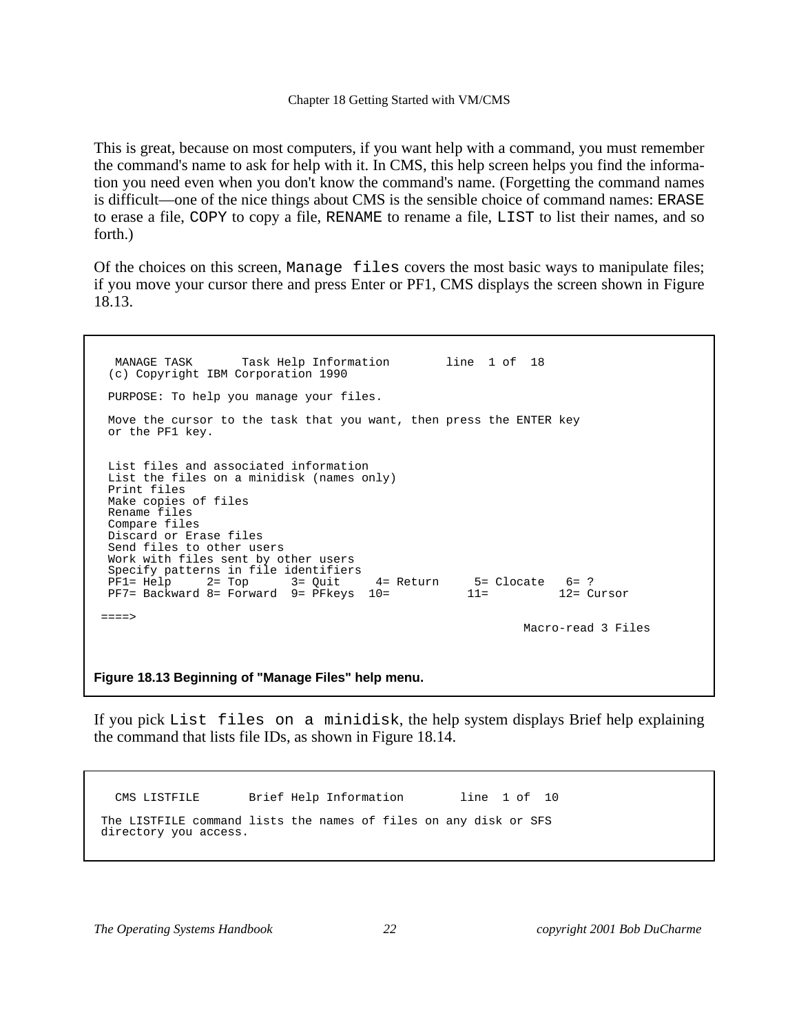This is great, because on most computers, if you want help with a command, you must remember the command's name to ask for help with it. In CMS, this help screen helps you find the information you need even when you don't know the command's name. (Forgetting the command names is difficult—one of the nice things about CMS is the sensible choice of command names: `ERASE` to erase a file, `COPY` to copy a file, `RENAME` to rename a file, `LIST` to list their names, and so forth.)

Of the choices on this screen, `Manage files` covers the most basic ways to manipulate files; if you move your cursor there and press Enter or PF1, CMS displays the screen shown in Figure 18.13.

```
  MANAGE TASK       Task Help Information        line  1 of  18
 (c) Copyright IBM Corporation 1990

 PURPOSE: To help you manage your files.

 Move the cursor to the task that you want, then press the ENTER key
 or the PF1 key.


 List files and associated information
 List the files on a minidisk (names only)
 Print files
 Make copies of files
 Rename files
 Compare files
 Discard or Erase files
 Send files to other users
 Work with files sent by other users
 Specify patterns in file identifiers
 PF1= Help     2= Top      3= Quit     4= Return     5= Clocate   6= ?
 PF7= Backward 8= Forward  9= PFkeys  10=           11=          12= Cursor

====>
                                                            Macro-read 3 Files
```

**Figure 18.13 Beginning of "Manage Files" help menu.**

If you pick `List files on a minidisk`, the help system displays Brief help explaining the command that lists file IDs, as shown in Figure 18.14.

```
  CMS LISTFILE       Brief Help Information        line  1 of  10

The LISTFILE command lists the names of files on any disk or SFS
directory you access.
```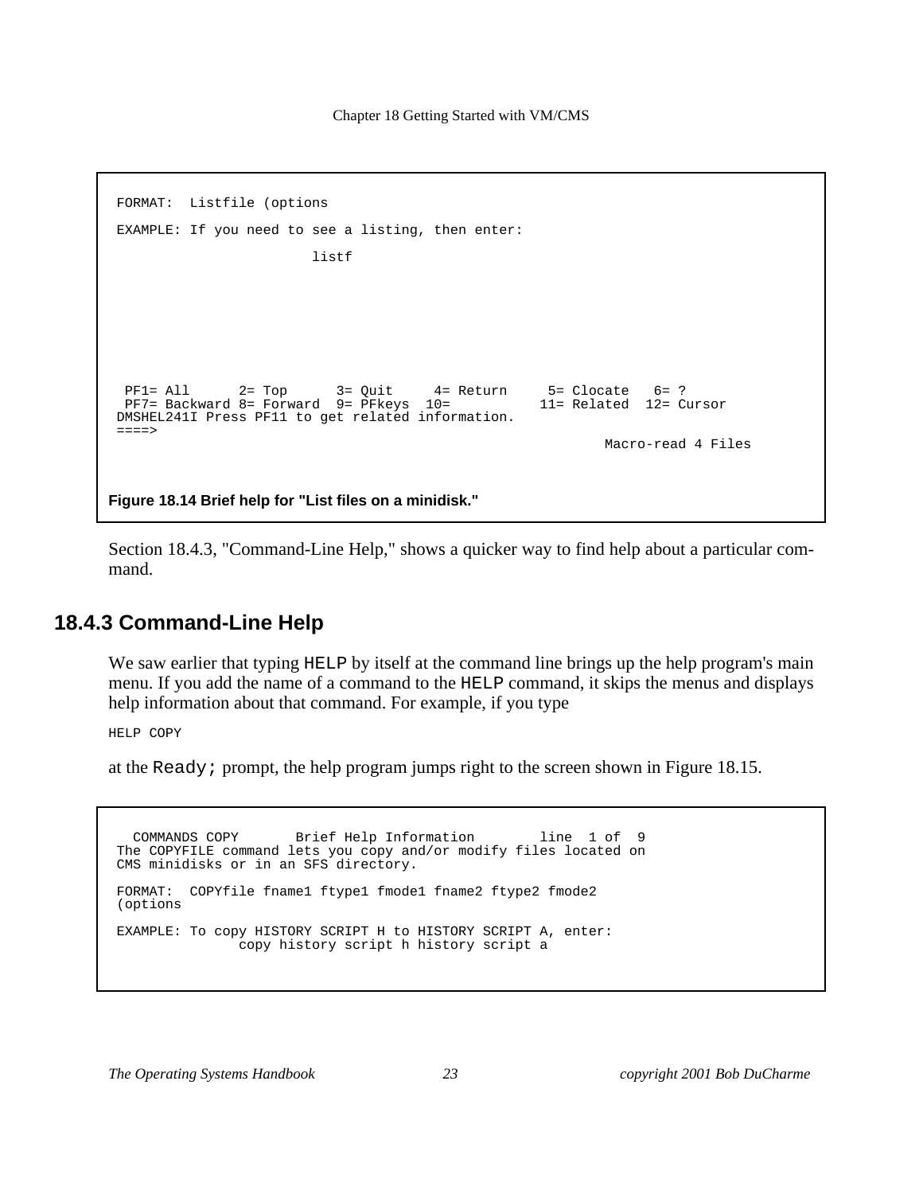```
FORMAT:  Listfile (options

EXAMPLE: If you need to see a listing, then enter:

                        listf







 PF1= All      2= Top      3= Quit     4= Return     5= Clocate   6= ?
 PF7= Backward 8= Forward  9= PFkeys  10=          11= Related  12= Cursor
DMSHEL241I Press PF11 to get related information.
====>
                                                            Macro-read 4 Files
```

**Figure 18.14 Brief help for "List files on a minidisk."**

Section 18.4.3, "Command-Line Help," shows a quicker way to find help about a particular command.

### 18.4.3 Command-Line Help

We saw earlier that typing `HELP` by itself at the command line brings up the help program's main menu. If you add the name of a command to the `HELP` command, it skips the menus and displays help information about that command. For example, if you type

```
HELP COPY
```

at the `Ready;` prompt, the help program jumps right to the screen shown in Figure 18.15.

```
  COMMANDS COPY       Brief Help Information        line  1 of  9
The COPYFILE command lets you copy and/or modify files located on
CMS minidisks or in an SFS directory.

FORMAT:  COPYfile fname1 ftype1 fmode1 fname2 ftype2 fmode2
(options

EXAMPLE: To copy HISTORY SCRIPT H to HISTORY SCRIPT A, enter:
              copy history script h history script a
```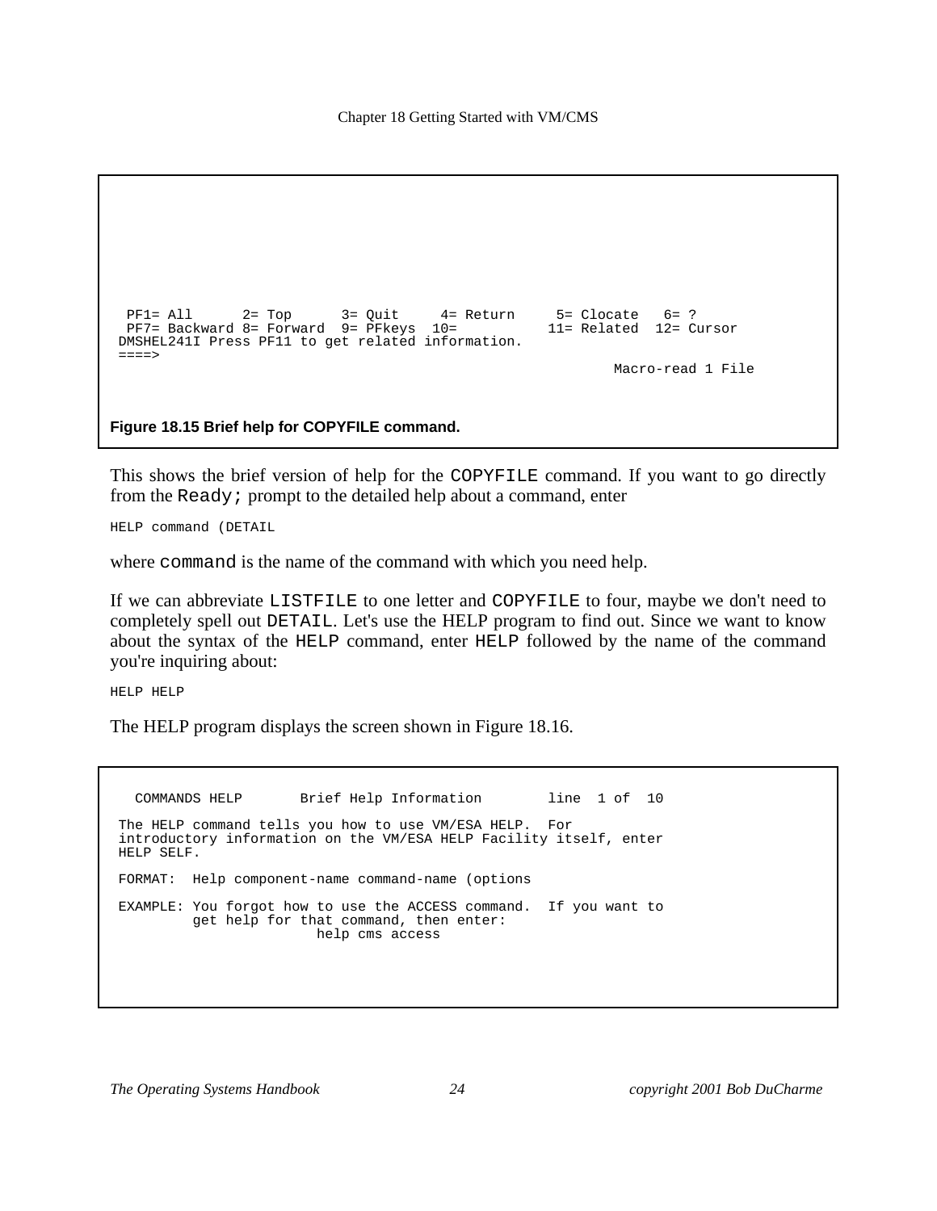```
 PF1= All      2= Top      3= Quit     4= Return     5= Clocate   6= ?
 PF7= Backward 8= Forward  9= PFkeys  10=          11= Related  12= Cursor
DMSHEL241I Press PF11 to get related information.
====>
                                                          Macro-read 1 File
```

**Figure 18.15 Brief help for COPYFILE command.**

This shows the brief version of help for the `COPYFILE` command. If you want to go directly from the `Ready;` prompt to the detailed help about a command, enter

```
HELP command (DETAIL
```

where `command` is the name of the command with which you need help.

If we can abbreviate `LISTFILE` to one letter and `COPYFILE` to four, maybe we don't need to completely spell out `DETAIL`. Let's use the HELP program to find out. Since we want to know about the syntax of the `HELP` command, enter `HELP` followed by the name of the command you're inquiring about:

```
HELP HELP
```

The HELP program displays the screen shown in Figure 18.16.

```
  COMMANDS HELP       Brief Help Information       line  1 of  10

 The HELP command tells you how to use VM/ESA HELP.  For
 introductory information on the VM/ESA HELP Facility itself, enter
 HELP SELF.

 FORMAT:  Help component-name command-name (options

 EXAMPLE: You forgot how to use the ACCESS command.  If you want to
          get help for that command, then enter:
                       help cms access
```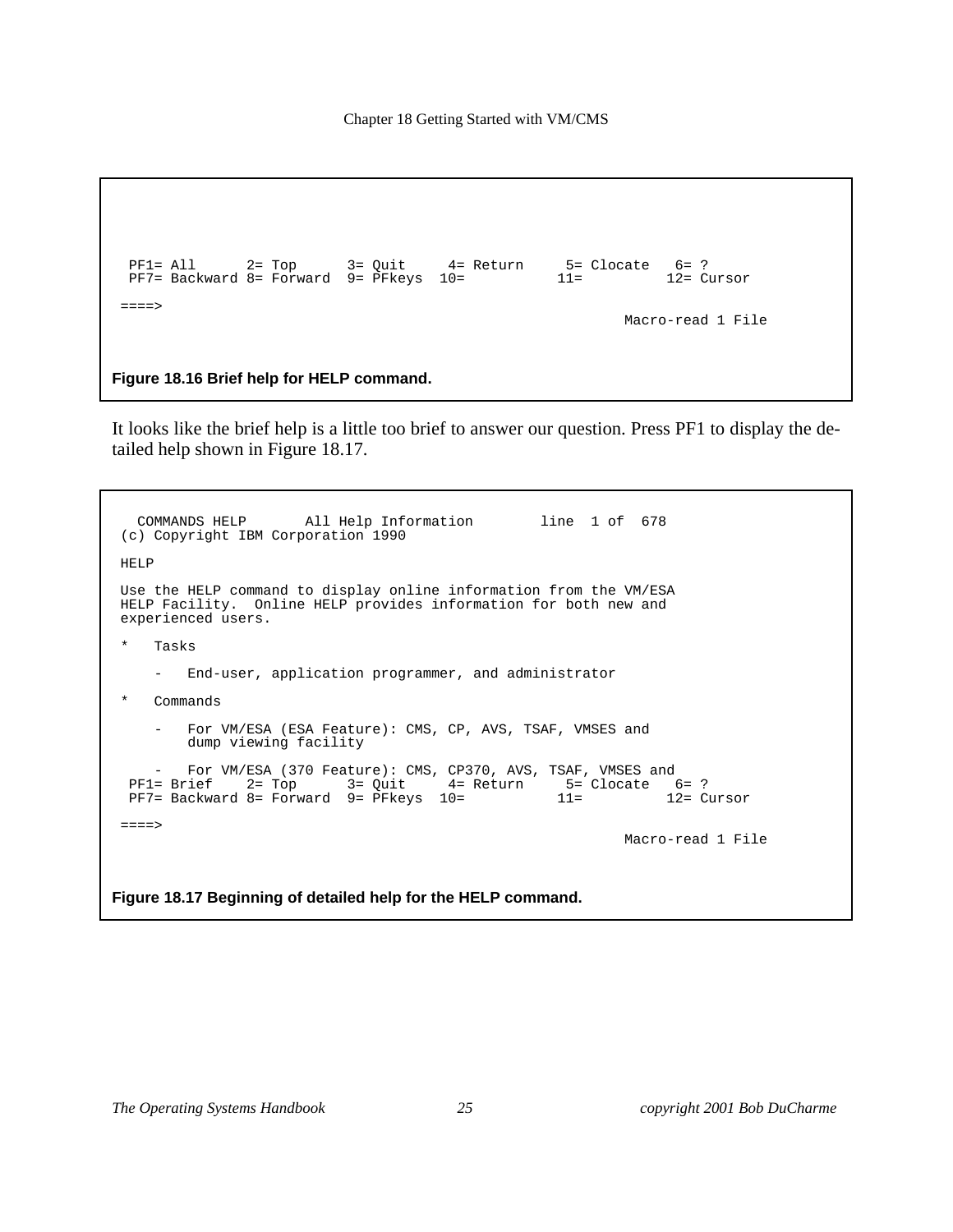```
 PF1= All      2= Top      3= Quit     4= Return     5= Clocate   6= ?
 PF7= Backward 8= Forward  9= PFkeys  10=           11=          12= Cursor

====>
                                                           Macro-read 1 File
```

**Figure 18.16 Brief help for HELP command.**

It looks like the brief help is a little too brief to answer our question. Press PF1 to display the detailed help shown in Figure 18.17.

```
  COMMANDS HELP       All Help Information        line  1 of  678
(c) Copyright IBM Corporation 1990

HELP

Use the HELP command to display online information from the VM/ESA
HELP Facility.  Online HELP provides information for both new and
experienced users.

*   Tasks

    -   End-user, application programmer, and administrator

*   Commands

    -   For VM/ESA (ESA Feature): CMS, CP, AVS, TSAF, VMSES and
        dump viewing facility

    -   For VM/ESA (370 Feature): CMS, CP370, AVS, TSAF, VMSES and
 PF1= Brief    2= Top      3= Quit     4= Return     5= Clocate   6= ?
 PF7= Backward 8= Forward  9= PFkeys  10=           11=          12= Cursor

====>
                                                           Macro-read 1 File
```

**Figure 18.17 Beginning of detailed help for the HELP command.**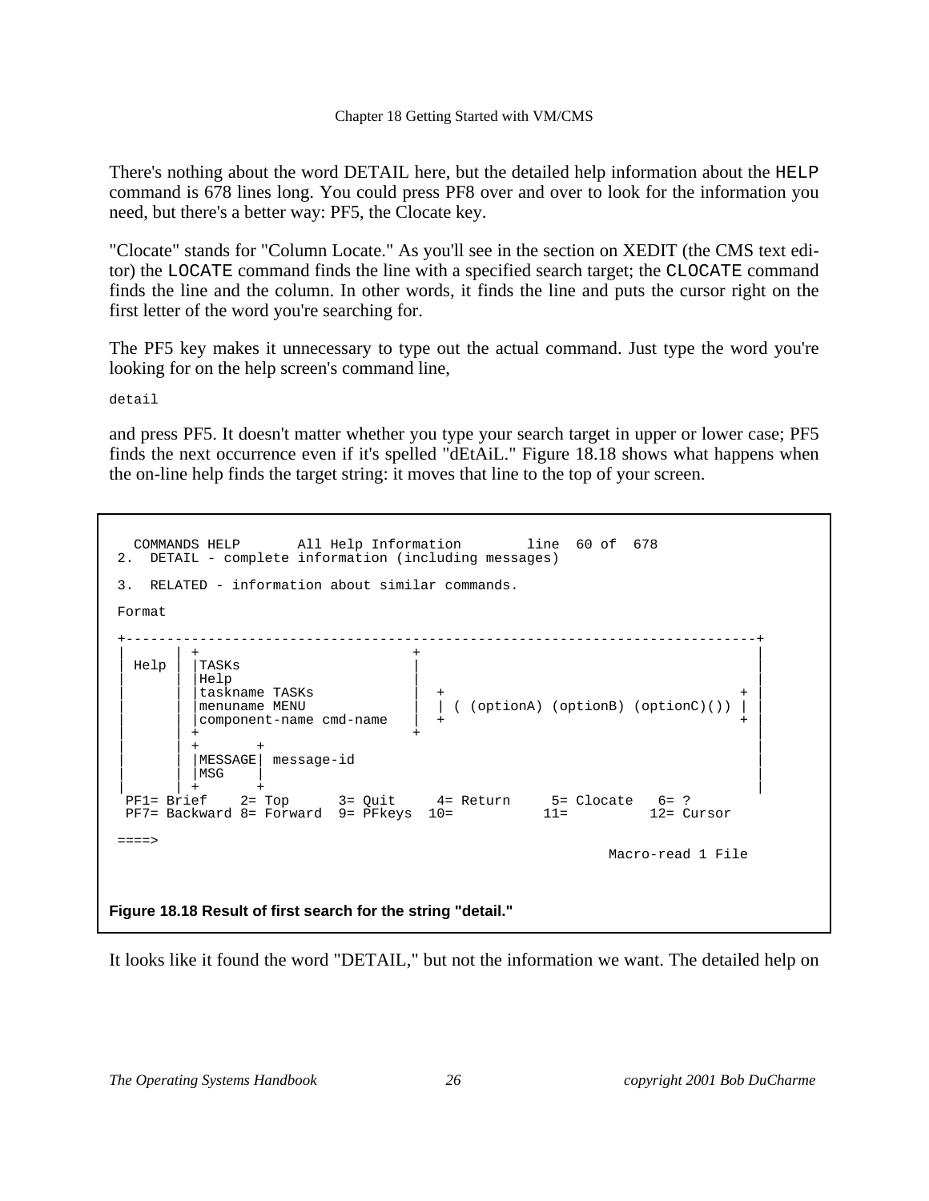There's nothing about the word DETAIL here, but the detailed help information about the `HELP` command is 678 lines long. You could press PF8 over and over to look for the information you need, but there's a better way: PF5, the Clocate key.

"Clocate" stands for "Column Locate." As you'll see in the section on XEDIT (the CMS text editor) the `LOCATE` command finds the line with a specified search target; the `CLOCATE` command finds the line and the column. In other words, it finds the line and puts the cursor right on the first letter of the word you're searching for.

The PF5 key makes it unnecessary to type out the actual command. Just type the word you're looking for on the help screen's command line,

```
detail
```

and press PF5. It doesn't matter whether you type your search target in upper or lower case; PF5 finds the next occurrence even if it's spelled "dEtAiL." Figure 18.18 shows what happens when the on-line help finds the target string: it moves that line to the top of your screen.

```
  COMMANDS HELP       All Help Information        line  60 of  678
 2.  DETAIL - complete information (including messages)

 3.  RELATED - information about similar commands.

 Format

 +---------------------------------------------------------------------------+
 |      | +                           +                                       |
 | Help | |TASKs                      |                                       |
 |      | |Help                       |                                       |
 |      | |taskname TASKs             |  +                                  + |
 |      | |menuname MENU              |  | ( (optionA) (optionB) (optionC)()) | |
 |      | |component-name cmd-name    |  +                                  + |
 |      | +                           +                                       |
 |      | +       +                                                           |
 |      | |MESSAGE| message-id                                                |
 |      | |MSG    |                                                           |
 |      | +       +                                                           |
  PF1= Brief    2= Top      3= Quit     4= Return     5= Clocate   6= ?
  PF7= Backward 8= Forward  9= PFkeys  10=           11=          12= Cursor

 ====>
                                                            Macro-read 1 File
```

**Figure 18.18 Result of first search for the string "detail."**

It looks like it found the word "DETAIL," but not the information we want. The detailed help on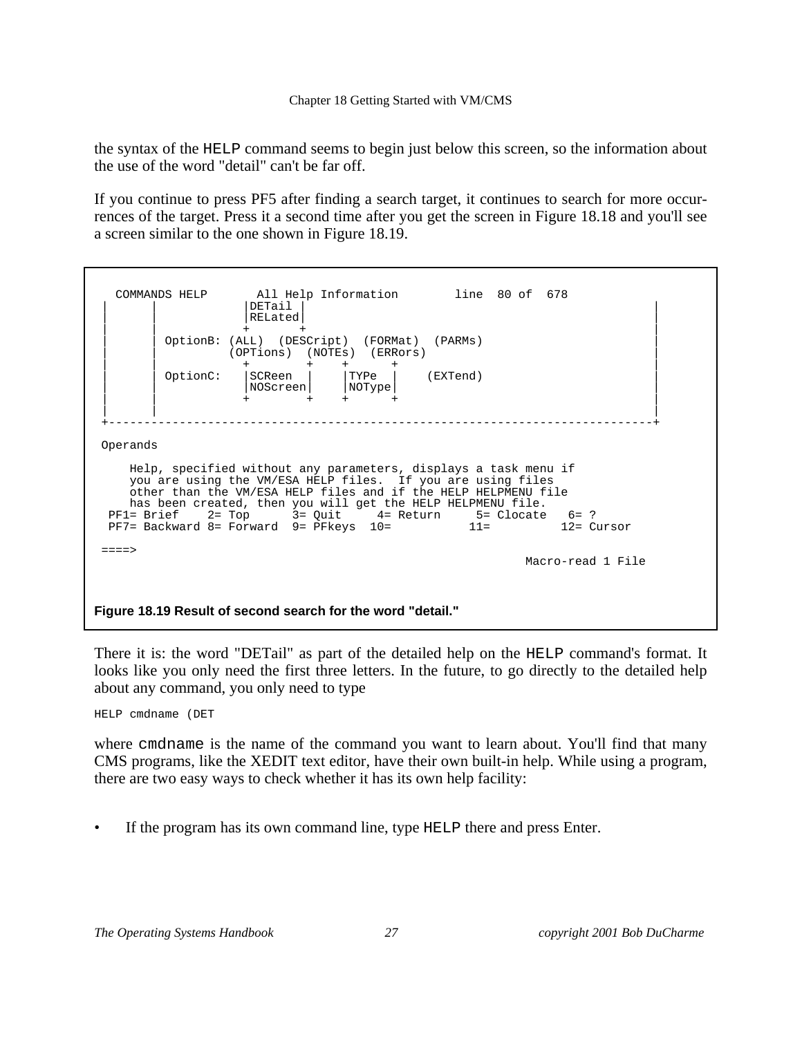the syntax of the HELP command seems to begin just below this screen, so the information about the use of the word "detail" can't be far off.

If you continue to press PF5 after finding a search target, it continues to search for more occurrences of the target. Press it a second time after you get the screen in Figure 18.18 and you'll see a screen similar to the one shown in Figure 18.19.

```
  COMMANDS HELP       All Help Information        line  80 of  678
 |      |            |DETail |                                              |
 |      |            |RELated|                                              |
 |      |            +       +                                              |
 |      | OptionB: (ALL)  (DESCript)  (FORMat)  (PARMs)                     |
 |      |          (OPTions)  (NOTEs)  (ERRors)                             |
 |      |            +        +    +      +                                 |
 |      | OptionC:   |SCReen  |    |TYPe  |    (EXTend)                    |
 |      |            |NOScreen|    |NOType|                                |
 |      |            +        +    +      +                                 |
 |      |                                                                   |
 +--------------------------------------------------------------------------+

 Operands

     Help, specified without any parameters, displays a task menu if
     you are using the VM/ESA HELP files.  If you are using files
     other than the VM/ESA HELP files and if the HELP HELPMENU file
     has been created, then you will get the HELP HELPMENU file.
  PF1= Brief    2= Top      3= Quit     4= Return     5= Clocate   6= ?
  PF7= Backward 8= Forward  9= PFkeys  10=           11=          12= Cursor

 ====>
                                                            Macro-read 1 File
```

**Figure 18.19 Result of second search for the word "detail."**

There it is: the word "DETail" as part of the detailed help on the HELP command's format. It looks like you only need the first three letters. In the future, to go directly to the detailed help about any command, you only need to type

```
HELP cmdname (DET
```

where cmdname is the name of the command you want to learn about. You'll find that many CMS programs, like the XEDIT text editor, have their own built-in help. While using a program, there are two easy ways to check whether it has its own help facility:

- If the program has its own command line, type HELP there and press Enter.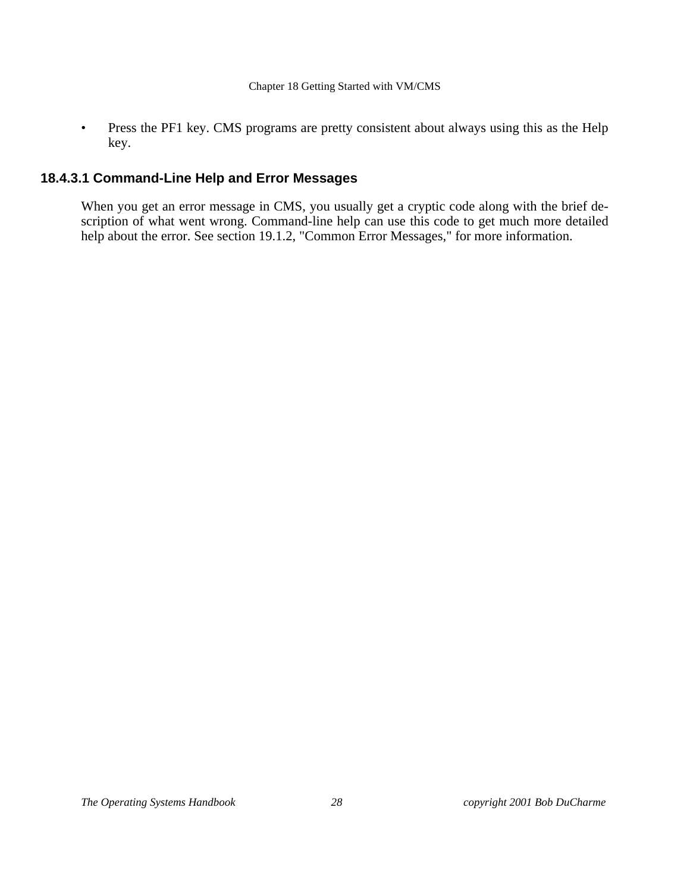- Press the PF1 key. CMS programs are pretty consistent about always using this as the Help key.

#### 18.4.3.1 Command-Line Help and Error Messages

When you get an error message in CMS, you usually get a cryptic code along with the brief description of what went wrong. Command-line help can use this code to get much more detailed help about the error. See section 19.1.2, "Common Error Messages," for more information.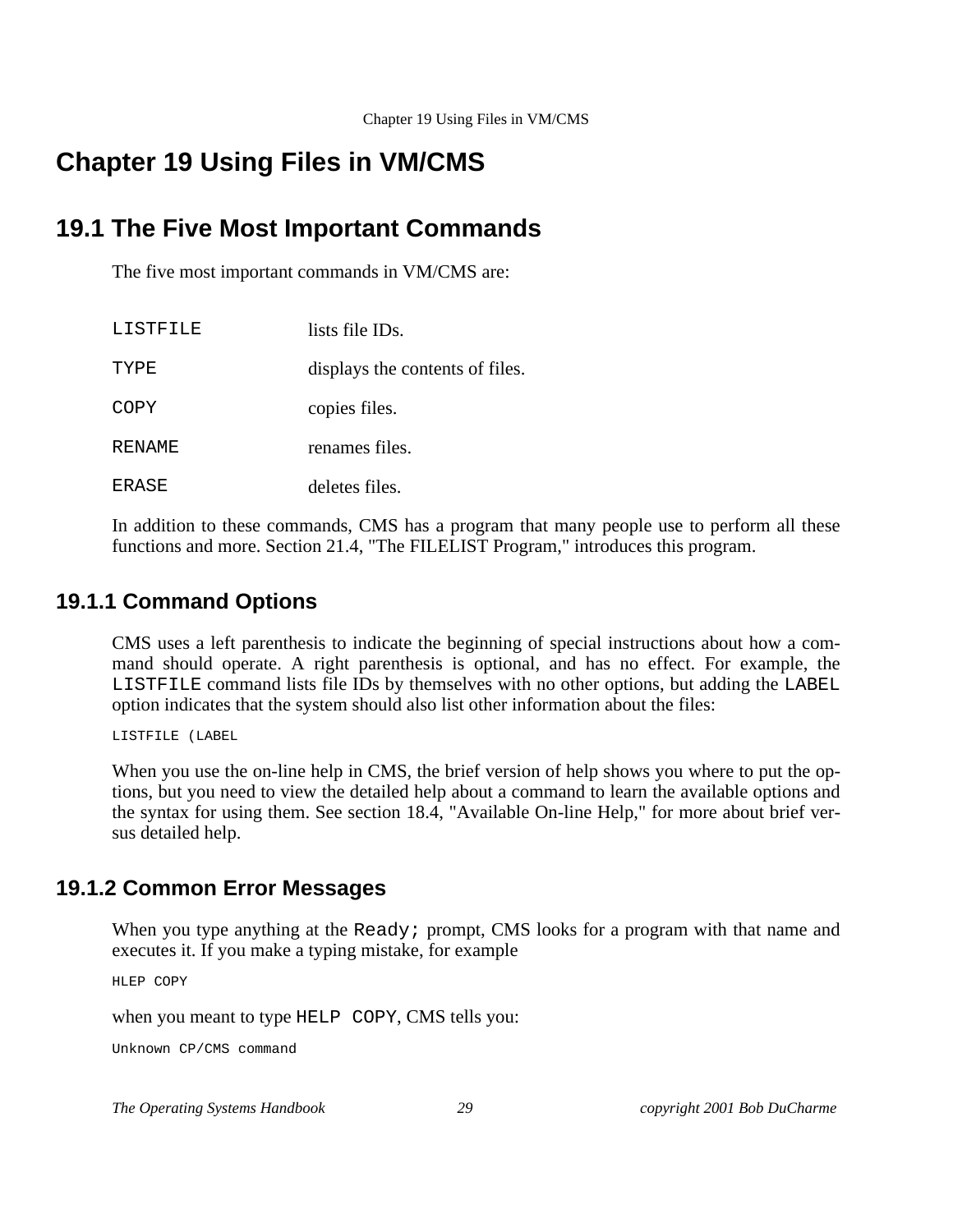# Chapter 19 Using Files in VM/CMS

## 19.1 The Five Most Important Commands

The five most important commands in VM/CMS are:

| | |
|---|---|
| `LISTFILE` | lists file IDs. |
| `TYPE` | displays the contents of files. |
| `COPY` | copies files. |
| `RENAME` | renames files. |
| `ERASE` | deletes files. |

In addition to these commands, CMS has a program that many people use to perform all these functions and more. Section 21.4, "The FILELIST Program," introduces this program.

### 19.1.1 Command Options

CMS uses a left parenthesis to indicate the beginning of special instructions about how a command should operate. A right parenthesis is optional, and has no effect. For example, the `LISTFILE` command lists file IDs by themselves with no other options, but adding the `LABEL` option indicates that the system should also list other information about the files:

```
LISTFILE (LABEL
```

When you use the on-line help in CMS, the brief version of help shows you where to put the options, but you need to view the detailed help about a command to learn the available options and the syntax for using them. See section 18.4, "Available On-line Help," for more about brief versus detailed help.

### 19.1.2 Common Error Messages

When you type anything at the `Ready;` prompt, CMS looks for a program with that name and executes it. If you make a typing mistake, for example

```
HLEP COPY
```

when you meant to type `HELP COPY`, CMS tells you:

```
Unknown CP/CMS command
```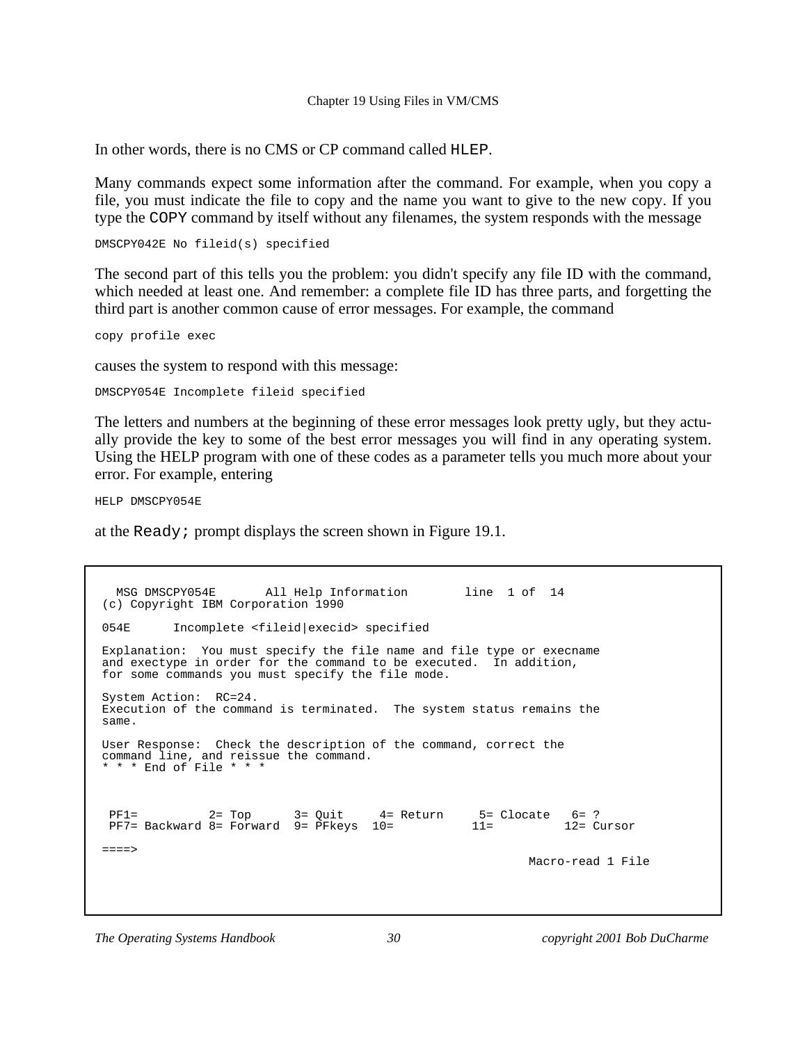In other words, there is no CMS or CP command called `HLEP`.

Many commands expect some information after the command. For example, when you copy a file, you must indicate the file to copy and the name you want to give to the new copy. If you type the `COPY` command by itself without any filenames, the system responds with the message

```
DMSCPY042E No fileid(s) specified
```

The second part of this tells you the problem: you didn't specify any file ID with the command, which needed at least one. And remember: a complete file ID has three parts, and forgetting the third part is another common cause of error messages. For example, the command

```
copy profile exec
```

causes the system to respond with this message:

```
DMSCPY054E Incomplete fileid specified
```

The letters and numbers at the beginning of these error messages look pretty ugly, but they actually provide the key to some of the best error messages you will find in any operating system. Using the HELP program with one of these codes as a parameter tells you much more about your error. For example, entering

```
HELP DMSCPY054E
```

at the `Ready;` prompt displays the screen shown in Figure 19.1.

```
  MSG DMSCPY054E       All Help Information       line  1 of  14
(c) Copyright IBM Corporation 1990

054E      Incomplete <fileid|execid> specified

Explanation:  You must specify the file name and file type or execname
and exectype in order for the command to be executed.  In addition,
for some commands you must specify the file mode.

System Action:  RC=24.
Execution of the command is terminated.  The system status remains the
same.

User Response:  Check the description of the command, correct the
command line, and reissue the command.
* * * End of File * * *



 PF1=          2= Top      3= Quit     4= Return     5= Clocate   6= ?
 PF7= Backward 8= Forward  9= PFkeys  10=          11=          12= Cursor

====>
                                                          Macro-read 1 File
```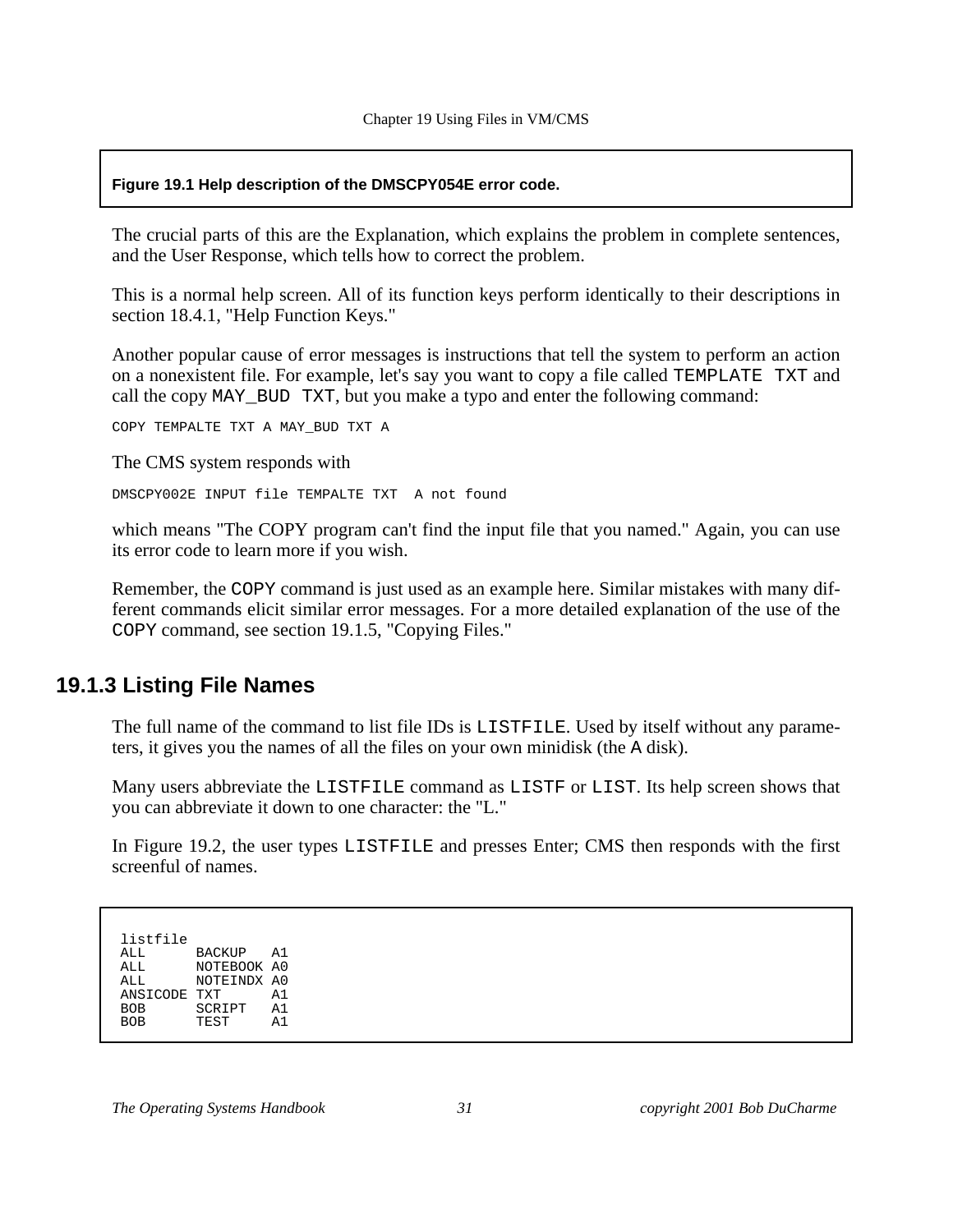**Figure 19.1 Help description of the DMSCPY054E error code.**

The crucial parts of this are the Explanation, which explains the problem in complete sentences, and the User Response, which tells how to correct the problem.

This is a normal help screen. All of its function keys perform identically to their descriptions in section 18.4.1, "Help Function Keys."

Another popular cause of error messages is instructions that tell the system to perform an action on a nonexistent file. For example, let's say you want to copy a file called `TEMPLATE TXT` and call the copy `MAY_BUD TXT`, but you make a typo and enter the following command:

```
COPY TEMPALTE TXT A MAY_BUD TXT A
```

The CMS system responds with

```
DMSCPY002E INPUT file TEMPALTE TXT  A not found
```

which means "The COPY program can't find the input file that you named." Again, you can use its error code to learn more if you wish.

Remember, the `COPY` command is just used as an example here. Similar mistakes with many different commands elicit similar error messages. For a more detailed explanation of the use of the `COPY` command, see section 19.1.5, "Copying Files."

### 19.1.3 Listing File Names

The full name of the command to list file IDs is `LISTFILE`. Used by itself without any parameters, it gives you the names of all the files on your own minidisk (the `A` disk).

Many users abbreviate the `LISTFILE` command as `LISTF` or `LIST`. Its help screen shows that you can abbreviate it down to one character: the "L."

In Figure 19.2, the user types `LISTFILE` and presses Enter; CMS then responds with the first screenful of names.

```
listfile
ALL      BACKUP   A1
ALL      NOTEBOOK A0
ALL      NOTEINDX A0
ANSICODE TXT      A1
BOB      SCRIPT   A1
BOB      TEST     A1
```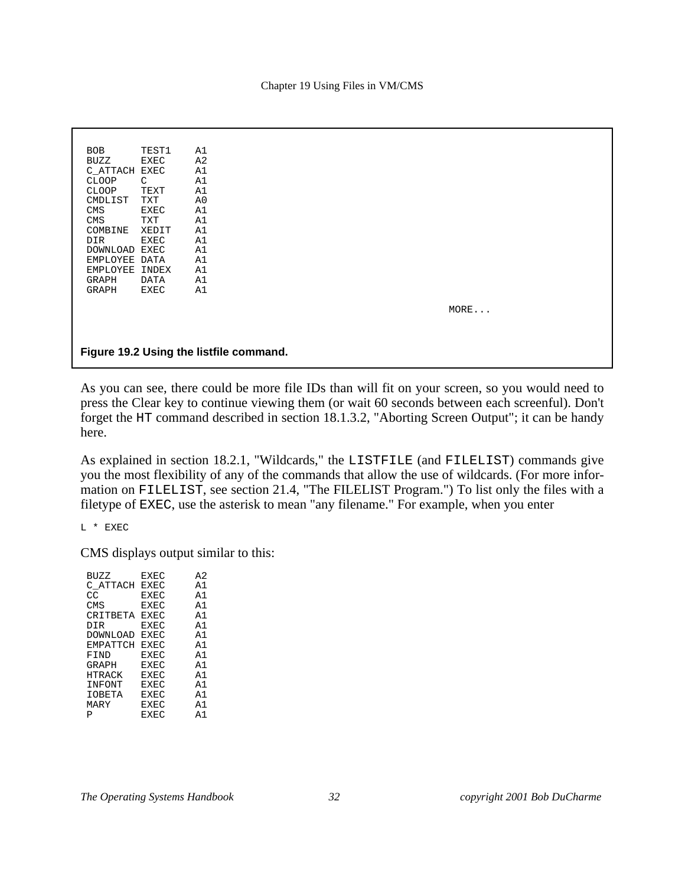```
 BOB      TEST1    A1
 BUZZ     EXEC     A2
 C_ATTACH EXEC     A1
 CLOOP    C        A1
 CLOOP    TEXT     A1
 CMDLIST  TXT      A0
 CMS      EXEC     A1
 CMS      TXT      A1
 COMBINE  XEDIT    A1
 DIR      EXEC     A1
 DOWNLOAD EXEC     A1
 EMPLOYEE DATA     A1
 EMPLOYEE INDEX    A1
 GRAPH    DATA     A1
 GRAPH    EXEC     A1
                                                                 MORE...
```

**Figure 19.2 Using the listfile command.**

As you can see, there could be more file IDs than will fit on your screen, so you would need to press the Clear key to continue viewing them (or wait 60 seconds between each screenful). Don't forget the `HT` command described in section 18.1.3.2, "Aborting Screen Output"; it can be handy here.

As explained in section 18.2.1, "Wildcards," the `LISTFILE` (and `FILELIST`) commands give you the most flexibility of any of the commands that allow the use of wildcards. (For more information on `FILELIST`, see section 21.4, "The FILELIST Program.") To list only the files with a filetype of `EXEC`, use the asterisk to mean "any filename." For example, when you enter

```
L * EXEC
```

CMS displays output similar to this:

```
 BUZZ     EXEC     A2
 C_ATTACH EXEC     A1
 CC       EXEC     A1
 CMS      EXEC     A1
 CRITBETA EXEC     A1
 DIR      EXEC     A1
 DOWNLOAD EXEC     A1
 EMPATTCH EXEC     A1
 FIND     EXEC     A1
 GRAPH    EXEC     A1
 HTRACK   EXEC     A1
 INFONT   EXEC     A1
 IOBETA   EXEC     A1
 MARY     EXEC     A1
 P        EXEC     A1
```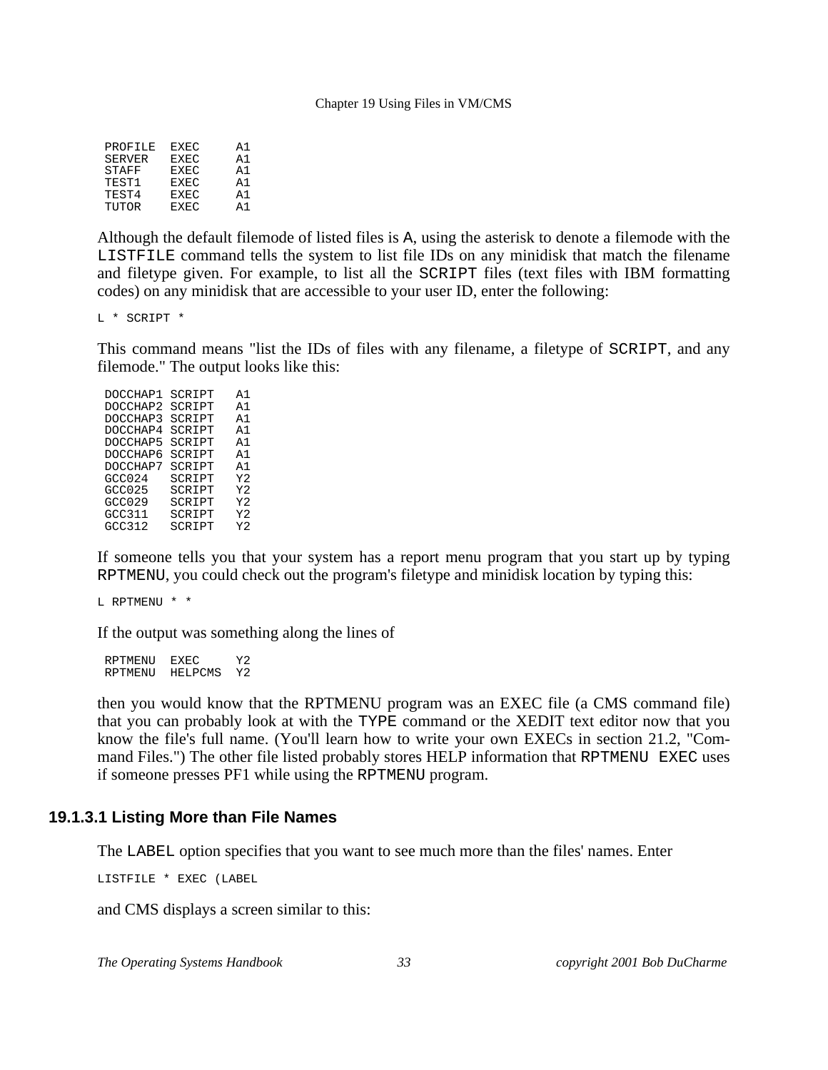```
 PROFILE  EXEC      A1
 SERVER   EXEC      A1
 STAFF    EXEC      A1
 TEST1    EXEC      A1
 TEST4    EXEC      A1
 TUTOR    EXEC      A1
```

Although the default filemode of listed files is `A`, using the asterisk to denote a filemode with the `LISTFILE` command tells the system to list file IDs on any minidisk that match the filename and filetype given. For example, to list all the `SCRIPT` files (text files with IBM formatting codes) on any minidisk that are accessible to your user ID, enter the following:

```
L * SCRIPT *
```

This command means "list the IDs of files with any filename, a filetype of `SCRIPT`, and any filemode." The output looks like this:

```
 DOCCHAP1 SCRIPT    A1
 DOCCHAP2 SCRIPT    A1
 DOCCHAP3 SCRIPT    A1
 DOCCHAP4 SCRIPT    A1
 DOCCHAP5 SCRIPT    A1
 DOCCHAP6 SCRIPT    A1
 DOCCHAP7 SCRIPT    A1
 GCC024   SCRIPT    Y2
 GCC025   SCRIPT    Y2
 GCC029   SCRIPT    Y2
 GCC311   SCRIPT    Y2
 GCC312   SCRIPT    Y2
```

If someone tells you that your system has a report menu program that you start up by typing `RPTMENU`, you could check out the program's filetype and minidisk location by typing this:

```
L RPTMENU * *
```

If the output was something along the lines of

```
 RPTMENU  EXEC      Y2
 RPTMENU  HELPCMS   Y2
```

then you would know that the RPTMENU program was an EXEC file (a CMS command file) that you can probably look at with the `TYPE` command or the XEDIT text editor now that you know the file's full name. (You'll learn how to write your own EXECs in section 21.2, "Command Files.") The other file listed probably stores HELP information that `RPTMENU EXEC` uses if someone presses PF1 while using the `RPTMENU` program.

#### 19.1.3.1 Listing More than File Names

The `LABEL` option specifies that you want to see much more than the files' names. Enter

```
LISTFILE * EXEC (LABEL
```

and CMS displays a screen similar to this: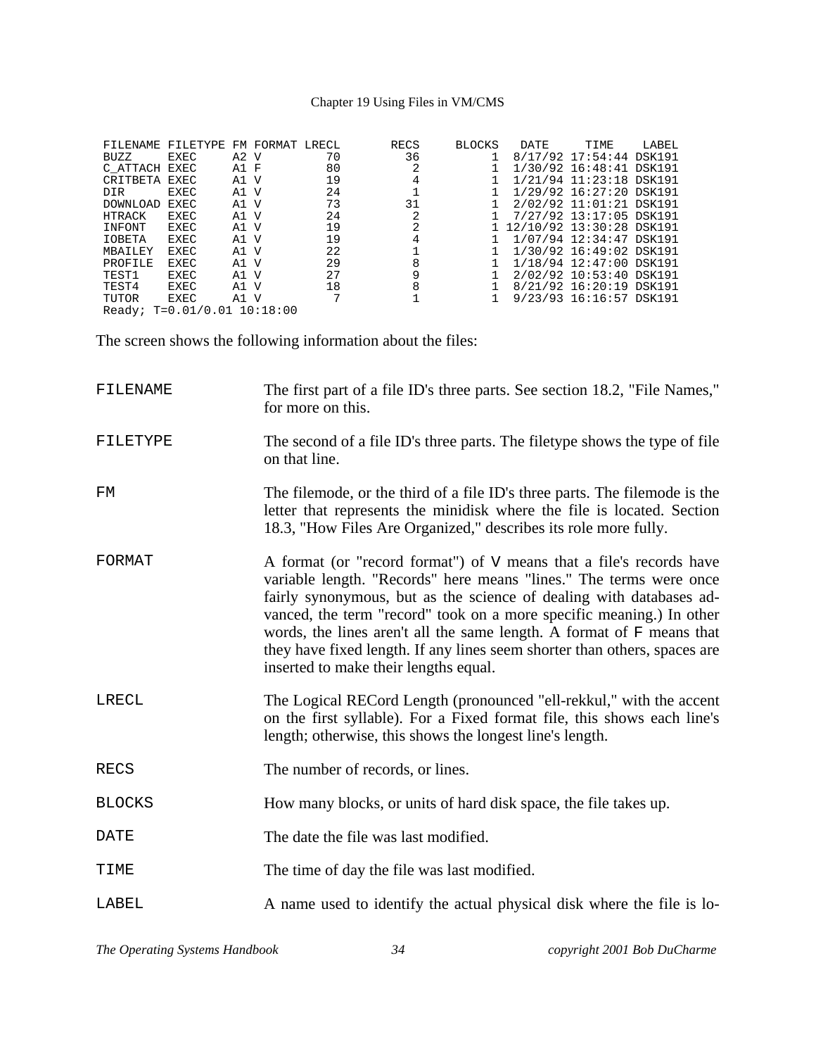```
FILENAME FILETYPE FM FORMAT LRECL       RECS     BLOCKS   DATE     TIME     LABEL
BUZZ     EXEC     A2 V         70         36          1  8/17/92 17:54:44 DSK191
C_ATTACH EXEC     A1 F         80          2          1  1/30/92 16:48:41 DSK191
CRITBETA EXEC     A1 V         19          4          1  1/21/94 11:23:18 DSK191
DIR      EXEC     A1 V         24          1          1  1/29/92 16:27:20 DSK191
DOWNLOAD EXEC     A1 V         73         31          1  2/02/92 11:01:21 DSK191
HTRACK   EXEC     A1 V         24          2          1  7/27/92 13:17:05 DSK191
INFONT   EXEC     A1 V         19          2          1 12/10/92 13:30:28 DSK191
IOBETA   EXEC     A1 V         19          4          1  1/07/94 12:34:47 DSK191
MBAILEY  EXEC     A1 V         22          1          1  1/30/92 16:49:02 DSK191
PROFILE  EXEC     A1 V         29          8          1  1/18/94 12:47:00 DSK191
TEST1    EXEC     A1 V         27          9          1  2/02/92 10:53:40 DSK191
TEST4    EXEC     A1 V         18          8          1  8/21/92 16:20:19 DSK191
TUTOR    EXEC     A1 V          7          1          1  9/23/93 16:16:57 DSK191
Ready; T=0.01/0.01 10:18:00
```

The screen shows the following information about the files:

`FILENAME` The first part of a file ID's three parts. See section 18.2, "File Names," for more on this.

`FILETYPE` The second of a file ID's three parts. The filetype shows the type of file on that line.

`FM` The filemode, or the third of a file ID's three parts. The filemode is the letter that represents the minidisk where the file is located. Section 18.3, "How Files Are Organized," describes its role more fully.

`FORMAT` A format (or "record format") of `V` means that a file's records have variable length. "Records" here means "lines." The terms were once fairly synonymous, but as the science of dealing with databases advanced, the term "record" took on a more specific meaning.) In other words, the lines aren't all the same length. A format of `F` means that they have fixed length. If any lines seem shorter than others, spaces are inserted to make their lengths equal.

`LRECL` The Logical RECord Length (pronounced "ell-rekkul," with the accent on the first syllable). For a Fixed format file, this shows each line's length; otherwise, this shows the longest line's length.

`RECS` The number of records, or lines.

`BLOCKS` How many blocks, or units of hard disk space, the file takes up.

`DATE` The date the file was last modified.

`TIME` The time of day the file was last modified.

`LABEL` A name used to identify the actual physical disk where the file is lo-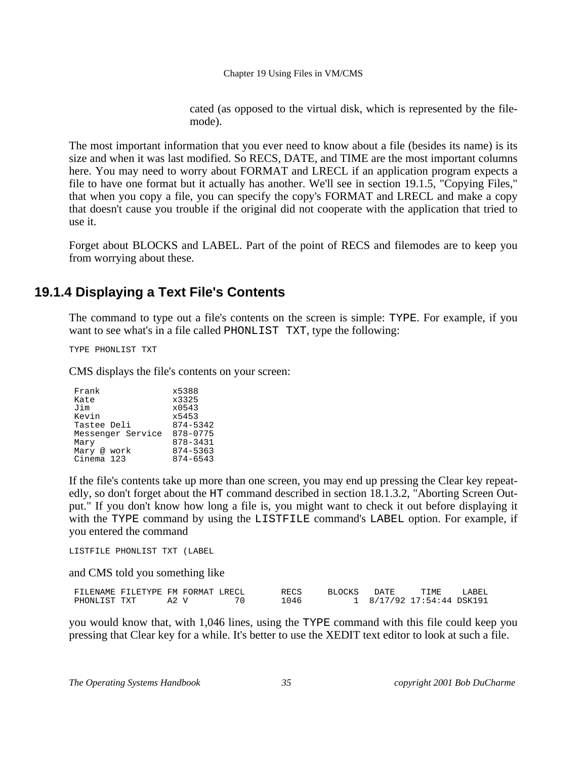cated (as opposed to the virtual disk, which is represented by the filemode).

The most important information that you ever need to know about a file (besides its name) is its size and when it was last modified. So RECS, DATE, and TIME are the most important columns here. You may need to worry about FORMAT and LRECL if an application program expects a file to have one format but it actually has another. We'll see in section 19.1.5, "Copying Files," that when you copy a file, you can specify the copy's FORMAT and LRECL and make a copy that doesn't cause you trouble if the original did not cooperate with the application that tried to use it.

Forget about BLOCKS and LABEL. Part of the point of RECS and filemodes are to keep you from worrying about these.

## 19.1.4 Displaying a Text File's Contents

The command to type out a file's contents on the screen is simple: `TYPE`. For example, if you want to see what's in a file called `PHONLIST TXT`, type the following:

```
TYPE PHONLIST TXT
```

CMS displays the file's contents on your screen:

```
Frank              x5388
Kate               x3325
Jim                x0543
Kevin              x5453
Tastee Deli        874-5342
Messenger Service  878-0775
Mary               878-3431
Mary @ work        874-5363
Cinema 123         874-6543
```

If the file's contents take up more than one screen, you may end up pressing the Clear key repeatedly, so don't forget about the `HT` command described in section 18.1.3.2, "Aborting Screen Output." If you don't know how long a file is, you might want to check it out before displaying it with the `TYPE` command by using the `LISTFILE` command's `LABEL` option. For example, if you entered the command

```
LISTFILE PHONLIST TXT (LABEL
```

and CMS told you something like

```
FILENAME FILETYPE FM FORMAT LRECL       RECS     BLOCKS   DATE     TIME    LABEL
PHONLIST TXT      A2 V         70       1046          1  8/17/92 17:54:44 DSK191
```

you would know that, with 1,046 lines, using the `TYPE` command with this file could keep you pressing that Clear key for a while. It's better to use the XEDIT text editor to look at such a file.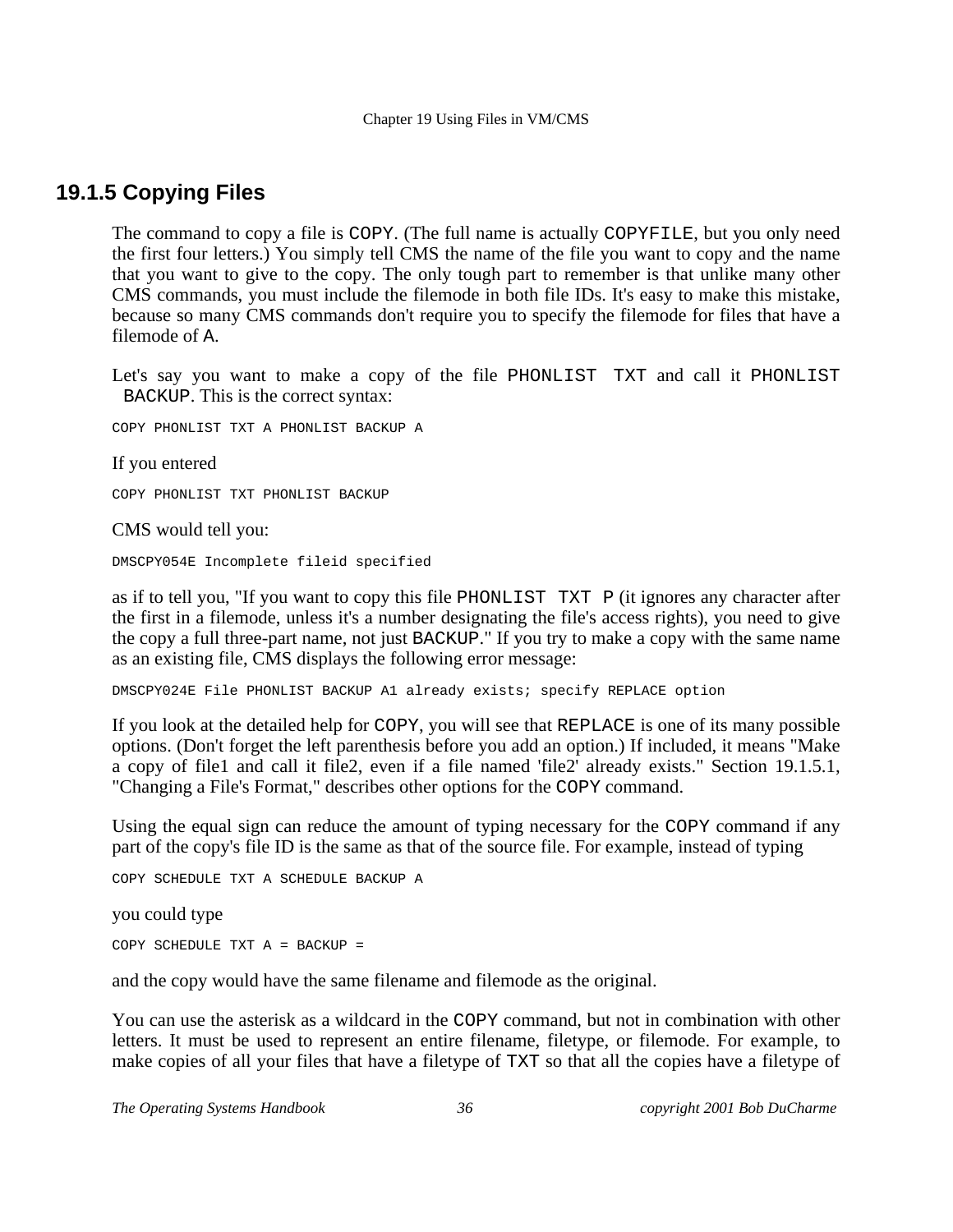### 19.1.5 Copying Files

The command to copy a file is `COPY`. (The full name is actually `COPYFILE`, but you only need the first four letters.) You simply tell CMS the name of the file you want to copy and the name that you want to give to the copy. The only tough part to remember is that unlike many other CMS commands, you must include the filemode in both file IDs. It's easy to make this mistake, because so many CMS commands don't require you to specify the filemode for files that have a filemode of `A`.

Let's say you want to make a copy of the file `PHONLIST TXT` and call it `PHONLIST BACKUP`. This is the correct syntax:

```
COPY PHONLIST TXT A PHONLIST BACKUP A
```

If you entered

```
COPY PHONLIST TXT PHONLIST BACKUP
```

CMS would tell you:

```
DMSCPY054E Incomplete fileid specified
```

as if to tell you, "If you want to copy this file `PHONLIST TXT P` (it ignores any character after the first in a filemode, unless it's a number designating the file's access rights), you need to give the copy a full three-part name, not just `BACKUP`." If you try to make a copy with the same name as an existing file, CMS displays the following error message:

```
DMSCPY024E File PHONLIST BACKUP A1 already exists; specify REPLACE option
```

If you look at the detailed help for `COPY`, you will see that `REPLACE` is one of its many possible options. (Don't forget the left parenthesis before you add an option.) If included, it means "Make a copy of file1 and call it file2, even if a file named 'file2' already exists." Section 19.1.5.1, "Changing a File's Format," describes other options for the `COPY` command.

Using the equal sign can reduce the amount of typing necessary for the `COPY` command if any part of the copy's file ID is the same as that of the source file. For example, instead of typing

```
COPY SCHEDULE TXT A SCHEDULE BACKUP A
```

you could type

```
COPY SCHEDULE TXT A = BACKUP =
```

and the copy would have the same filename and filemode as the original.

You can use the asterisk as a wildcard in the `COPY` command, but not in combination with other letters. It must be used to represent an entire filename, filetype, or filemode. For example, to make copies of all your files that have a filetype of `TXT` so that all the copies have a filetype of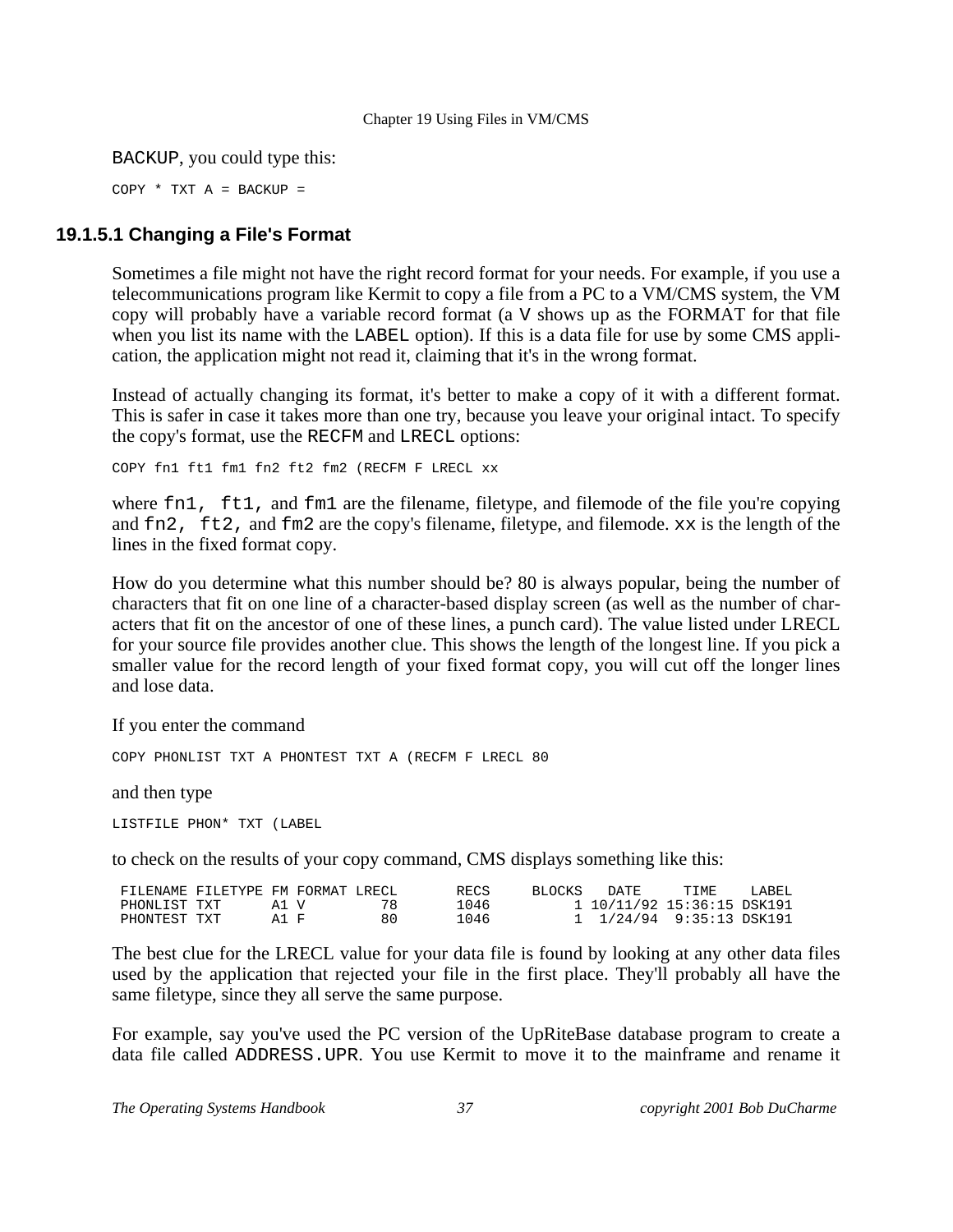BACKUP, you could type this:

```
COPY * TXT A = BACKUP =
```

### 19.1.5.1 Changing a File's Format

Sometimes a file might not have the right record format for your needs. For example, if you use a telecommunications program like Kermit to copy a file from a PC to a VM/CMS system, the VM copy will probably have a variable record format (a V shows up as the FORMAT for that file when you list its name with the LABEL option). If this is a data file for use by some CMS application, the application might not read it, claiming that it's in the wrong format.

Instead of actually changing its format, it's better to make a copy of it with a different format. This is safer in case it takes more than one try, because you leave your original intact. To specify the copy's format, use the RECFM and LRECL options:

```
COPY fn1 ft1 fm1 fn2 ft2 fm2 (RECFM F LRECL xx
```

where fn1, ft1, and fm1 are the filename, filetype, and filemode of the file you're copying and fn2, ft2, and fm2 are the copy's filename, filetype, and filemode. xx is the length of the lines in the fixed format copy.

How do you determine what this number should be? 80 is always popular, being the number of characters that fit on one line of a character-based display screen (as well as the number of characters that fit on the ancestor of one of these lines, a punch card). The value listed under LRECL for your source file provides another clue. This shows the length of the longest line. If you pick a smaller value for the record length of your fixed format copy, you will cut off the longer lines and lose data.

If you enter the command

```
COPY PHONLIST TXT A PHONTEST TXT A (RECFM F LRECL 80
```

and then type

```
LISTFILE PHON* TXT (LABEL
```

to check on the results of your copy command, CMS displays something like this:

```
 FILENAME FILETYPE FM FORMAT LRECL       RECS     BLOCKS   DATE      TIME    LABEL
 PHONLIST TXT      A1 V         78       1046          1 10/11/92 15:36:15 DSK191
 PHONTEST TXT      A1 F         80       1046          1  1/24/94  9:35:13 DSK191
```

The best clue for the LRECL value for your data file is found by looking at any other data files used by the application that rejected your file in the first place. They'll probably all have the same filetype, since they all serve the same purpose.

For example, say you've used the PC version of the UpRiteBase database program to create a data file called ADDRESS.UPR. You use Kermit to move it to the mainframe and rename it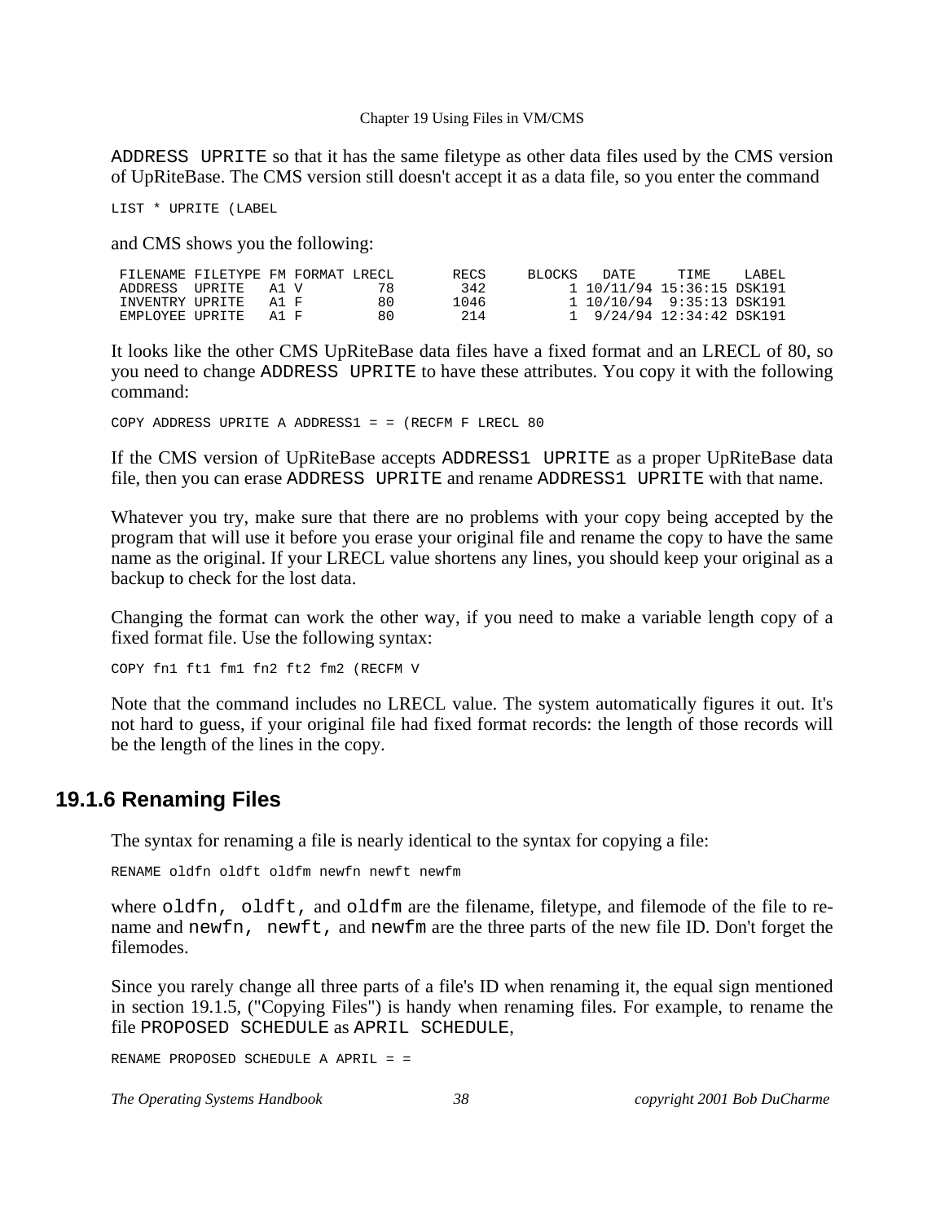ADDRESS UPRITE so that it has the same filetype as other data files used by the CMS version of UpRiteBase. The CMS version still doesn't accept it as a data file, so you enter the command

```
LIST * UPRITE (LABEL
```

and CMS shows you the following:

```
 FILENAME FILETYPE FM FORMAT LRECL       RECS     BLOCKS   DATE     TIME    LABEL
 ADDRESS  UPRITE   A1 V         78        342          1 10/11/94 15:36:15 DSK191
 INVENTRY UPRITE   A1 F         80       1046          1 10/10/94  9:35:13 DSK191
 EMPLOYEE UPRITE   A1 F         80        214          1  9/24/94 12:34:42 DSK191
```

It looks like the other CMS UpRiteBase data files have a fixed format and an LRECL of 80, so you need to change ADDRESS UPRITE to have these attributes. You copy it with the following command:

```
COPY ADDRESS UPRITE A ADDRESS1 = = (RECFM F LRECL 80
```

If the CMS version of UpRiteBase accepts ADDRESS1 UPRITE as a proper UpRiteBase data file, then you can erase ADDRESS UPRITE and rename ADDRESS1 UPRITE with that name.

Whatever you try, make sure that there are no problems with your copy being accepted by the program that will use it before you erase your original file and rename the copy to have the same name as the original. If your LRECL value shortens any lines, you should keep your original as a backup to check for the lost data.

Changing the format can work the other way, if you need to make a variable length copy of a fixed format file. Use the following syntax:

```
COPY fn1 ft1 fm1 fn2 ft2 fm2 (RECFM V
```

Note that the command includes no LRECL value. The system automatically figures it out. It's not hard to guess, if your original file had fixed format records: the length of those records will be the length of the lines in the copy.

### 19.1.6 Renaming Files

The syntax for renaming a file is nearly identical to the syntax for copying a file:

```
RENAME oldfn oldft oldfm newfn newft newfm
```

where oldfn, oldft, and oldfm are the filename, filetype, and filemode of the file to rename and newfn, newft, and newfm are the three parts of the new file ID. Don't forget the filemodes.

Since you rarely change all three parts of a file's ID when renaming it, the equal sign mentioned in section 19.1.5, ("Copying Files") is handy when renaming files. For example, to rename the file PROPOSED SCHEDULE as APRIL SCHEDULE,

```
RENAME PROPOSED SCHEDULE A APRIL = =
```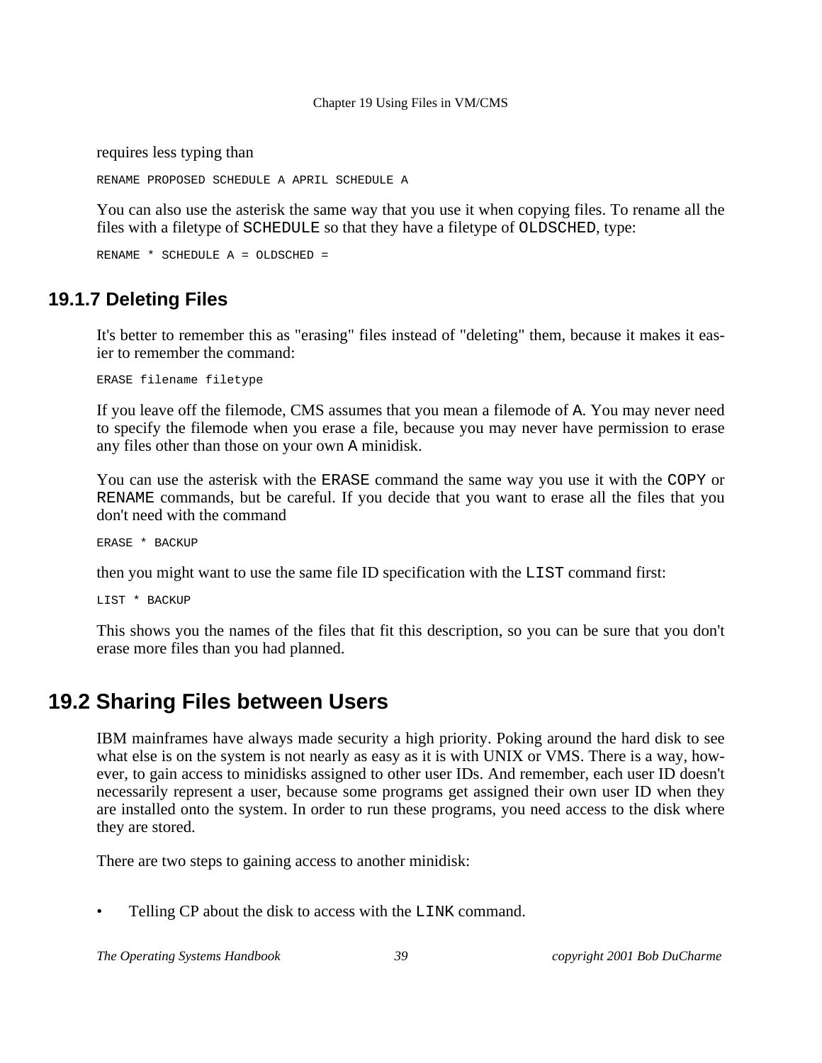requires less typing than

```
RENAME PROPOSED SCHEDULE A APRIL SCHEDULE A
```

You can also use the asterisk the same way that you use it when copying files. To rename all the files with a filetype of `SCHEDULE` so that they have a filetype of `OLDSCHED`, type:

```
RENAME * SCHEDULE A = OLDSCHED =
```

### 19.1.7 Deleting Files

It's better to remember this as "erasing" files instead of "deleting" them, because it makes it easier to remember the command:

```
ERASE filename filetype
```

If you leave off the filemode, CMS assumes that you mean a filemode of `A`. You may never need to specify the filemode when you erase a file, because you may never have permission to erase any files other than those on your own `A` minidisk.

You can use the asterisk with the `ERASE` command the same way you use it with the `COPY` or `RENAME` commands, but be careful. If you decide that you want to erase all the files that you don't need with the command

```
ERASE * BACKUP
```

then you might want to use the same file ID specification with the `LIST` command first:

```
LIST * BACKUP
```

This shows you the names of the files that fit this description, so you can be sure that you don't erase more files than you had planned.

## 19.2 Sharing Files between Users

IBM mainframes have always made security a high priority. Poking around the hard disk to see what else is on the system is not nearly as easy as it is with UNIX or VMS. There is a way, however, to gain access to minidisks assigned to other user IDs. And remember, each user ID doesn't necessarily represent a user, because some programs get assigned their own user ID when they are installed onto the system. In order to run these programs, you need access to the disk where they are stored.

There are two steps to gaining access to another minidisk:

- Telling CP about the disk to access with the `LINK` command.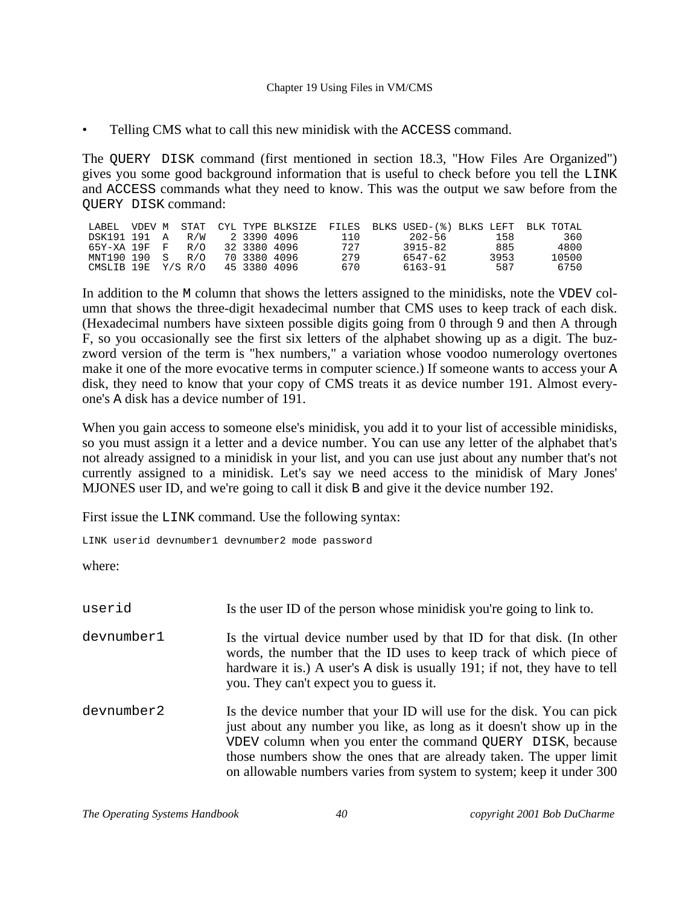- Telling CMS what to call this new minidisk with the `ACCESS` command.

The `QUERY DISK` command (first mentioned in section 18.3, "How Files Are Organized") gives you some good background information that is useful to check before you tell the `LINK` and `ACCESS` commands what they need to know. This was the output we saw before from the `QUERY DISK` command:

```
 LABEL  VDEV M   STAT  CYL TYPE BLKSIZE  FILES  BLKS USED-(%) BLKS LEFT  BLK TOTAL
 DSK191 191  A   R/W    2 3390 4096       110       202-56        158        360
 65Y-XA 19F  F   R/O   32 3380 4096       727      3915-82        885       4800
 MNT190 190  S   R/O   70 3380 4096       279      6547-62       3953      10500
 CMSLIB 19E  Y/S R/O   45 3380 4096       670      6163-91        587       6750
```

In addition to the `M` column that shows the letters assigned to the minidisks, note the `VDEV` column that shows the three-digit hexadecimal number that CMS uses to keep track of each disk. (Hexadecimal numbers have sixteen possible digits going from 0 through 9 and then A through F, so you occasionally see the first six letters of the alphabet showing up as a digit. The buzzword version of the term is "hex numbers," a variation whose voodoo numerology overtones make it one of the more evocative terms in computer science.) If someone wants to access your `A` disk, they need to know that your copy of CMS treats it as device number 191. Almost everyone's `A` disk has a device number of 191.

When you gain access to someone else's minidisk, you add it to your list of accessible minidisks, so you must assign it a letter and a device number. You can use any letter of the alphabet that's not already assigned to a minidisk in your list, and you can use just about any number that's not currently assigned to a minidisk. Let's say we need access to the minidisk of Mary Jones' MJONES user ID, and we're going to call it disk `B` and give it the device number 192.

First issue the `LINK` command. Use the following syntax:

```
LINK userid devnumber1 devnumber2 mode password
```

where:

`userid` — Is the user ID of the person whose minidisk you're going to link to.

`devnumber1` — Is the virtual device number used by that ID for that disk. (In other words, the number that the ID uses to keep track of which piece of hardware it is.) A user's `A` disk is usually 191; if not, they have to tell you. They can't expect you to guess it.

`devnumber2` — Is the device number that your ID will use for the disk. You can pick just about any number you like, as long as it doesn't show up in the `VDEV` column when you enter the command `QUERY DISK`, because those numbers show the ones that are already taken. The upper limit on allowable numbers varies from system to system; keep it under 300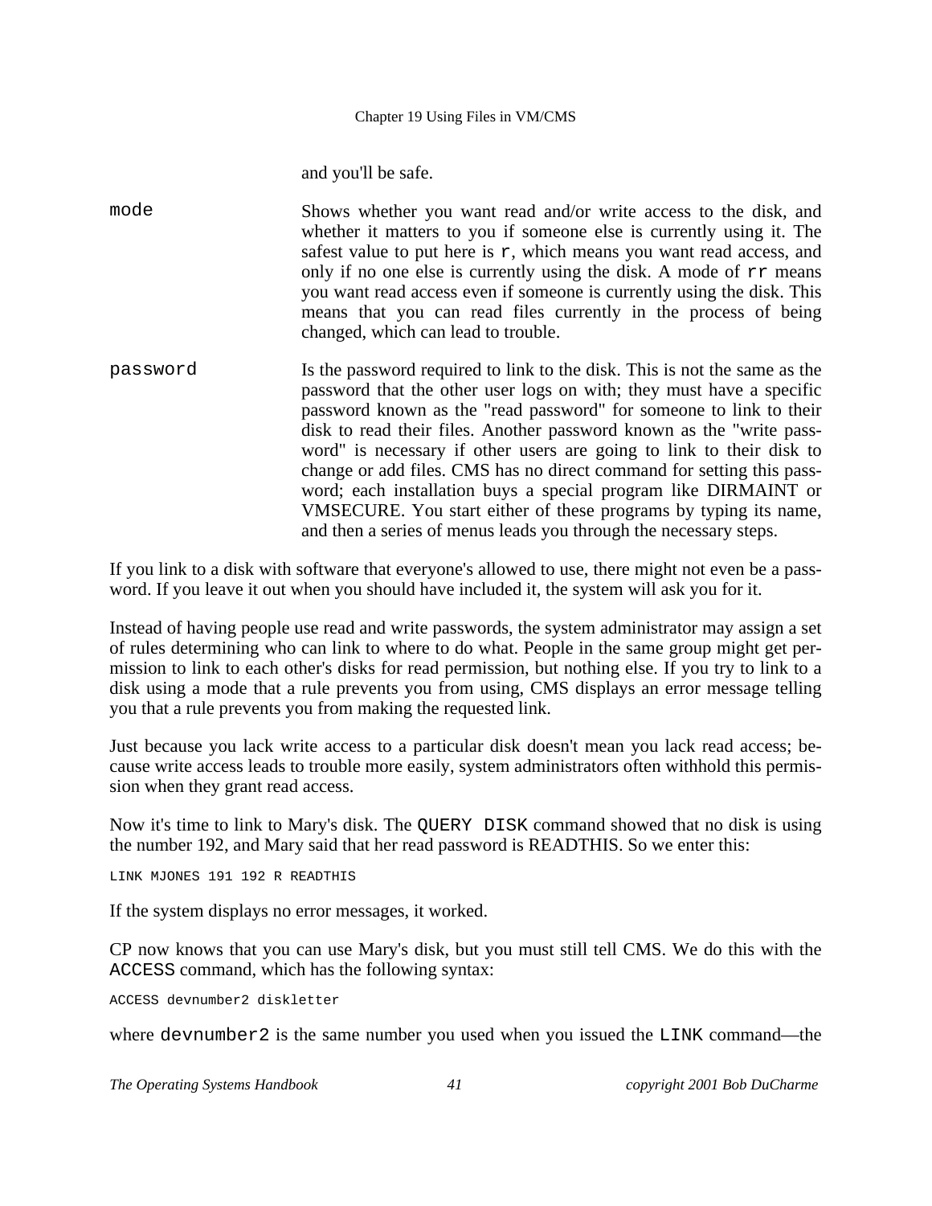and you'll be safe.

`mode` Shows whether you want read and/or write access to the disk, and whether it matters to you if someone else is currently using it. The safest value to put here is `r`, which means you want read access, and only if no one else is currently using the disk. A mode of `rr` means you want read access even if someone is currently using the disk. This means that you can read files currently in the process of being changed, which can lead to trouble.

`password` Is the password required to link to the disk. This is not the same as the password that the other user logs on with; they must have a specific password known as the "read password" for someone to link to their disk to read their files. Another password known as the "write password" is necessary if other users are going to link to their disk to change or add files. CMS has no direct command for setting this password; each installation buys a special program like DIRMAINT or VMSECURE. You start either of these programs by typing its name, and then a series of menus leads you through the necessary steps.

If you link to a disk with software that everyone's allowed to use, there might not even be a password. If you leave it out when you should have included it, the system will ask you for it.

Instead of having people use read and write passwords, the system administrator may assign a set of rules determining who can link to where to do what. People in the same group might get permission to link to each other's disks for read permission, but nothing else. If you try to link to a disk using a mode that a rule prevents you from using, CMS displays an error message telling you that a rule prevents you from making the requested link.

Just because you lack write access to a particular disk doesn't mean you lack read access; because write access leads to trouble more easily, system administrators often withhold this permission when they grant read access.

Now it's time to link to Mary's disk. The `QUERY DISK` command showed that no disk is using the number 192, and Mary said that her read password is READTHIS. So we enter this:

```
LINK MJONES 191 192 R READTHIS
```

If the system displays no error messages, it worked.

CP now knows that you can use Mary's disk, but you must still tell CMS. We do this with the `ACCESS` command, which has the following syntax:

```
ACCESS devnumber2 diskletter
```

where `devnumber2` is the same number you used when you issued the `LINK` command—the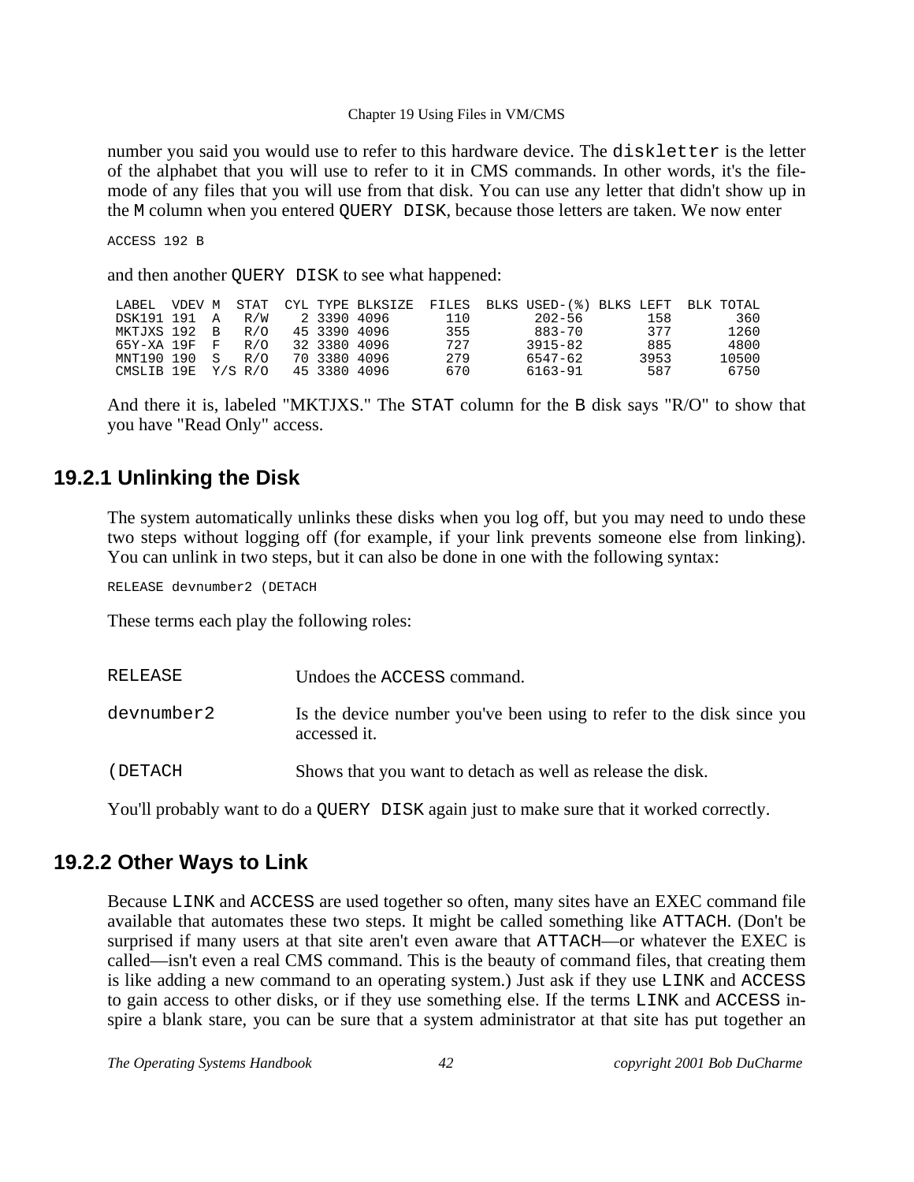number you said you would use to refer to this hardware device. The `diskletter` is the letter of the alphabet that you will use to refer to it in CMS commands. In other words, it's the file-mode of any files that you will use from that disk. You can use any letter that didn't show up in the `M` column when you entered `QUERY DISK`, because those letters are taken. We now enter

```
ACCESS 192 B
```

and then another `QUERY DISK` to see what happened:

```
LABEL  VDEV M  STAT  CYL TYPE BLKSIZE  FILES  BLKS USED-(%) BLKS LEFT  BLK TOTAL
DSK191 191  A   R/W    2 3390 4096       110        202-56        158        360
MKTJXS 192  B   R/O   45 3390 4096       355        883-70        377       1260
65Y-XA 19F  F   R/O   32 3380 4096       727       3915-82        885       4800
MNT190 190  S   R/O   70 3380 4096       279       6547-62       3953      10500
CMSLIB 19E  Y/S R/O   45 3380 4096       670       6163-91        587       6750
```

And there it is, labeled "MKTJXS." The `STAT` column for the `B` disk says "R/O" to show that you have "Read Only" access.

## 19.2.1 Unlinking the Disk

The system automatically unlinks these disks when you log off, but you may need to undo these two steps without logging off (for example, if your link prevents someone else from linking). You can unlink in two steps, but it can also be done in one with the following syntax:

```
RELEASE devnumber2 (DETACH
```

These terms each play the following roles:

| | |
|---|---|
| `RELEASE` | Undoes the `ACCESS` command. |
| `devnumber2` | Is the device number you've been using to refer to the disk since you accessed it. |
| `(DETACH` | Shows that you want to detach as well as release the disk. |

You'll probably want to do a `QUERY DISK` again just to make sure that it worked correctly.

## 19.2.2 Other Ways to Link

Because `LINK` and `ACCESS` are used together so often, many sites have an EXEC command file available that automates these two steps. It might be called something like `ATTACH`. (Don't be surprised if many users at that site aren't even aware that `ATTACH`—or whatever the EXEC is called—isn't even a real CMS command. This is the beauty of command files, that creating them is like adding a new command to an operating system.) Just ask if they use `LINK` and `ACCESS` to gain access to other disks, or if they use something else. If the terms `LINK` and `ACCESS` inspire a blank stare, you can be sure that a system administrator at that site has put together an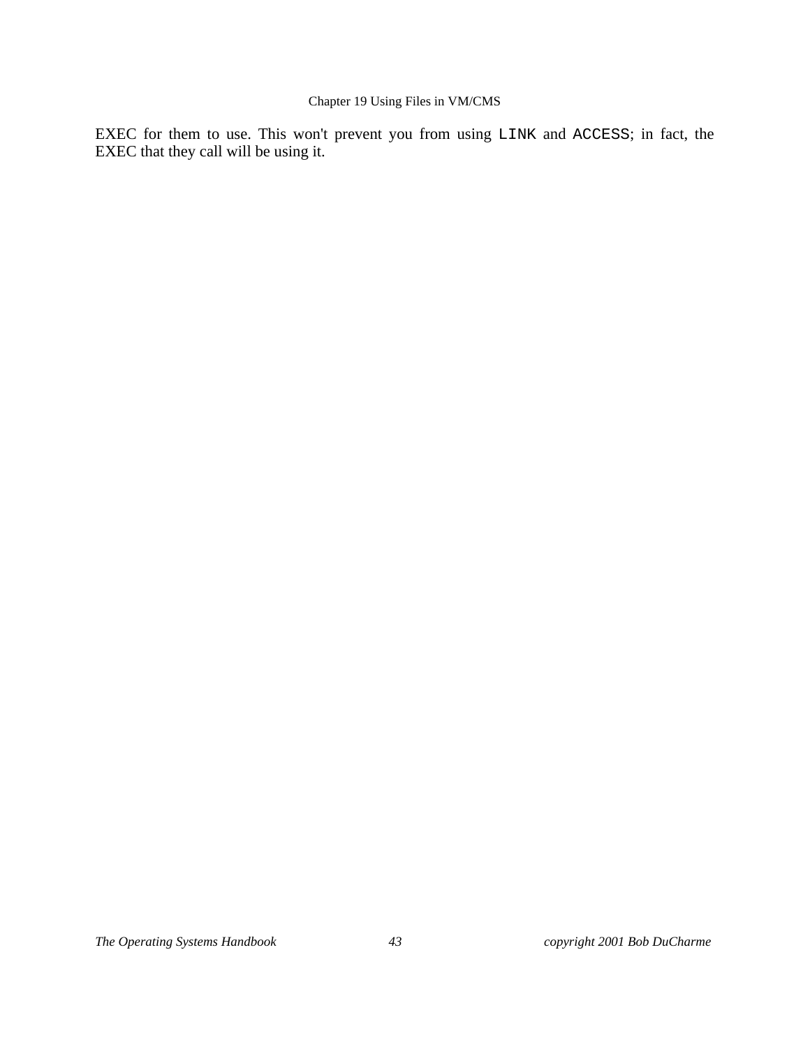EXEC for them to use. This won't prevent you from using `LINK` and `ACCESS`; in fact, the EXEC that they call will be using it.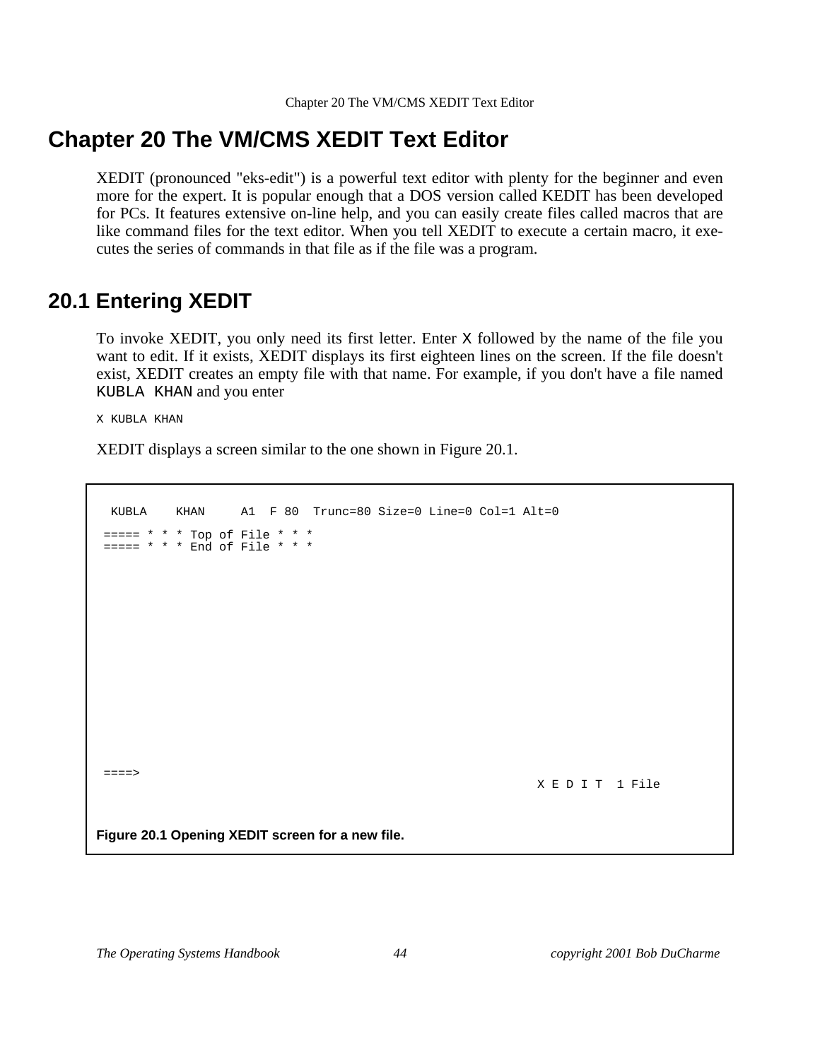# Chapter 20 The VM/CMS XEDIT Text Editor

XEDIT (pronounced "eks-edit") is a powerful text editor with plenty for the beginner and even more for the expert. It is popular enough that a DOS version called KEDIT has been developed for PCs. It features extensive on-line help, and you can easily create files called macros that are like command files for the text editor. When you tell XEDIT to execute a certain macro, it executes the series of commands in that file as if the file was a program.

## 20.1 Entering XEDIT

To invoke XEDIT, you only need its first letter. Enter `X` followed by the name of the file you want to edit. If it exists, XEDIT displays its first eighteen lines on the screen. If the file doesn't exist, XEDIT creates an empty file with that name. For example, if you don't have a file named `KUBLA KHAN` and you enter

```
X KUBLA KHAN
```

XEDIT displays a screen similar to the one shown in Figure 20.1.

```
 KUBLA    KHAN     A1  F 80  Trunc=80 Size=0 Line=0 Col=1 Alt=0

===== * * * Top of File * * *
===== * * * End of File * * *
















====>
                                                       X E D I T  1 File
```

**Figure 20.1 Opening XEDIT screen for a new file.**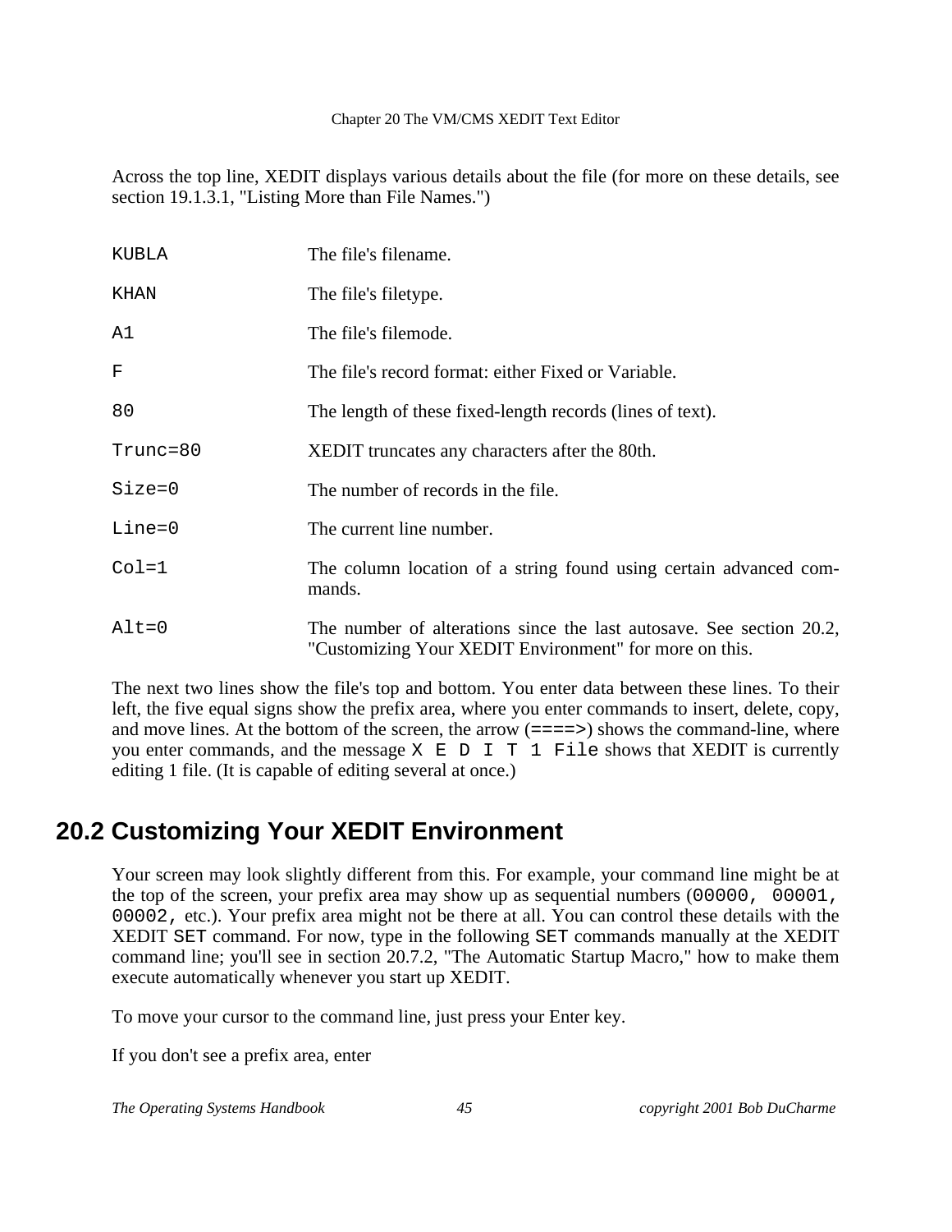Across the top line, XEDIT displays various details about the file (for more on these details, see section 19.1.3.1, "Listing More than File Names.")

| | |
|---|---|
| `KUBLA` | The file's filename. |
| `KHAN` | The file's filetype. |
| `A1` | The file's filemode. |
| `F` | The file's record format: either Fixed or Variable. |
| `80` | The length of these fixed-length records (lines of text). |
| `Trunc=80` | XEDIT truncates any characters after the 80th. |
| `Size=0` | The number of records in the file. |
| `Line=0` | The current line number. |
| `Col=1` | The column location of a string found using certain advanced commands. |
| `Alt=0` | The number of alterations since the last autosave. See section 20.2, "Customizing Your XEDIT Environment" for more on this. |

The next two lines show the file's top and bottom. You enter data between these lines. To their left, the five equal signs show the prefix area, where you enter commands to insert, delete, copy, and move lines. At the bottom of the screen, the arrow (`====>`) shows the command-line, where you enter commands, and the message `X E D I T 1 File` shows that XEDIT is currently editing 1 file. (It is capable of editing several at once.)

## 20.2 Customizing Your XEDIT Environment

Your screen may look slightly different from this. For example, your command line might be at the top of the screen, your prefix area may show up as sequential numbers (`00000, 00001, 00002,` etc.). Your prefix area might not be there at all. You can control these details with the XEDIT `SET` command. For now, type in the following `SET` commands manually at the XEDIT command line; you'll see in section 20.7.2, "The Automatic Startup Macro," how to make them execute automatically whenever you start up XEDIT.

To move your cursor to the command line, just press your Enter key.

If you don't see a prefix area, enter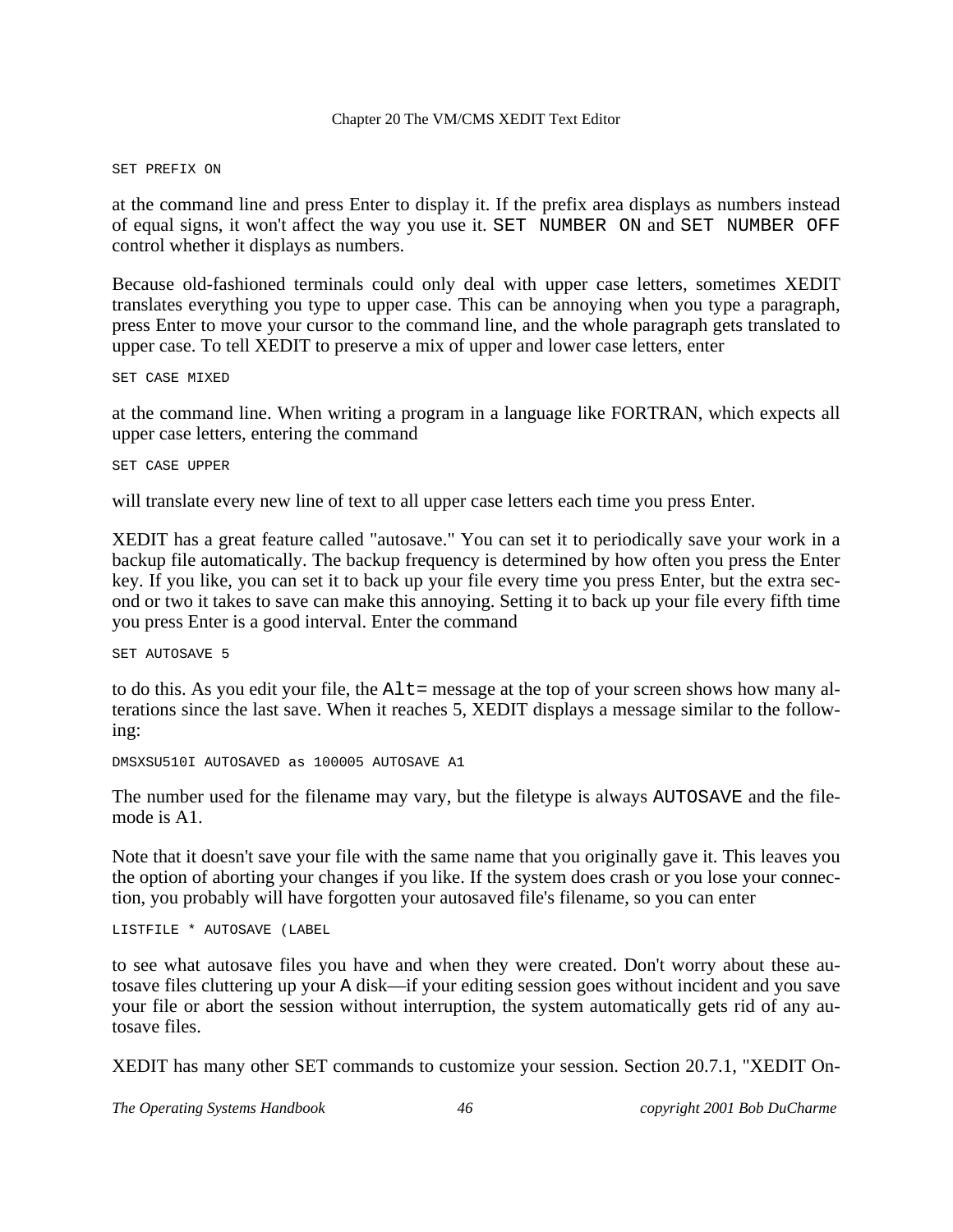```
SET PREFIX ON
```

at the command line and press Enter to display it. If the prefix area displays as numbers instead of equal signs, it won't affect the way you use it. `SET NUMBER ON` and `SET NUMBER OFF` control whether it displays as numbers.

Because old-fashioned terminals could only deal with upper case letters, sometimes XEDIT translates everything you type to upper case. This can be annoying when you type a paragraph, press Enter to move your cursor to the command line, and the whole paragraph gets translated to upper case. To tell XEDIT to preserve a mix of upper and lower case letters, enter

```
SET CASE MIXED
```

at the command line. When writing a program in a language like FORTRAN, which expects all upper case letters, entering the command

```
SET CASE UPPER
```

will translate every new line of text to all upper case letters each time you press Enter.

XEDIT has a great feature called "autosave." You can set it to periodically save your work in a backup file automatically. The backup frequency is determined by how often you press the Enter key. If you like, you can set it to back up your file every time you press Enter, but the extra second or two it takes to save can make this annoying. Setting it to back up your file every fifth time you press Enter is a good interval. Enter the command

```
SET AUTOSAVE 5
```

to do this. As you edit your file, the `Alt=` message at the top of your screen shows how many alterations since the last save. When it reaches 5, XEDIT displays a message similar to the following:

```
DMSXSU510I AUTOSAVED as 100005 AUTOSAVE A1
```

The number used for the filename may vary, but the filetype is always `AUTOSAVE` and the filemode is A1.

Note that it doesn't save your file with the same name that you originally gave it. This leaves you the option of aborting your changes if you like. If the system does crash or you lose your connection, you probably will have forgotten your autosaved file's filename, so you can enter

```
LISTFILE * AUTOSAVE (LABEL
```

to see what autosave files you have and when they were created. Don't worry about these autosave files cluttering up your `A` disk—if your editing session goes without incident and you save your file or abort the session without interruption, the system automatically gets rid of any autosave files.

XEDIT has many other SET commands to customize your session. Section 20.7.1, "XEDIT On-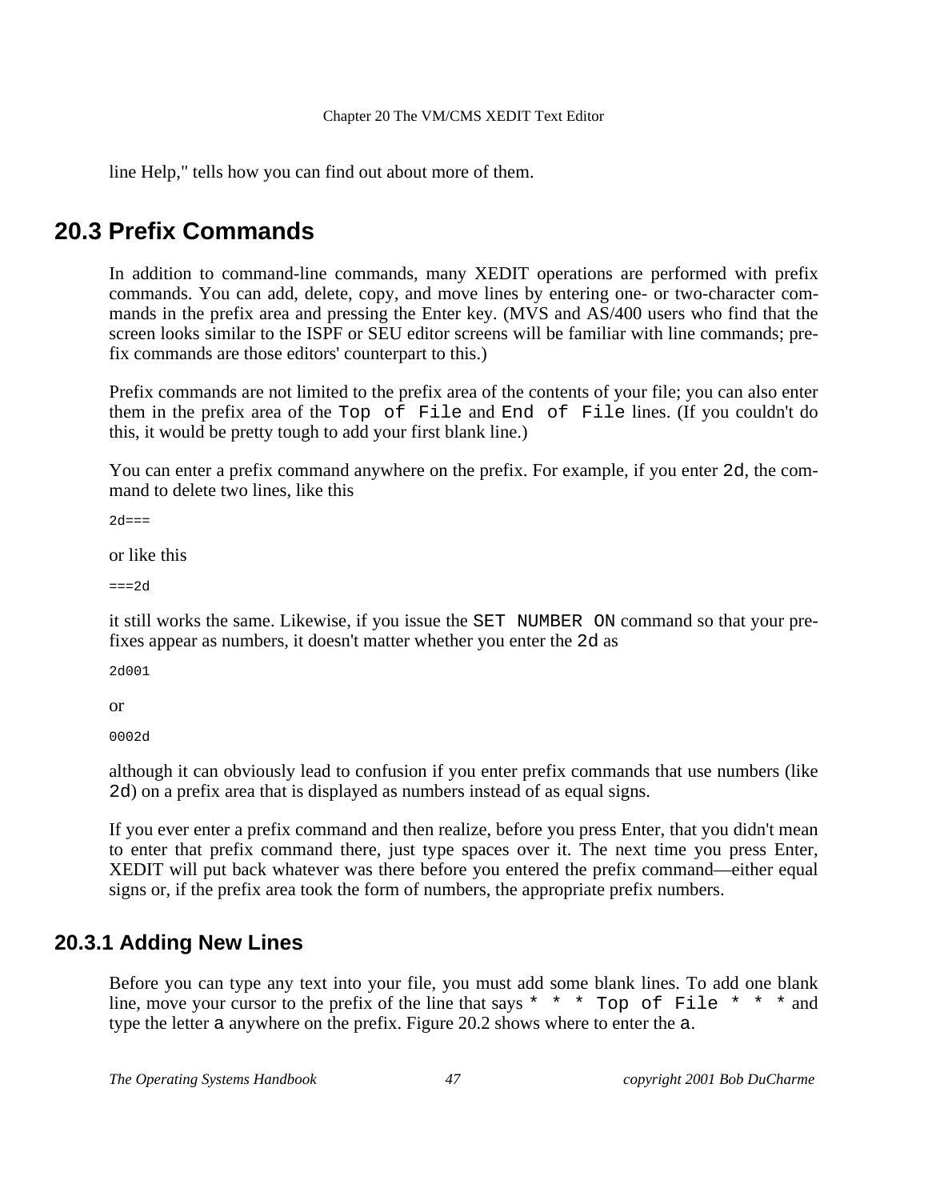line Help," tells how you can find out about more of them.

## 20.3 Prefix Commands

In addition to command-line commands, many XEDIT operations are performed with prefix commands. You can add, delete, copy, and move lines by entering one- or two-character commands in the prefix area and pressing the Enter key. (MVS and AS/400 users who find that the screen looks similar to the ISPF or SEU editor screens will be familiar with line commands; prefix commands are those editors' counterpart to this.)

Prefix commands are not limited to the prefix area of the contents of your file; you can also enter them in the prefix area of the `Top of File` and `End of File` lines. (If you couldn't do this, it would be pretty tough to add your first blank line.)

You can enter a prefix command anywhere on the prefix. For example, if you enter `2d`, the command to delete two lines, like this

```
2d===
```

or like this

```
===2d
```

it still works the same. Likewise, if you issue the `SET NUMBER ON` command so that your prefixes appear as numbers, it doesn't matter whether you enter the `2d` as

```
2d001
```

or

```
0002d
```

although it can obviously lead to confusion if you enter prefix commands that use numbers (like `2d`) on a prefix area that is displayed as numbers instead of as equal signs.

If you ever enter a prefix command and then realize, before you press Enter, that you didn't mean to enter that prefix command there, just type spaces over it. The next time you press Enter, XEDIT will put back whatever was there before you entered the prefix command—either equal signs or, if the prefix area took the form of numbers, the appropriate prefix numbers.

### 20.3.1 Adding New Lines

Before you can type any text into your file, you must add some blank lines. To add one blank line, move your cursor to the prefix of the line that says `* * * Top of File * * *` and type the letter `a` anywhere on the prefix. Figure 20.2 shows where to enter the `a`.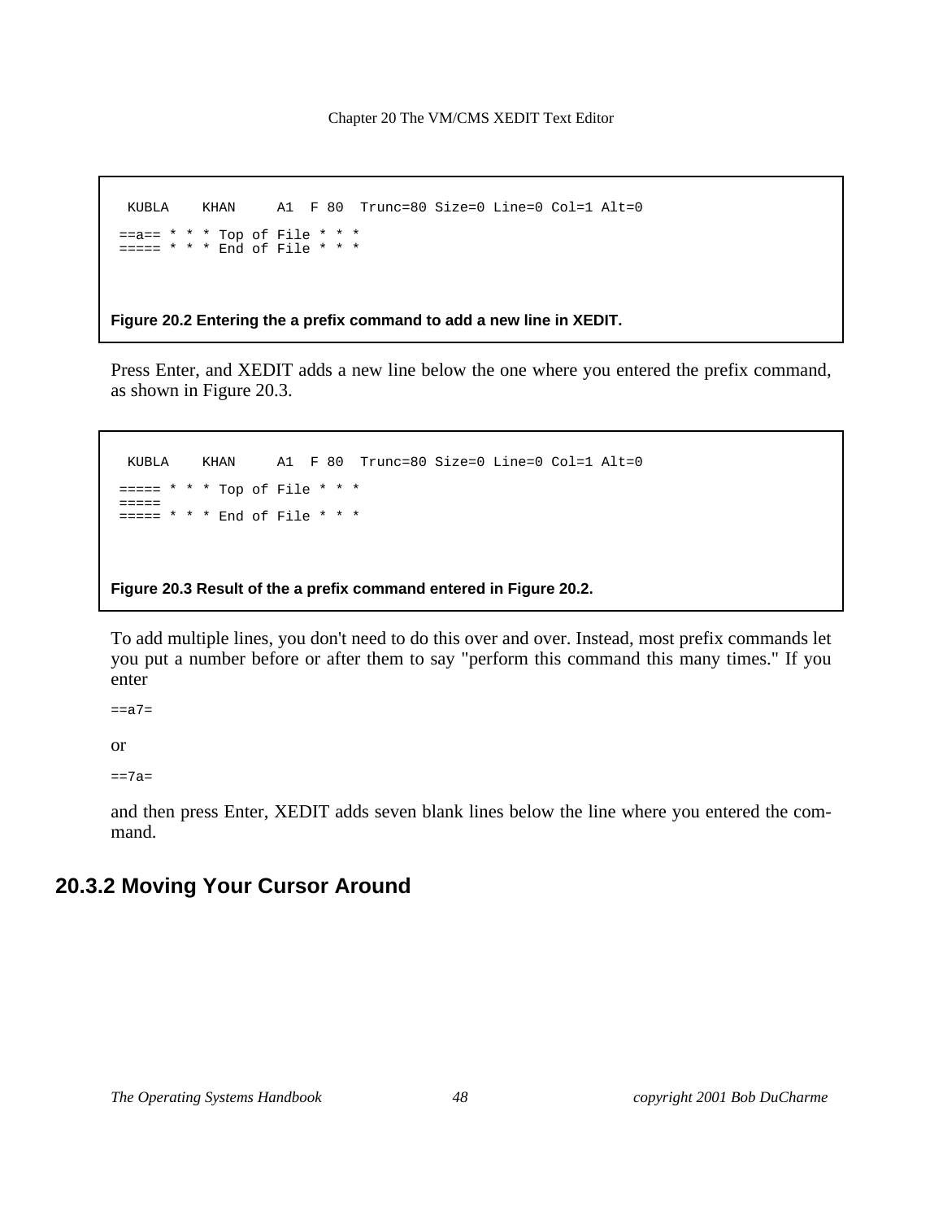```
 KUBLA    KHAN     A1  F 80  Trunc=80 Size=0 Line=0 Col=1 Alt=0

==a== * * * Top of File * * *
===== * * * End of File * * *
```

**Figure 20.2 Entering the a prefix command to add a new line in XEDIT.**

Press Enter, and XEDIT adds a new line below the one where you entered the prefix command, as shown in Figure 20.3.

```
 KUBLA    KHAN     A1  F 80  Trunc=80 Size=0 Line=0 Col=1 Alt=0

===== * * * Top of File * * *
=====
===== * * * End of File * * *
```

**Figure 20.3 Result of the a prefix command entered in Figure 20.2.**

To add multiple lines, you don't need to do this over and over. Instead, most prefix commands let you put a number before or after them to say "perform this command this many times." If you enter

```
==a7=
```

or

```
==7a=
```

and then press Enter, XEDIT adds seven blank lines below the line where you entered the command.

## 20.3.2 Moving Your Cursor Around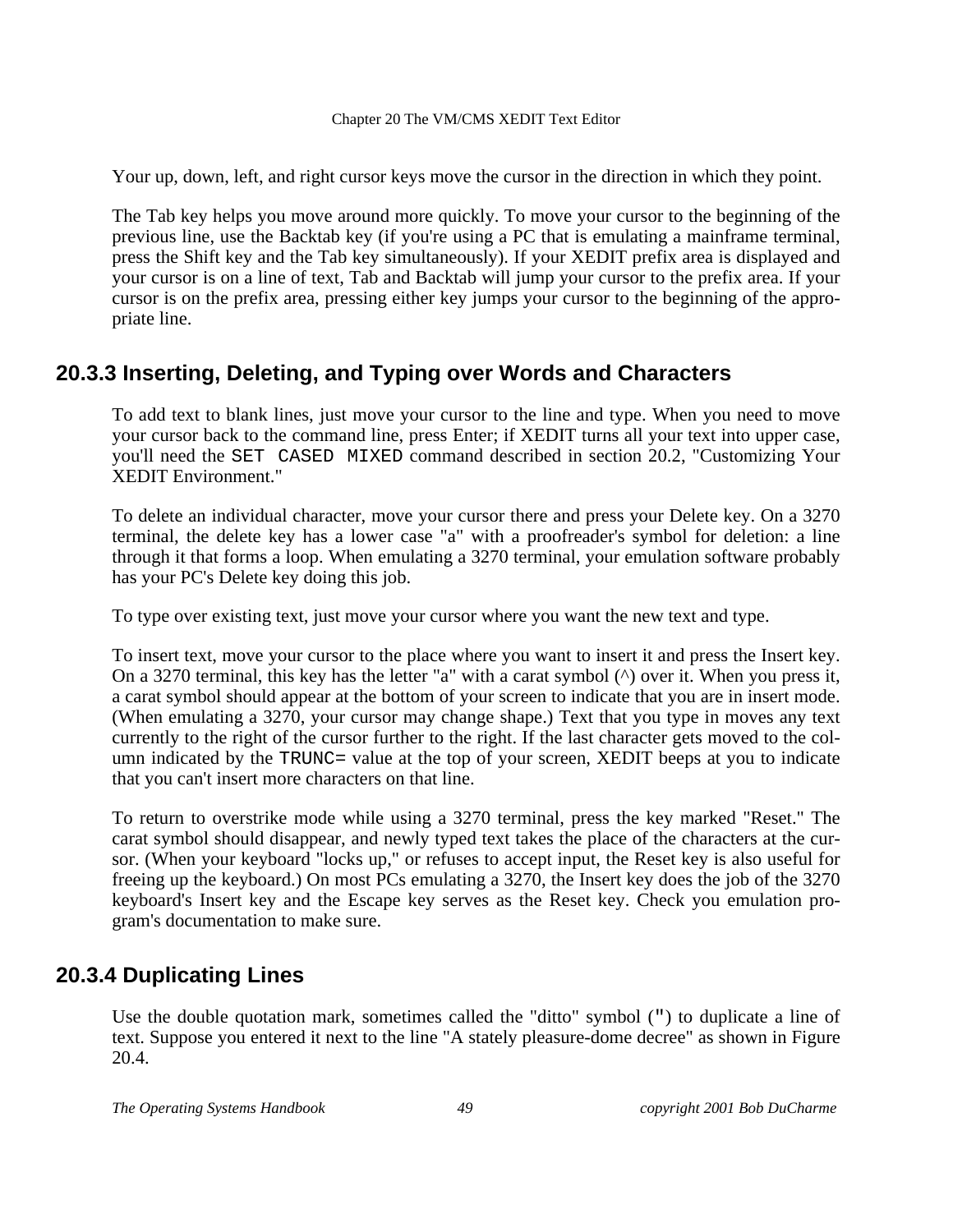Your up, down, left, and right cursor keys move the cursor in the direction in which they point.

The Tab key helps you move around more quickly. To move your cursor to the beginning of the previous line, use the Backtab key (if you're using a PC that is emulating a mainframe terminal, press the Shift key and the Tab key simultaneously). If your XEDIT prefix area is displayed and your cursor is on a line of text, Tab and Backtab will jump your cursor to the prefix area. If your cursor is on the prefix area, pressing either key jumps your cursor to the beginning of the appropriate line.

### 20.3.3 Inserting, Deleting, and Typing over Words and Characters

To add text to blank lines, just move your cursor to the line and type. When you need to move your cursor back to the command line, press Enter; if XEDIT turns all your text into upper case, you'll need the `SET CASED MIXED` command described in section 20.2, "Customizing Your XEDIT Environment."

To delete an individual character, move your cursor there and press your Delete key. On a 3270 terminal, the delete key has a lower case "a" with a proofreader's symbol for deletion: a line through it that forms a loop. When emulating a 3270 terminal, your emulation software probably has your PC's Delete key doing this job.

To type over existing text, just move your cursor where you want the new text and type.

To insert text, move your cursor to the place where you want to insert it and press the Insert key. On a 3270 terminal, this key has the letter "a" with a carat symbol (^) over it. When you press it, a carat symbol should appear at the bottom of your screen to indicate that you are in insert mode. (When emulating a 3270, your cursor may change shape.) Text that you type in moves any text currently to the right of the cursor further to the right. If the last character gets moved to the column indicated by the `TRUNC=` value at the top of your screen, XEDIT beeps at you to indicate that you can't insert more characters on that line.

To return to overstrike mode while using a 3270 terminal, press the key marked "Reset." The carat symbol should disappear, and newly typed text takes the place of the characters at the cursor. (When your keyboard "locks up," or refuses to accept input, the Reset key is also useful for freeing up the keyboard.) On most PCs emulating a 3270, the Insert key does the job of the 3270 keyboard's Insert key and the Escape key serves as the Reset key. Check you emulation program's documentation to make sure.

### 20.3.4 Duplicating Lines

Use the double quotation mark, sometimes called the "ditto" symbol (`"`) to duplicate a line of text. Suppose you entered it next to the line "A stately pleasure-dome decree" as shown in Figure 20.4.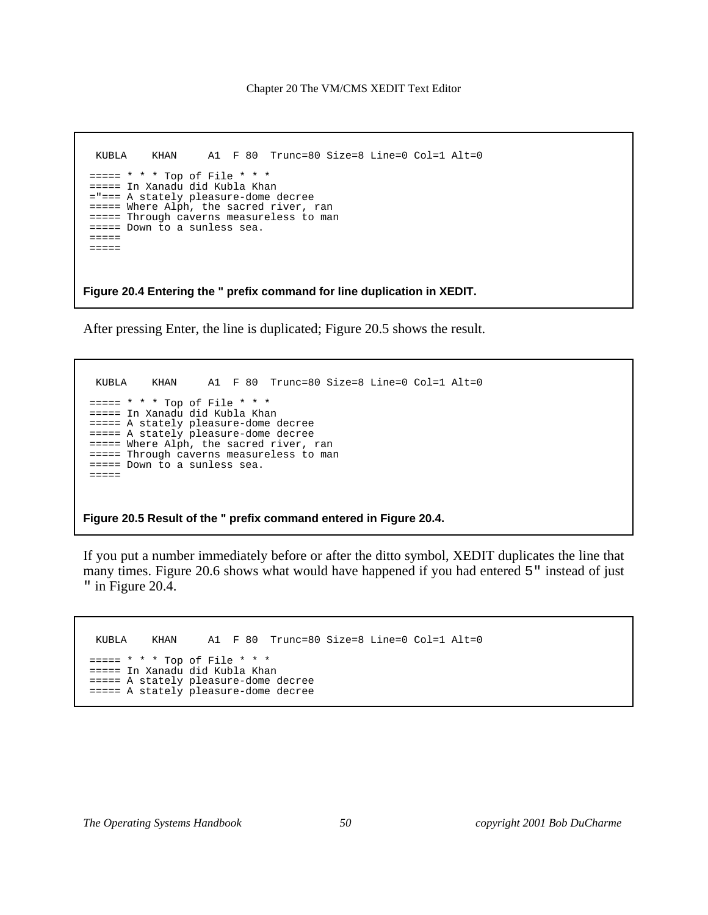```
 KUBLA    KHAN     A1  F 80  Trunc=80 Size=8 Line=0 Col=1 Alt=0

===== * * * Top of File * * *
===== In Xanadu did Kubla Khan
="=== A stately pleasure-dome decree
===== Where Alph, the sacred river, ran
===== Through caverns measureless to man
===== Down to a sunless sea.
=====
=====
```

**Figure 20.4 Entering the " prefix command for line duplication in XEDIT.**

After pressing Enter, the line is duplicated; Figure 20.5 shows the result.

```
 KUBLA    KHAN     A1  F 80  Trunc=80 Size=8 Line=0 Col=1 Alt=0

===== * * * Top of File * * *
===== In Xanadu did Kubla Khan
===== A stately pleasure-dome decree
===== A stately pleasure-dome decree
===== Where Alph, the sacred river, ran
===== Through caverns measureless to man
===== Down to a sunless sea.
=====
```

**Figure 20.5 Result of the " prefix command entered in Figure 20.4.**

If you put a number immediately before or after the ditto symbol, XEDIT duplicates the line that many times. Figure 20.6 shows what would have happened if you had entered `5"` instead of just `"` in Figure 20.4.

```
 KUBLA    KHAN     A1  F 80  Trunc=80 Size=8 Line=0 Col=1 Alt=0

===== * * * Top of File * * *
===== In Xanadu did Kubla Khan
===== A stately pleasure-dome decree
===== A stately pleasure-dome decree
```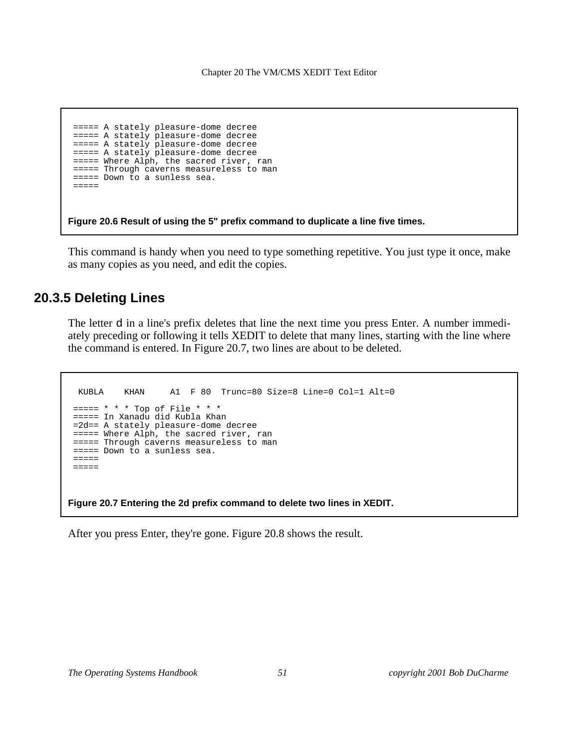```
===== A stately pleasure-dome decree
===== A stately pleasure-dome decree
===== A stately pleasure-dome decree
===== A stately pleasure-dome decree
===== Where Alph, the sacred river, ran
===== Through caverns measureless to man
===== Down to a sunless sea.
=====
```

**Figure 20.6 Result of using the 5" prefix command to duplicate a line five times.**

This command is handy when you need to type something repetitive. You just type it once, make as many copies as you need, and edit the copies.

## 20.3.5 Deleting Lines

The letter `d` in a line's prefix deletes that line the next time you press Enter. A number immediately preceding or following it tells XEDIT to delete that many lines, starting with the line where the command is entered. In Figure 20.7, two lines are about to be deleted.

```
 KUBLA    KHAN     A1  F 80  Trunc=80 Size=8 Line=0 Col=1 Alt=0

===== * * * Top of File * * *
===== In Xanadu did Kubla Khan
=2d== A stately pleasure-dome decree
===== Where Alph, the sacred river, ran
===== Through caverns measureless to man
===== Down to a sunless sea.
=====
=====
```

**Figure 20.7 Entering the 2d prefix command to delete two lines in XEDIT.**

After you press Enter, they're gone. Figure 20.8 shows the result.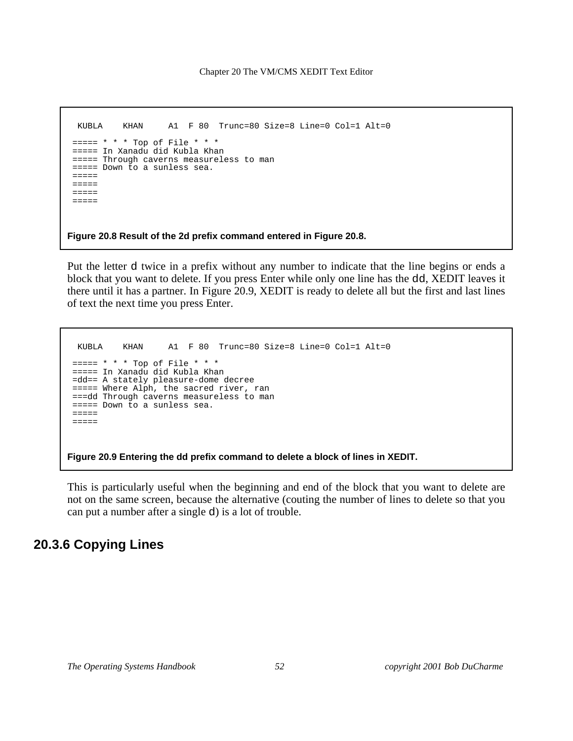```
 KUBLA    KHAN     A1  F 80  Trunc=80 Size=8 Line=0 Col=1 Alt=0

===== * * * Top of File * * *
===== In Xanadu did Kubla Khan
===== Through caverns measureless to man
===== Down to a sunless sea.
=====
=====
=====
=====
```

**Figure 20.8 Result of the 2d prefix command entered in Figure 20.8.**

Put the letter d twice in a prefix without any number to indicate that the line begins or ends a block that you want to delete. If you press Enter while only one line has the dd, XEDIT leaves it there until it has a partner. In Figure 20.9, XEDIT is ready to delete all but the first and last lines of text the next time you press Enter.

```
 KUBLA    KHAN     A1  F 80  Trunc=80 Size=8 Line=0 Col=1 Alt=0

===== * * * Top of File * * *
===== In Xanadu did Kubla Khan
=dd== A stately pleasure-dome decree
===== Where Alph, the sacred river, ran
===dd Through caverns measureless to man
===== Down to a sunless sea.
=====
=====
```

**Figure 20.9 Entering the dd prefix command to delete a block of lines in XEDIT.**

This is particularly useful when the beginning and end of the block that you want to delete are not on the same screen, because the alternative (couting the number of lines to delete so that you can put a number after a single d) is a lot of trouble.

## 20.3.6 Copying Lines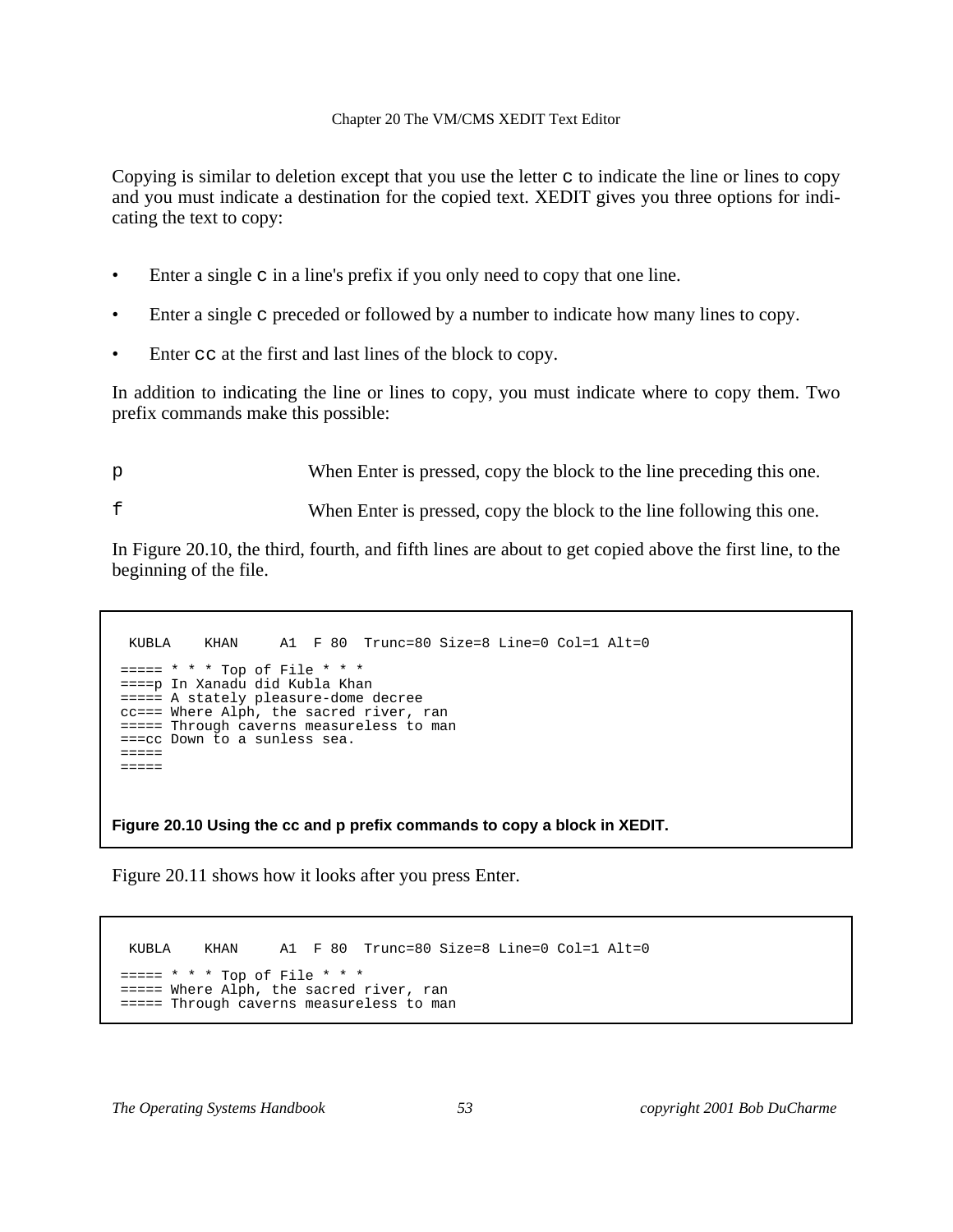Copying is similar to deletion except that you use the letter `c` to indicate the line or lines to copy and you must indicate a destination for the copied text. XEDIT gives you three options for indicating the text to copy:

- Enter a single `c` in a line's prefix if you only need to copy that one line.
- Enter a single `c` preceded or followed by a number to indicate how many lines to copy.
- Enter `cc` at the first and last lines of the block to copy.

In addition to indicating the line or lines to copy, you must indicate where to copy them. Two prefix commands make this possible:

| | |
|---|---|
| `p` | When Enter is pressed, copy the block to the line preceding this one. |
| `f` | When Enter is pressed, copy the block to the line following this one. |

In Figure 20.10, the third, fourth, and fifth lines are about to get copied above the first line, to the beginning of the file.

```
 KUBLA    KHAN     A1  F 80  Trunc=80 Size=8 Line=0 Col=1 Alt=0

===== * * * Top of File * * *
====p In Xanadu did Kubla Khan
===== A stately pleasure-dome decree
cc=== Where Alph, the sacred river, ran
===== Through caverns measureless to man
===cc Down to a sunless sea.
=====
=====
```

**Figure 20.10 Using the cc and p prefix commands to copy a block in XEDIT.**

Figure 20.11 shows how it looks after you press Enter.

```
 KUBLA    KHAN     A1  F 80  Trunc=80 Size=8 Line=0 Col=1 Alt=0

===== * * * Top of File * * *
===== Where Alph, the sacred river, ran
===== Through caverns measureless to man
```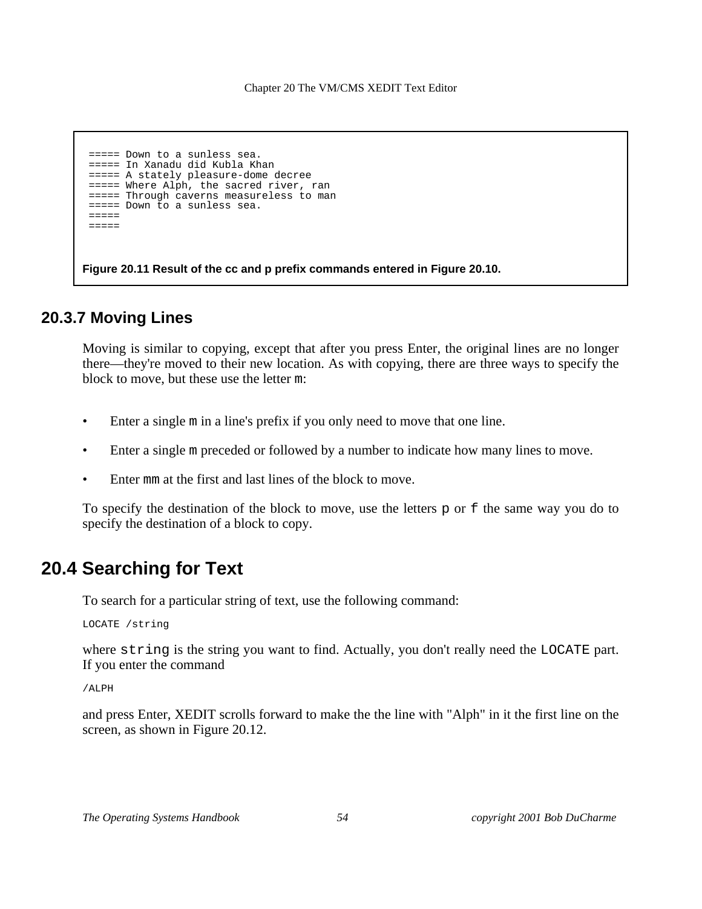```
 ===== Down to a sunless sea.
 ===== In Xanadu did Kubla Khan
 ===== A stately pleasure-dome decree
 ===== Where Alph, the sacred river, ran
 ===== Through caverns measureless to man
 ===== Down to a sunless sea.
 =====
 =====
```

**Figure 20.11 Result of the cc and p prefix commands entered in Figure 20.10.**

### 20.3.7 Moving Lines

Moving is similar to copying, except that after you press Enter, the original lines are no longer there—they're moved to their new location. As with copying, there are three ways to specify the block to move, but these use the letter `m`:

- Enter a single `m` in a line's prefix if you only need to move that one line.
- Enter a single `m` preceded or followed by a number to indicate how many lines to move.
- Enter `mm` at the first and last lines of the block to move.

To specify the destination of the block to move, use the letters `p` or `f` the same way you do to specify the destination of a block to copy.

## 20.4 Searching for Text

To search for a particular string of text, use the following command:

```
LOCATE /string
```

where `string` is the string you want to find. Actually, you don't really need the `LOCATE` part. If you enter the command

```
/ALPH
```

and press Enter, XEDIT scrolls forward to make the the line with "Alph" in it the first line on the screen, as shown in Figure 20.12.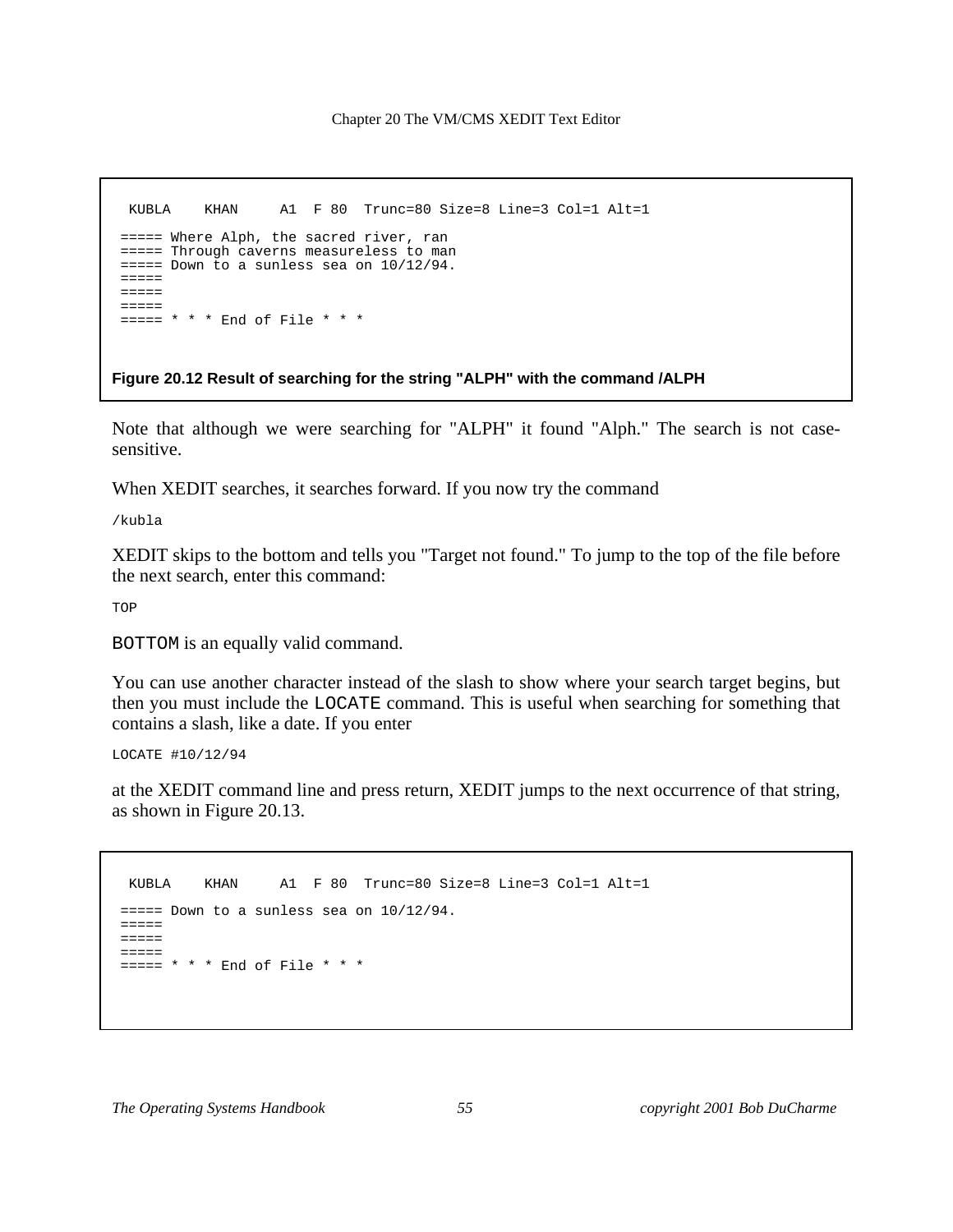```
 KUBLA    KHAN     A1  F 80  Trunc=80 Size=8 Line=3 Col=1 Alt=1

===== Where Alph, the sacred river, ran
===== Through caverns measureless to man
===== Down to a sunless sea on 10/12/94.
=====
=====
=====
===== * * * End of File * * *
```

**Figure 20.12 Result of searching for the string "ALPH" with the command /ALPH**

Note that although we were searching for "ALPH" it found "Alph." The search is not case-sensitive.

When XEDIT searches, it searches forward. If you now try the command

```
/kubla
```

XEDIT skips to the bottom and tells you "Target not found." To jump to the top of the file before the next search, enter this command:

```
TOP
```

`BOTTOM` is an equally valid command.

You can use another character instead of the slash to show where your search target begins, but then you must include the `LOCATE` command. This is useful when searching for something that contains a slash, like a date. If you enter

```
LOCATE #10/12/94
```

at the XEDIT command line and press return, XEDIT jumps to the next occurrence of that string, as shown in Figure 20.13.

```
 KUBLA    KHAN     A1  F 80  Trunc=80 Size=8 Line=3 Col=1 Alt=1

===== Down to a sunless sea on 10/12/94.
=====
=====
=====
===== * * * End of File * * *
```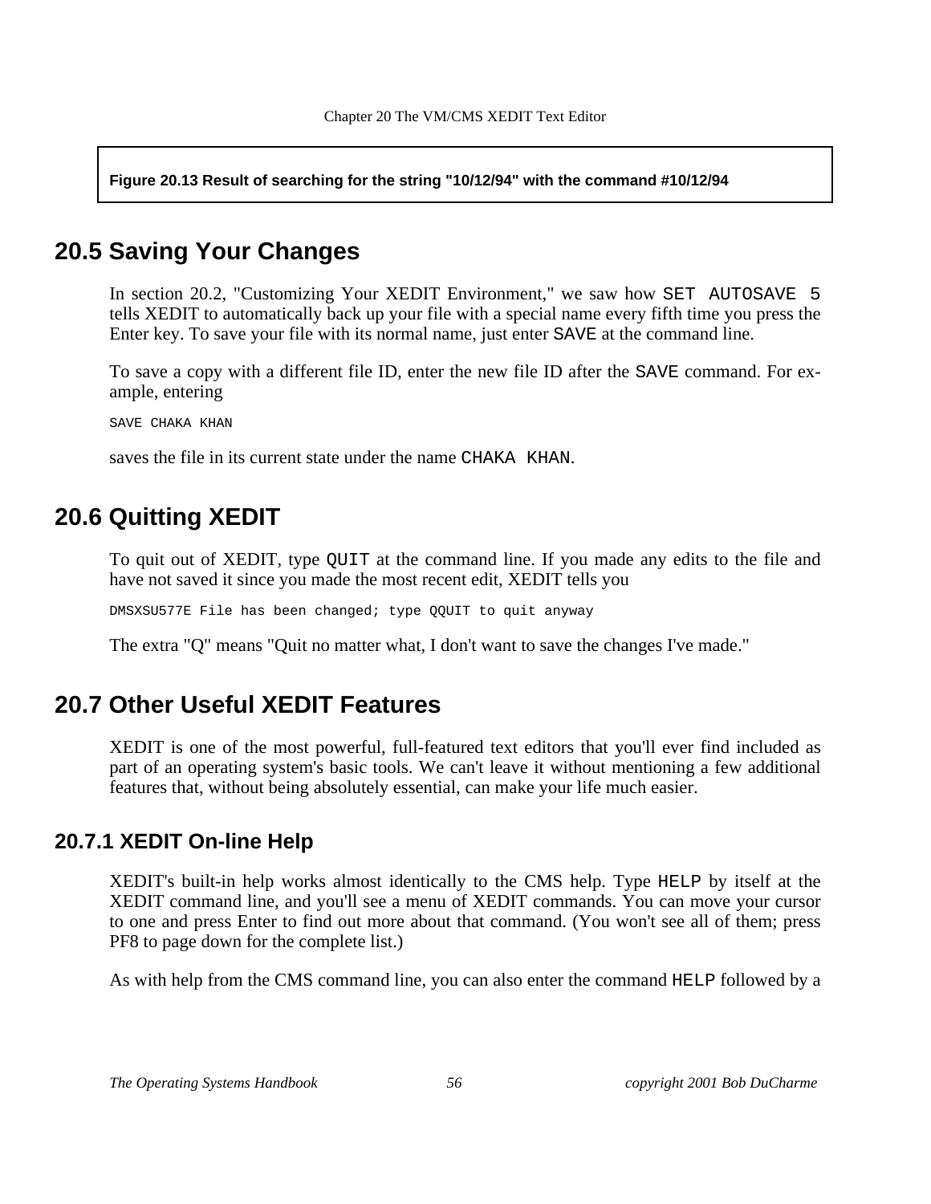**Figure 20.13 Result of searching for the string "10/12/94" with the command #10/12/94**

## 20.5 Saving Your Changes

In section 20.2, "Customizing Your XEDIT Environment," we saw how `SET AUTOSAVE 5` tells XEDIT to automatically back up your file with a special name every fifth time you press the Enter key. To save your file with its normal name, just enter `SAVE` at the command line.

To save a copy with a different file ID, enter the new file ID after the `SAVE` command. For example, entering

```
SAVE CHAKA KHAN
```

saves the file in its current state under the name `CHAKA KHAN`.

## 20.6 Quitting XEDIT

To quit out of XEDIT, type `QUIT` at the command line. If you made any edits to the file and have not saved it since you made the most recent edit, XEDIT tells you

```
DMSXSU577E File has been changed; type QQUIT to quit anyway
```

The extra "Q" means "Quit no matter what, I don't want to save the changes I've made."

## 20.7 Other Useful XEDIT Features

XEDIT is one of the most powerful, full-featured text editors that you'll ever find included as part of an operating system's basic tools. We can't leave it without mentioning a few additional features that, without being absolutely essential, can make your life much easier.

### 20.7.1 XEDIT On-line Help

XEDIT's built-in help works almost identically to the CMS help. Type `HELP` by itself at the XEDIT command line, and you'll see a menu of XEDIT commands. You can move your cursor to one and press Enter to find out more about that command. (You won't see all of them; press PF8 to page down for the complete list.)

As with help from the CMS command line, you can also enter the command `HELP` followed by a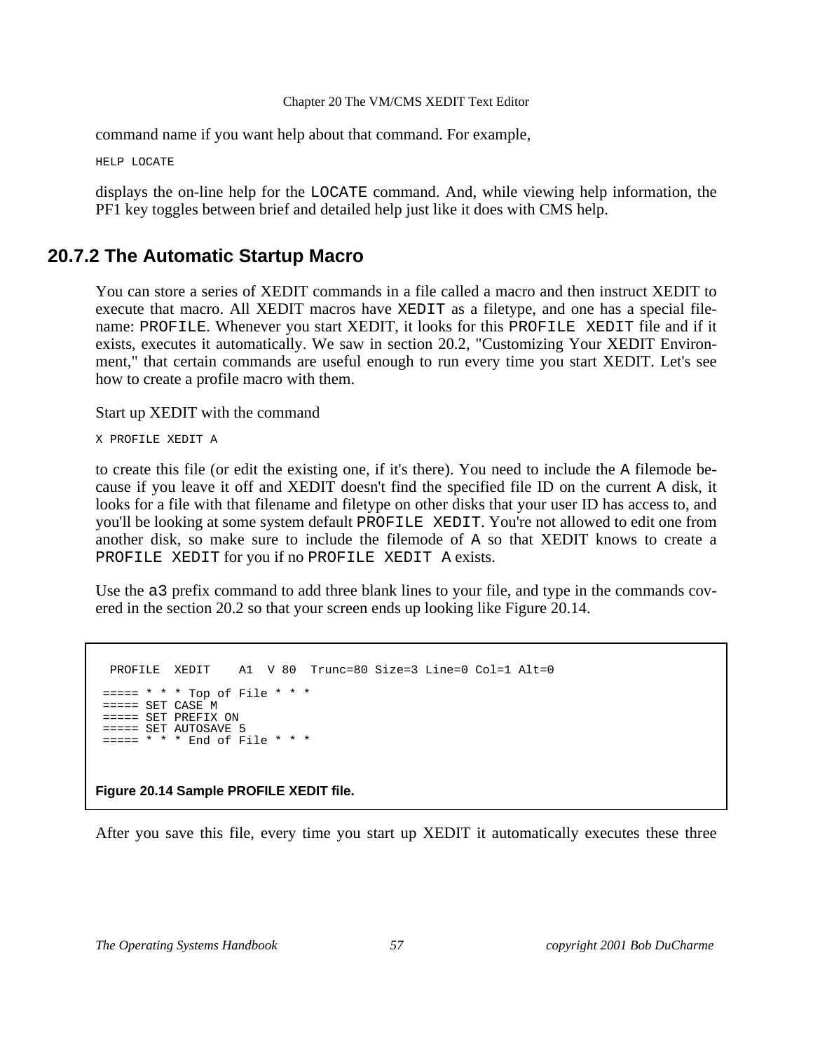command name if you want help about that command. For example,

```
HELP LOCATE
```

displays the on-line help for the `LOCATE` command. And, while viewing help information, the PF1 key toggles between brief and detailed help just like it does with CMS help.

### 20.7.2 The Automatic Startup Macro

You can store a series of XEDIT commands in a file called a macro and then instruct XEDIT to execute that macro. All XEDIT macros have `XEDIT` as a filetype, and one has a special filename: `PROFILE`. Whenever you start XEDIT, it looks for this `PROFILE XEDIT` file and if it exists, executes it automatically. We saw in section 20.2, "Customizing Your XEDIT Environment," that certain commands are useful enough to run every time you start XEDIT. Let's see how to create a profile macro with them.

Start up XEDIT with the command

```
X PROFILE XEDIT A
```

to create this file (or edit the existing one, if it's there). You need to include the `A` filemode because if you leave it off and XEDIT doesn't find the specified file ID on the current `A` disk, it looks for a file with that filename and filetype on other disks that your user ID has access to, and you'll be looking at some system default `PROFILE XEDIT`. You're not allowed to edit one from another disk, so make sure to include the filemode of `A` so that XEDIT knows to create a `PROFILE XEDIT` for you if no `PROFILE XEDIT A` exists.

Use the `a3` prefix command to add three blank lines to your file, and type in the commands covered in the section 20.2 so that your screen ends up looking like Figure 20.14.

```
 PROFILE  XEDIT    A1  V 80  Trunc=80 Size=3 Line=0 Col=1 Alt=0

===== * * * Top of File * * *
===== SET CASE M
===== SET PREFIX ON
===== SET AUTOSAVE 5
===== * * * End of File * * *
```

**Figure 20.14 Sample PROFILE XEDIT file.**

After you save this file, every time you start up XEDIT it automatically executes these three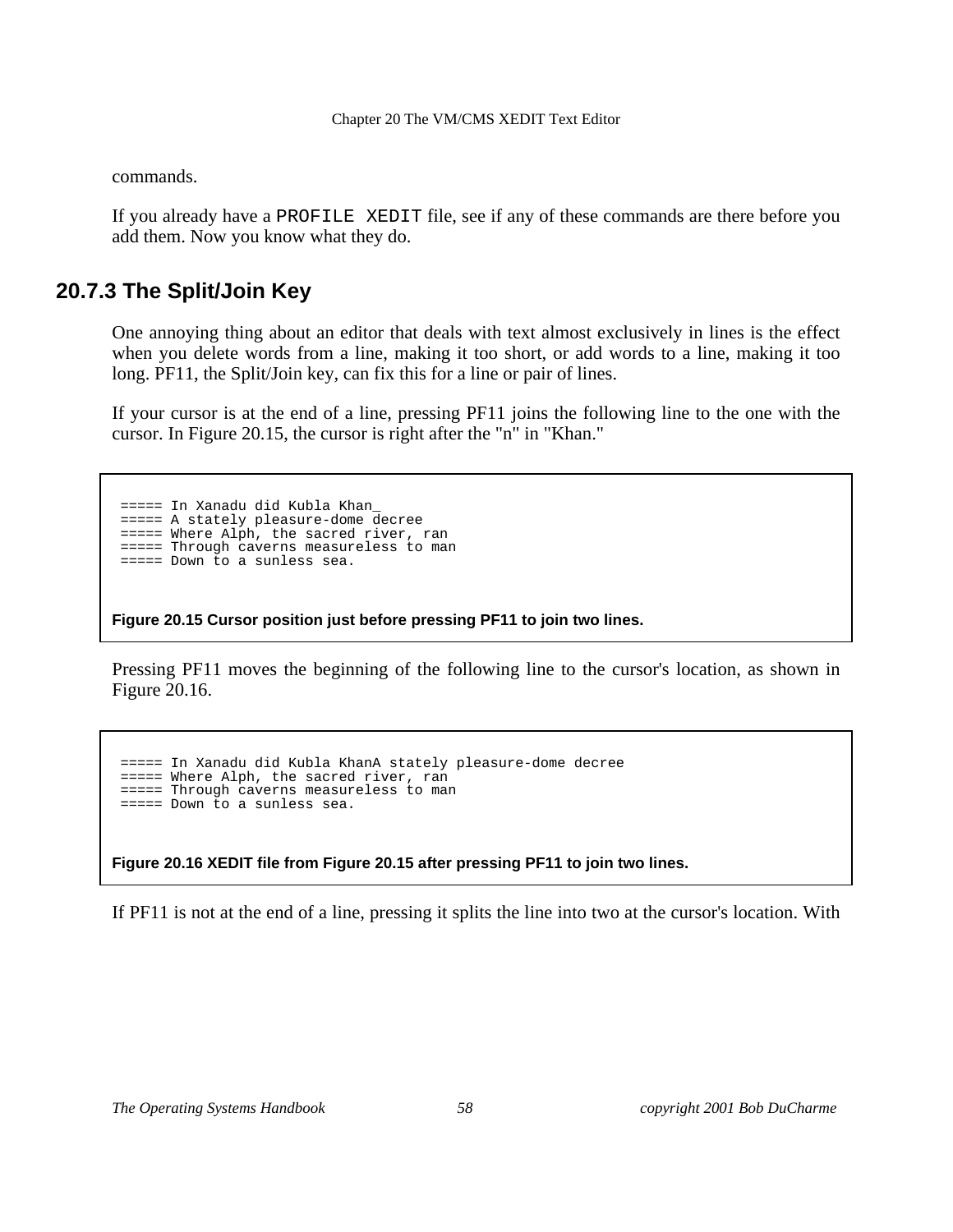commands.

If you already have a PROFILE XEDIT file, see if any of these commands are there before you add them. Now you know what they do.

### 20.7.3 The Split/Join Key

One annoying thing about an editor that deals with text almost exclusively in lines is the effect when you delete words from a line, making it too short, or add words to a line, making it too long. PF11, the Split/Join key, can fix this for a line or pair of lines.

If your cursor is at the end of a line, pressing PF11 joins the following line to the one with the cursor. In Figure 20.15, the cursor is right after the "n" in "Khan."

```
===== In Xanadu did Kubla Khan_
===== A stately pleasure-dome decree
===== Where Alph, the sacred river, ran
===== Through caverns measureless to man
===== Down to a sunless sea.
```

**Figure 20.15 Cursor position just before pressing PF11 to join two lines.**

Pressing PF11 moves the beginning of the following line to the cursor's location, as shown in Figure 20.16.

```
===== In Xanadu did Kubla KhanA stately pleasure-dome decree
===== Where Alph, the sacred river, ran
===== Through caverns measureless to man
===== Down to a sunless sea.
```

**Figure 20.16 XEDIT file from Figure 20.15 after pressing PF11 to join two lines.**

If PF11 is not at the end of a line, pressing it splits the line into two at the cursor's location. With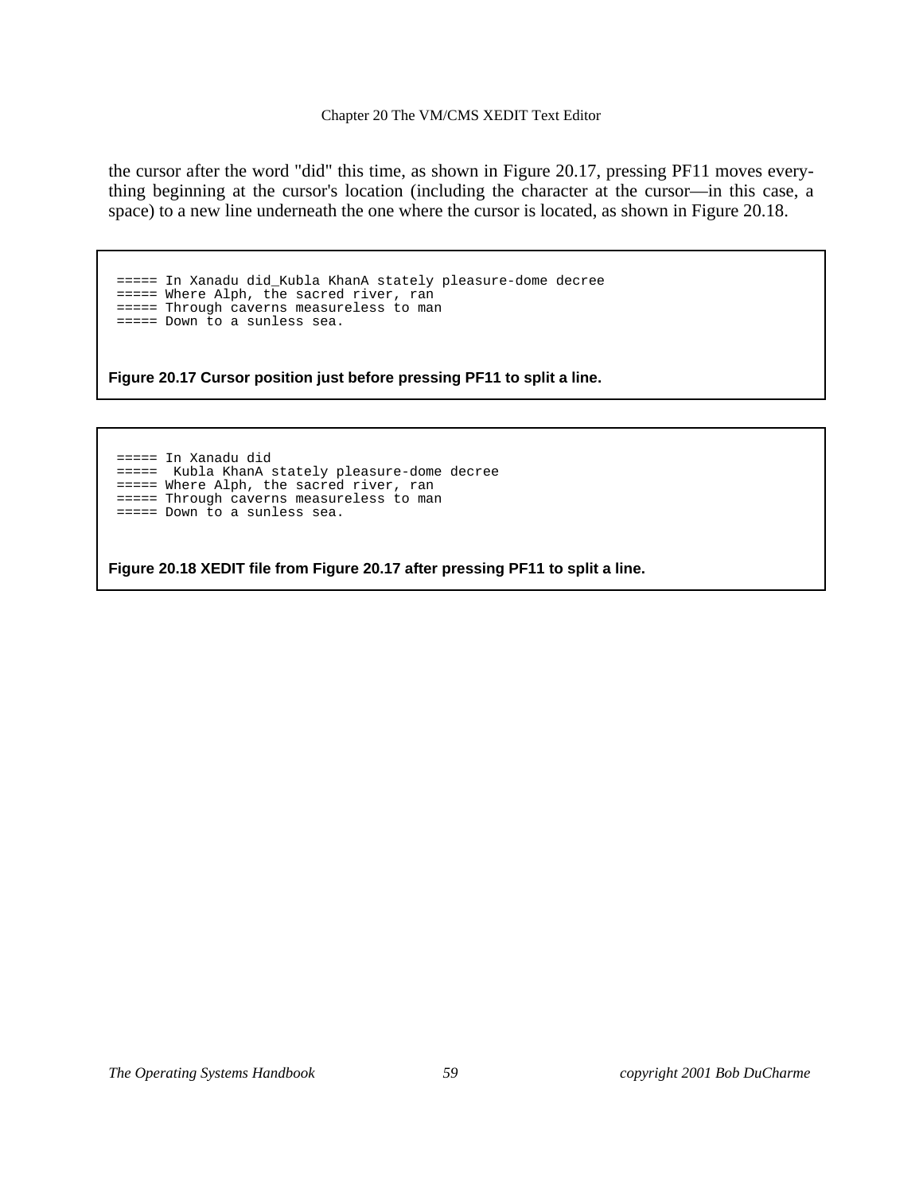the cursor after the word "did" this time, as shown in Figure 20.17, pressing PF11 moves everything beginning at the cursor's location (including the character at the cursor—in this case, a space) to a new line underneath the one where the cursor is located, as shown in Figure 20.18.

```
===== In Xanadu did_Kubla KhanA stately pleasure-dome decree
===== Where Alph, the sacred river, ran
===== Through caverns measureless to man
===== Down to a sunless sea.
```

**Figure 20.17 Cursor position just before pressing PF11 to split a line.**

```
===== In Xanadu did
=====  Kubla KhanA stately pleasure-dome decree
===== Where Alph, the sacred river, ran
===== Through caverns measureless to man
===== Down to a sunless sea.
```

**Figure 20.18 XEDIT file from Figure 20.17 after pressing PF11 to split a line.**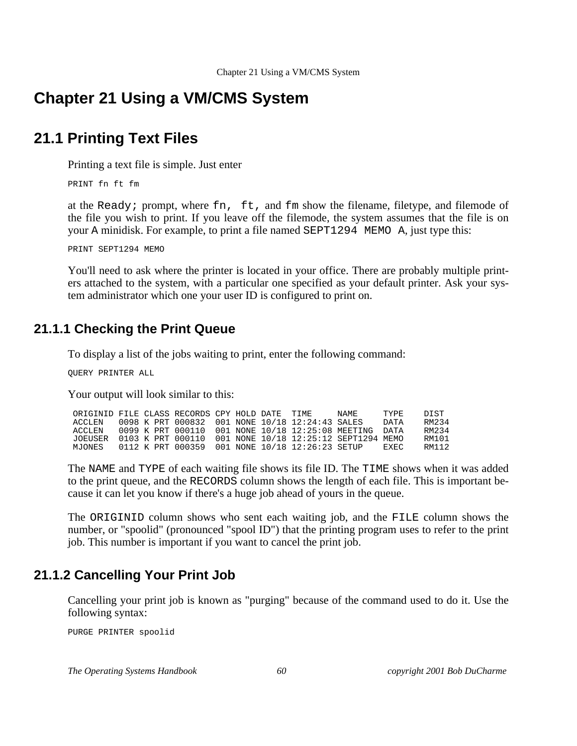# Chapter 21 Using a VM/CMS System

## 21.1 Printing Text Files

Printing a text file is simple. Just enter

```
PRINT fn ft fm
```

at the `Ready;` prompt, where `fn, ft,` and `fm` show the filename, filetype, and filemode of the file you wish to print. If you leave off the filemode, the system assumes that the file is on your `A` minidisk. For example, to print a file named `SEPT1294 MEMO A`, just type this:

```
PRINT SEPT1294 MEMO
```

You'll need to ask where the printer is located in your office. There are probably multiple printers attached to the system, with a particular one specified as your default printer. Ask your system administrator which one your user ID is configured to print on.

### 21.1.1 Checking the Print Queue

To display a list of the jobs waiting to print, enter the following command:

```
QUERY PRINTER ALL
```

Your output will look similar to this:

```
ORIGINID FILE CLASS RECORDS CPY HOLD DATE  TIME     NAME     TYPE    DIST
ACCLEN   0098 K PRT 000832  001 NONE 10/18 12:24:43 SALES    DATA    RM234
ACCLEN   0099 K PRT 000110  001 NONE 10/18 12:25:08 MEETING  DATA    RM234
JOEUSER  0103 K PRT 000110  001 NONE 10/18 12:25:12 SEPT1294 MEMO    RM101
MJONES   0112 K PRT 000359  001 NONE 10/18 12:26:23 SETUP    EXEC    RM112
```

The `NAME` and `TYPE` of each waiting file shows its file ID. The `TIME` shows when it was added to the print queue, and the `RECORDS` column shows the length of each file. This is important because it can let you know if there's a huge job ahead of yours in the queue.

The `ORIGINID` column shows who sent each waiting job, and the `FILE` column shows the number, or "spoolid" (pronounced "spool ID") that the printing program uses to refer to the print job. This number is important if you want to cancel the print job.

### 21.1.2 Cancelling Your Print Job

Cancelling your print job is known as "purging" because of the command used to do it. Use the following syntax:

```
PURGE PRINTER spoolid
```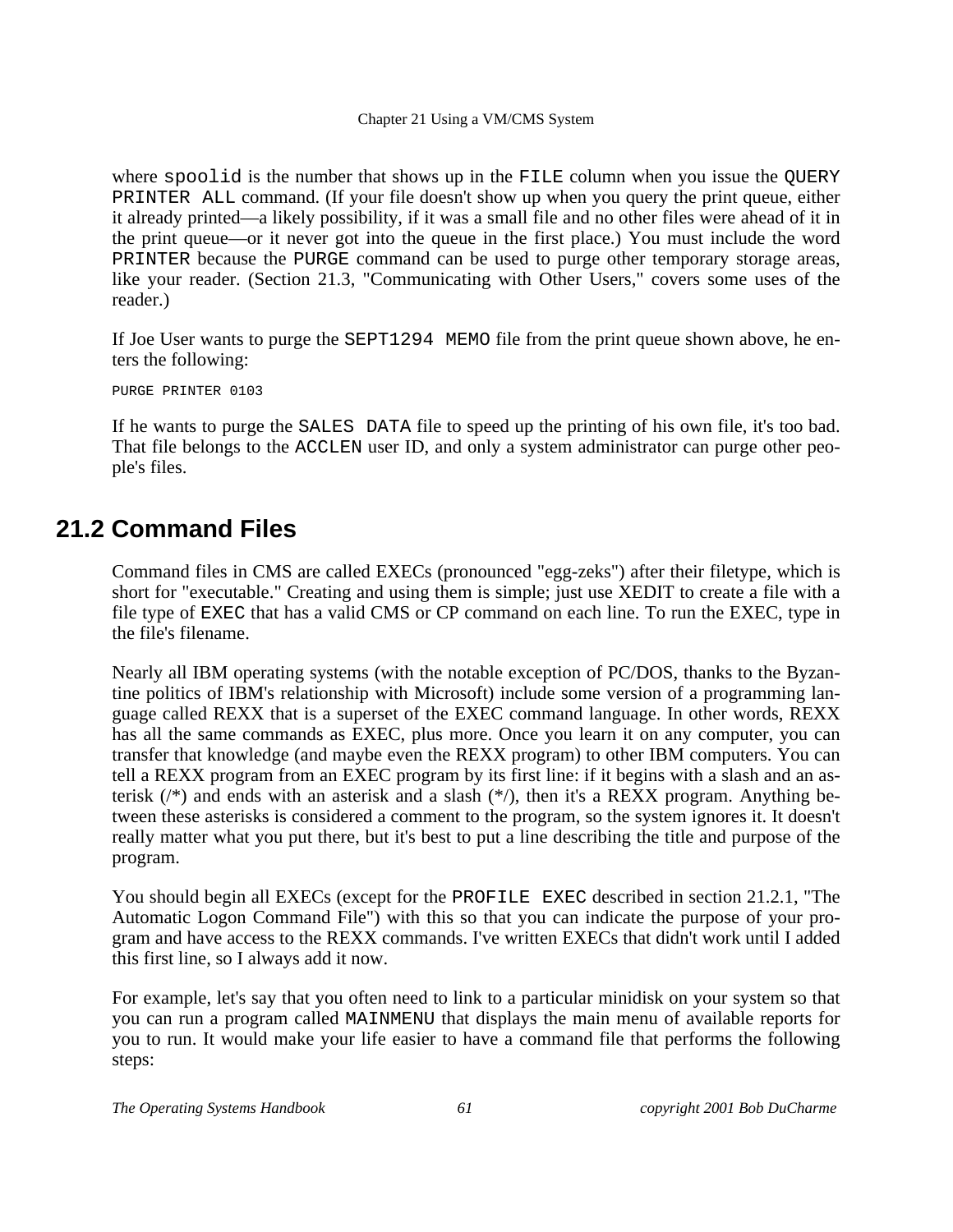where `spoolid` is the number that shows up in the `FILE` column when you issue the `QUERY PRINTER ALL` command. (If your file doesn't show up when you query the print queue, either it already printed—a likely possibility, if it was a small file and no other files were ahead of it in the print queue—or it never got into the queue in the first place.) You must include the word `PRINTER` because the `PURGE` command can be used to purge other temporary storage areas, like your reader. (Section 21.3, "Communicating with Other Users," covers some uses of the reader.)

If Joe User wants to purge the `SEPT1294 MEMO` file from the print queue shown above, he enters the following:

```
PURGE PRINTER 0103
```

If he wants to purge the `SALES DATA` file to speed up the printing of his own file, it's too bad. That file belongs to the `ACCLEN` user ID, and only a system administrator can purge other people's files.

## 21.2 Command Files

Command files in CMS are called EXECs (pronounced "egg-zeks") after their filetype, which is short for "executable." Creating and using them is simple; just use XEDIT to create a file with a file type of `EXEC` that has a valid CMS or CP command on each line. To run the EXEC, type in the file's filename.

Nearly all IBM operating systems (with the notable exception of PC/DOS, thanks to the Byzantine politics of IBM's relationship with Microsoft) include some version of a programming language called REXX that is a superset of the EXEC command language. In other words, REXX has all the same commands as EXEC, plus more. Once you learn it on any computer, you can transfer that knowledge (and maybe even the REXX program) to other IBM computers. You can tell a REXX program from an EXEC program by its first line: if it begins with a slash and an asterisk (/*) and ends with an asterisk and a slash (*/), then it's a REXX program. Anything between these asterisks is considered a comment to the program, so the system ignores it. It doesn't really matter what you put there, but it's best to put a line describing the title and purpose of the program.

You should begin all EXECs (except for the `PROFILE EXEC` described in section 21.2.1, "The Automatic Logon Command File") with this so that you can indicate the purpose of your program and have access to the REXX commands. I've written EXECs that didn't work until I added this first line, so I always add it now.

For example, let's say that you often need to link to a particular minidisk on your system so that you can run a program called `MAINMENU` that displays the main menu of available reports for you to run. It would make your life easier to have a command file that performs the following steps: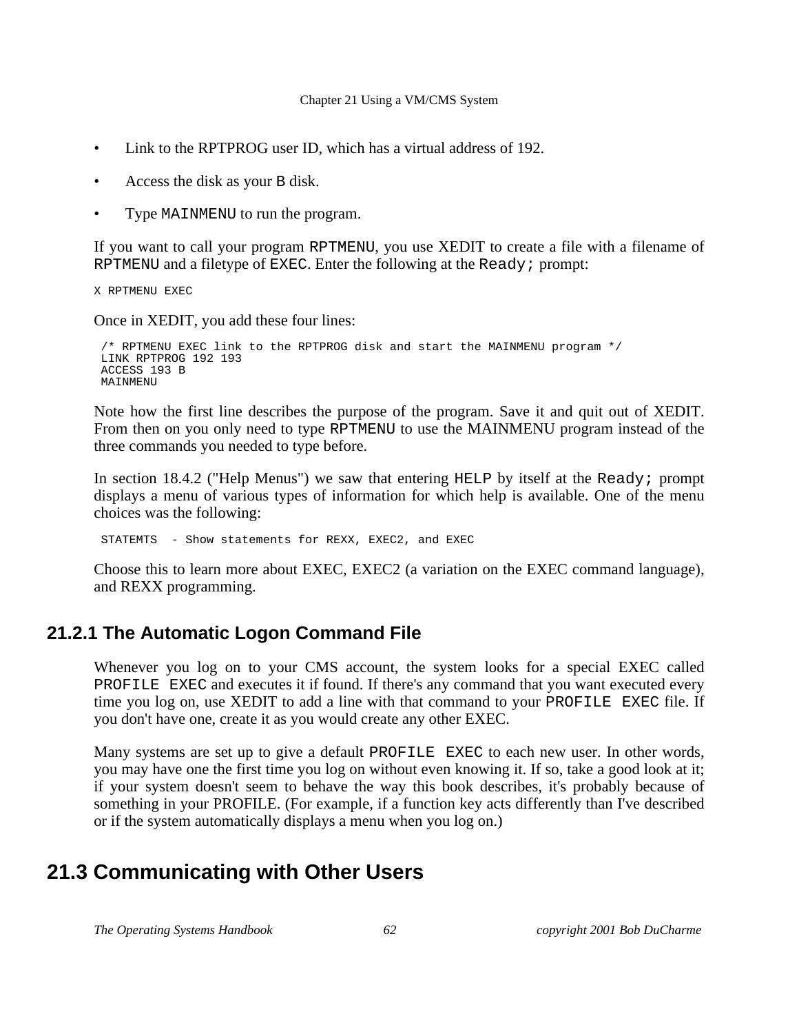- Link to the RPTPROG user ID, which has a virtual address of 192.
- Access the disk as your `B` disk.
- Type `MAINMENU` to run the program.

If you want to call your program `RPTMENU`, you use XEDIT to create a file with a filename of `RPTMENU` and a filetype of `EXEC`. Enter the following at the `Ready;` prompt:

```
X RPTMENU EXEC
```

Once in XEDIT, you add these four lines:

```
/* RPTMENU EXEC link to the RPTPROG disk and start the MAINMENU program */
LINK RPTPROG 192 193
ACCESS 193 B
MAINMENU
```

Note how the first line describes the purpose of the program. Save it and quit out of XEDIT. From then on you only need to type `RPTMENU` to use the MAINMENU program instead of the three commands you needed to type before.

In section 18.4.2 ("Help Menus") we saw that entering `HELP` by itself at the `Ready;` prompt displays a menu of various types of information for which help is available. One of the menu choices was the following:

```
STATEMTS  - Show statements for REXX, EXEC2, and EXEC
```

Choose this to learn more about EXEC, EXEC2 (a variation on the EXEC command language), and REXX programming.

### 21.2.1 The Automatic Logon Command File

Whenever you log on to your CMS account, the system looks for a special EXEC called `PROFILE EXEC` and executes it if found. If there's any command that you want executed every time you log on, use XEDIT to add a line with that command to your `PROFILE EXEC` file. If you don't have one, create it as you would create any other EXEC.

Many systems are set up to give a default `PROFILE EXEC` to each new user. In other words, you may have one the first time you log on without even knowing it. If so, take a good look at it; if your system doesn't seem to behave the way this book describes, it's probably because of something in your PROFILE. (For example, if a function key acts differently than I've described or if the system automatically displays a menu when you log on.)

## 21.3 Communicating with Other Users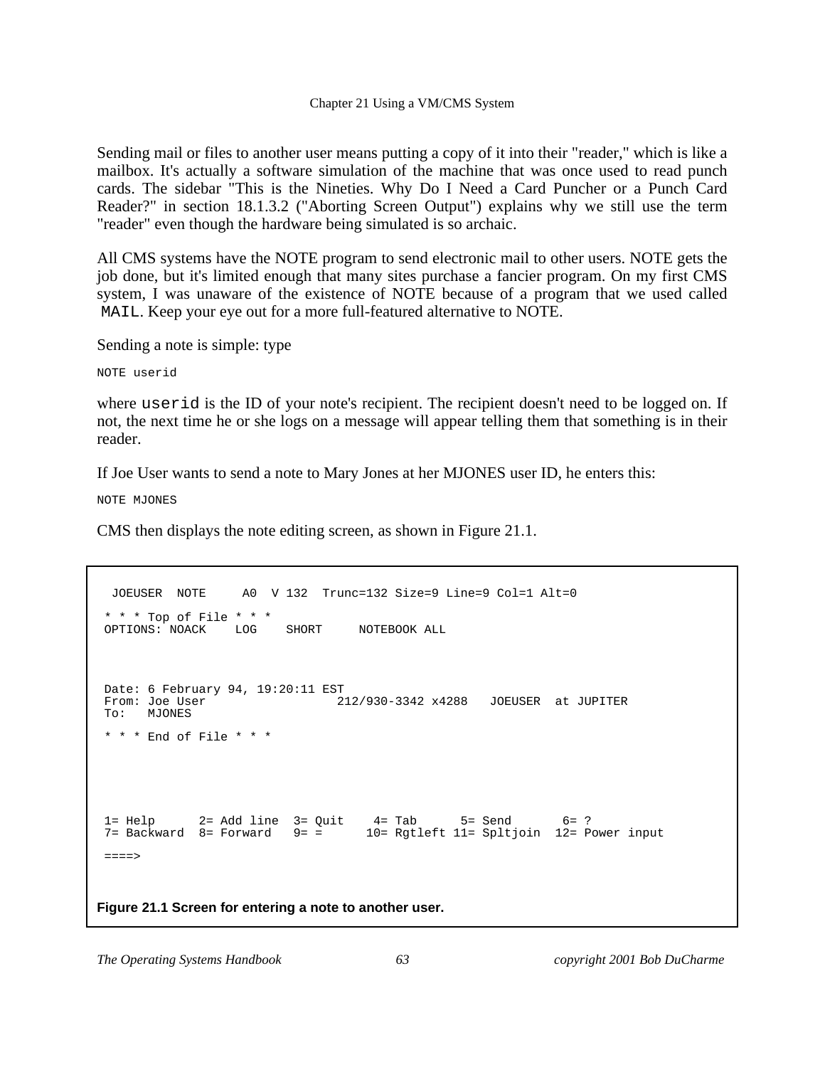Sending mail or files to another user means putting a copy of it into their "reader," which is like a mailbox. It's actually a software simulation of the machine that was once used to read punch cards. The sidebar "This is the Nineties. Why Do I Need a Card Puncher or a Punch Card Reader?" in section 18.1.3.2 ("Aborting Screen Output") explains why we still use the term "reader" even though the hardware being simulated is so archaic.

All CMS systems have the NOTE program to send electronic mail to other users. NOTE gets the job done, but it's limited enough that many sites purchase a fancier program. On my first CMS system, I was unaware of the existence of NOTE because of a program that we used called `MAIL`. Keep your eye out for a more full-featured alternative to NOTE.

Sending a note is simple: type

```
NOTE userid
```

where `userid` is the ID of your note's recipient. The recipient doesn't need to be logged on. If not, the next time he or she logs on a message will appear telling them that something is in their reader.

If Joe User wants to send a note to Mary Jones at her MJONES user ID, he enters this:

```
NOTE MJONES
```

CMS then displays the note editing screen, as shown in Figure 21.1.

```
 JOEUSER  NOTE     A0  V 132  Trunc=132 Size=9 Line=9 Col=1 Alt=0

* * * Top of File * * *
OPTIONS: NOACK    LOG    SHORT     NOTEBOOK ALL



Date: 6 February 94, 19:20:11 EST
From: Joe User                  212/930-3342 x4288   JOEUSER  at JUPITER
To:   MJONES

* * * End of File * * *





1= Help      2= Add line  3= Quit    4= Tab      5= Send       6= ?
7= Backward  8= Forward   9= =      10= Rgtleft 11= Spltjoin  12= Power input

====>
```

**Figure 21.1 Screen for entering a note to another user.**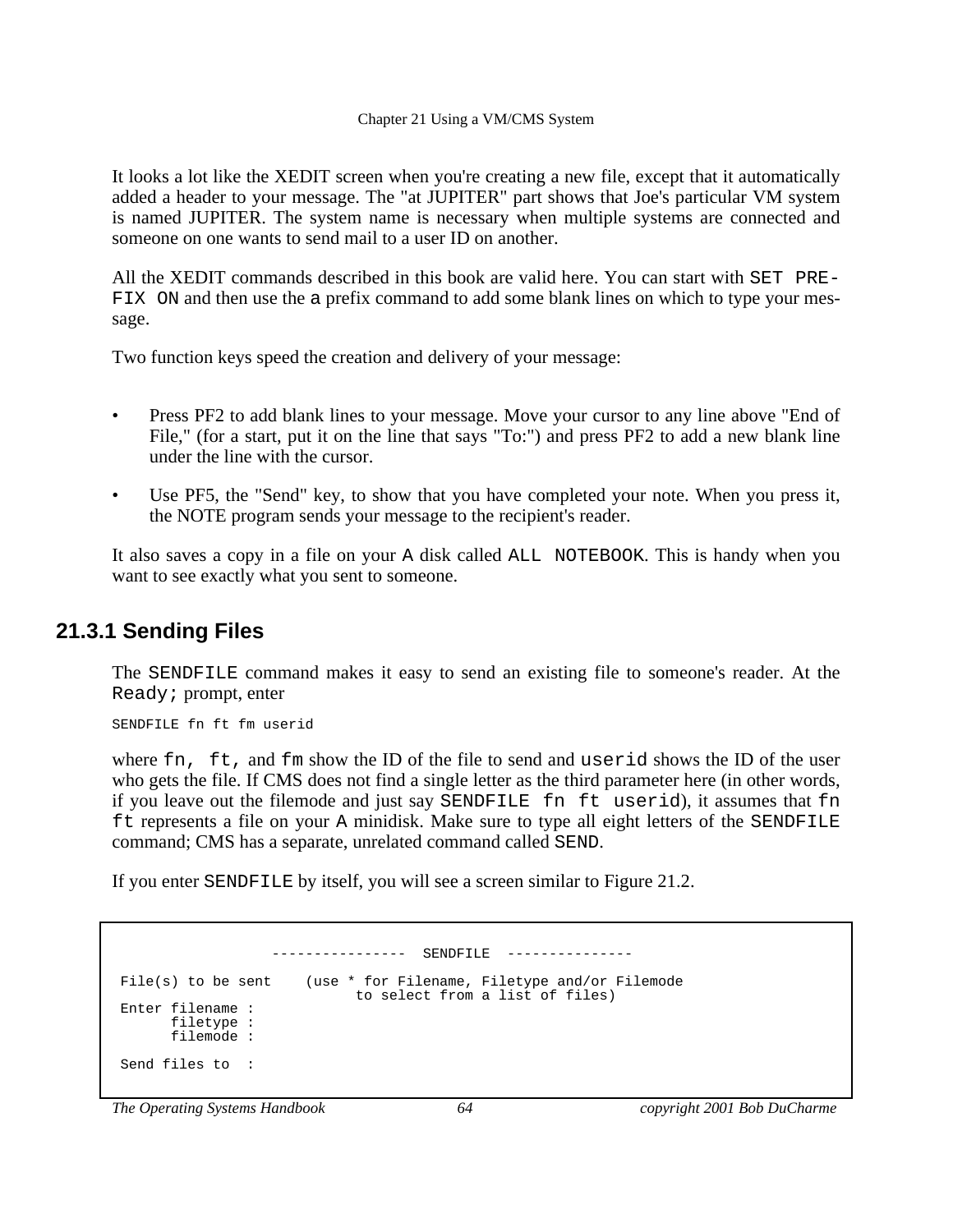It looks a lot like the XEDIT screen when you're creating a new file, except that it automatically added a header to your message. The "at JUPITER" part shows that Joe's particular VM system is named JUPITER. The system name is necessary when multiple systems are connected and someone on one wants to send mail to a user ID on another.

All the XEDIT commands described in this book are valid here. You can start with `SET PREFIX ON` and then use the `a` prefix command to add some blank lines on which to type your message.

Two function keys speed the creation and delivery of your message:

- Press PF2 to add blank lines to your message. Move your cursor to any line above "End of File," (for a start, put it on the line that says "To:") and press PF2 to add a new blank line under the line with the cursor.
- Use PF5, the "Send" key, to show that you have completed your note. When you press it, the NOTE program sends your message to the recipient's reader.

It also saves a copy in a file on your `A` disk called `ALL NOTEBOOK`. This is handy when you want to see exactly what you sent to someone.

### 21.3.1 Sending Files

The `SENDFILE` command makes it easy to send an existing file to someone's reader. At the `Ready;` prompt, enter

```
SENDFILE fn ft fm userid
```

where `fn, ft,` and `fm` show the ID of the file to send and `userid` shows the ID of the user who gets the file. If CMS does not find a single letter as the third parameter here (in other words, if you leave out the filemode and just say `SENDFILE fn ft userid`), it assumes that `fn ft` represents a file on your `A` minidisk. Make sure to type all eight letters of the `SENDFILE` command; CMS has a separate, unrelated command called `SEND`.

If you enter `SENDFILE` by itself, you will see a screen similar to Figure 21.2.

```
                  ----------------  SENDFILE  ---------------

 File(s) to be sent    (use * for Filename, Filetype and/or Filemode
                              to select from a list of files)
 Enter filename :
       filetype :
       filemode :

 Send files to  :
```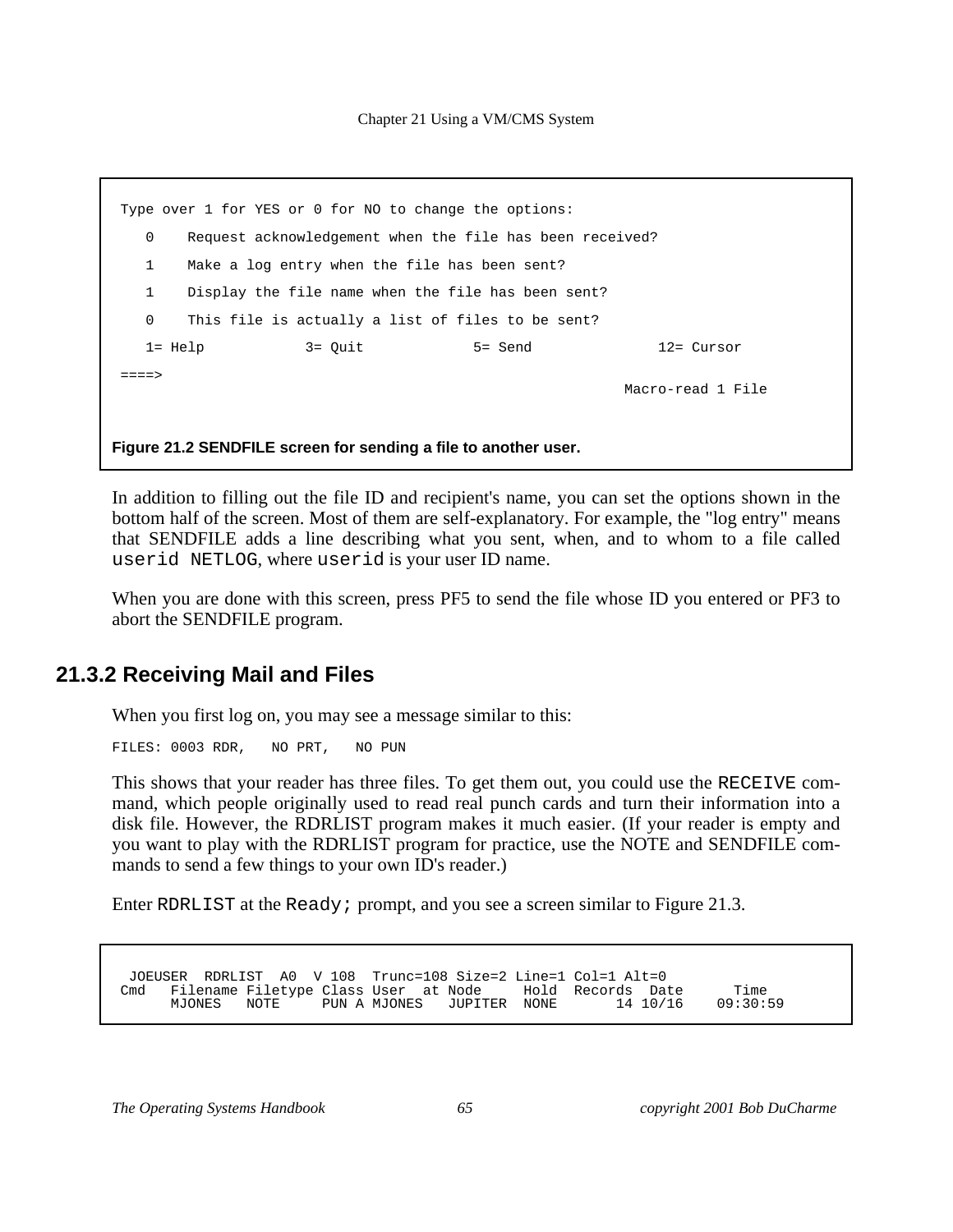```
Type over 1 for YES or 0 for NO to change the options:
   0    Request acknowledgement when the file has been received?
   1    Make a log entry when the file has been sent?
   1    Display the file name when the file has been sent?
   0    This file is actually a list of files to be sent?
   1= Help           3= Quit            5= Send               12= Cursor
====>
                                                           Macro-read 1 File
```

**Figure 21.2 SENDFILE screen for sending a file to another user.**

In addition to filling out the file ID and recipient's name, you can set the options shown in the bottom half of the screen. Most of them are self-explanatory. For example, the "log entry" means that SENDFILE adds a line describing what you sent, when, and to whom to a file called `userid NETLOG`, where `userid` is your user ID name.

When you are done with this screen, press PF5 to send the file whose ID you entered or PF3 to abort the SENDFILE program.

## 21.3.2 Receiving Mail and Files

When you first log on, you may see a message similar to this:

```
FILES: 0003 RDR,   NO PRT,   NO PUN
```

This shows that your reader has three files. To get them out, you could use the `RECEIVE` command, which people originally used to read real punch cards and turn their information into a disk file. However, the RDRLIST program makes it much easier. (If your reader is empty and you want to play with the RDRLIST program for practice, use the NOTE and SENDFILE commands to send a few things to your own ID's reader.)

Enter `RDRLIST` at the `Ready;` prompt, and you see a screen similar to Figure 21.3.

```
 JOEUSER  RDRLIST  A0  V 108  Trunc=108 Size=2 Line=1 Col=1 Alt=0
Cmd   Filename Filetype Class User  at Node     Hold  Records  Date      Time
      MJONES   NOTE     PUN A MJONES   JUPITER  NONE       14 10/16    09:30:59
```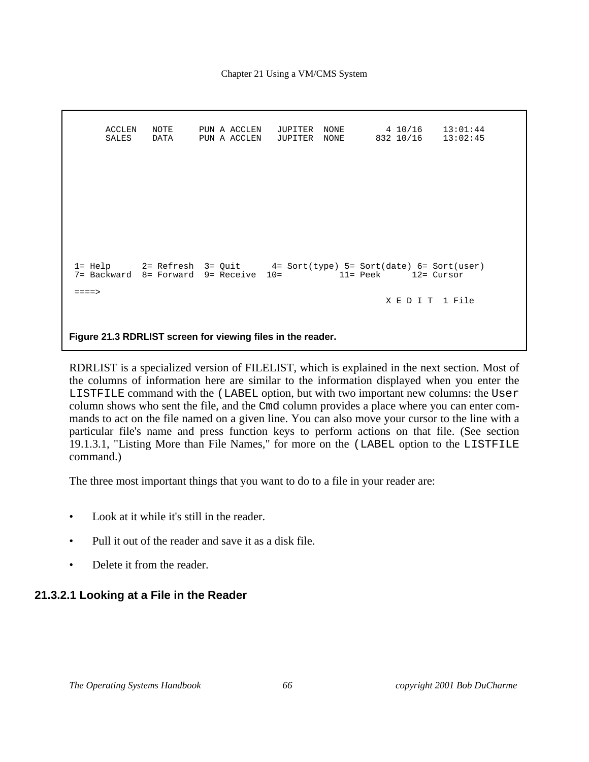```
      ACCLEN   NOTE     PUN A ACCLEN   JUPITER  NONE        4 10/16    13:01:44
      SALES    DATA     PUN A ACCLEN   JUPITER  NONE      832 10/16    13:02:45











 1= Help      2= Refresh  3= Quit      4= Sort(type) 5= Sort(date) 6= Sort(user)
 7= Backward  8= Forward  9= Receive  10=           11= Peek      12= Cursor

 ====>
                                                            X E D I T  1 File
```

**Figure 21.3 RDRLIST screen for viewing files in the reader.**

RDRLIST is a specialized version of FILELIST, which is explained in the next section. Most of the columns of information here are similar to the information displayed when you enter the `LISTFILE` command with the `(LABEL` option, but with two important new columns: the `User` column shows who sent the file, and the `Cmd` column provides a place where you can enter commands to act on the file named on a given line. You can also move your cursor to the line with a particular file's name and press function keys to perform actions on that file. (See section 19.1.3.1, "Listing More than File Names," for more on the `(LABEL` option to the `LISTFILE` command.)

The three most important things that you want to do to a file in your reader are:

- Look at it while it's still in the reader.
- Pull it out of the reader and save it as a disk file.
- Delete it from the reader.

#### 21.3.2.1 Looking at a File in the Reader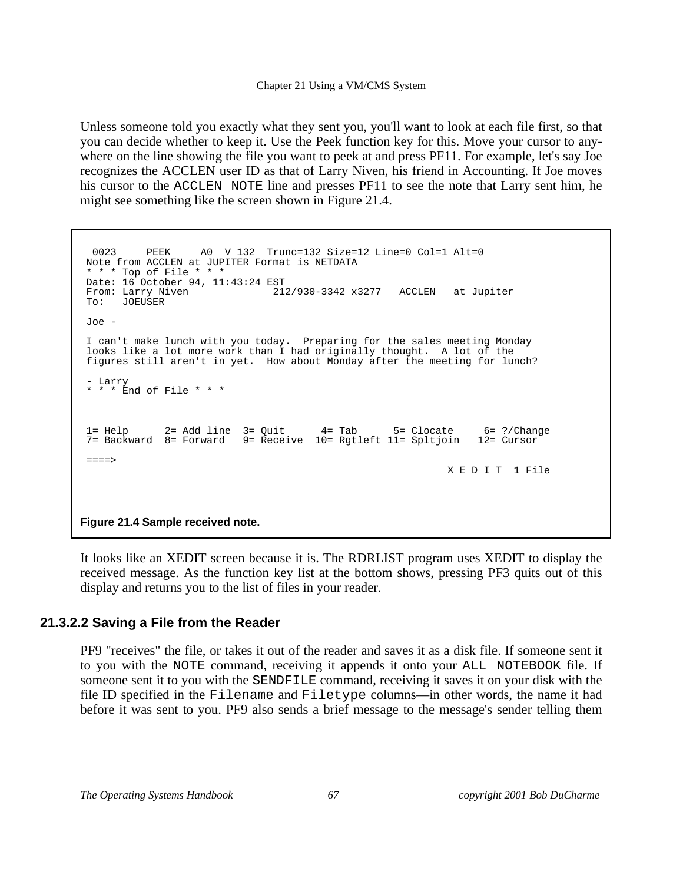Unless someone told you exactly what they sent you, you'll want to look at each file first, so that you can decide whether to keep it. Use the Peek function key for this. Move your cursor to anywhere on the line showing the file you want to peek at and press PF11. For example, let's say Joe recognizes the ACCLEN user ID as that of Larry Niven, his friend in Accounting. If Joe moves his cursor to the `ACCLEN NOTE` line and presses PF11 to see the note that Larry sent him, he might see something like the screen shown in Figure 21.4.

```
 0023     PEEK     A0  V 132  Trunc=132 Size=12 Line=0 Col=1 Alt=0
Note from ACCLEN at JUPITER Format is NETDATA
* * * Top of File * * *
Date: 16 October 94, 11:43:24 EST
From: Larry Niven              212/930-3342 x3277   ACCLEN   at Jupiter
To:   JOEUSER

Joe -

I can't make lunch with you today.  Preparing for the sales meeting Monday
looks like a lot more work than I had originally thought.  A lot of the
figures still aren't in yet.  How about Monday after the meeting for lunch?

- Larry
* * * End of File * * *



1= Help      2= Add line  3= Quit      4= Tab      5= Clocate     6= ?/Change
7= Backward  8= Forward   9= Receive  10= Rgtleft 11= Spltjoin   12= Cursor

====>
                                                            X E D I T  1 File
```

**Figure 21.4 Sample received note.**

It looks like an XEDIT screen because it is. The RDRLIST program uses XEDIT to display the received message. As the function key list at the bottom shows, pressing PF3 quits out of this display and returns you to the list of files in your reader.

### 21.3.2.2 Saving a File from the Reader

PF9 "receives" the file, or takes it out of the reader and saves it as a disk file. If someone sent it to you with the `NOTE` command, receiving it appends it onto your `ALL NOTEBOOK` file. If someone sent it to you with the `SENDFILE` command, receiving it saves it on your disk with the file ID specified in the `Filename` and `Filetype` columns—in other words, the name it had before it was sent to you. PF9 also sends a brief message to the message's sender telling them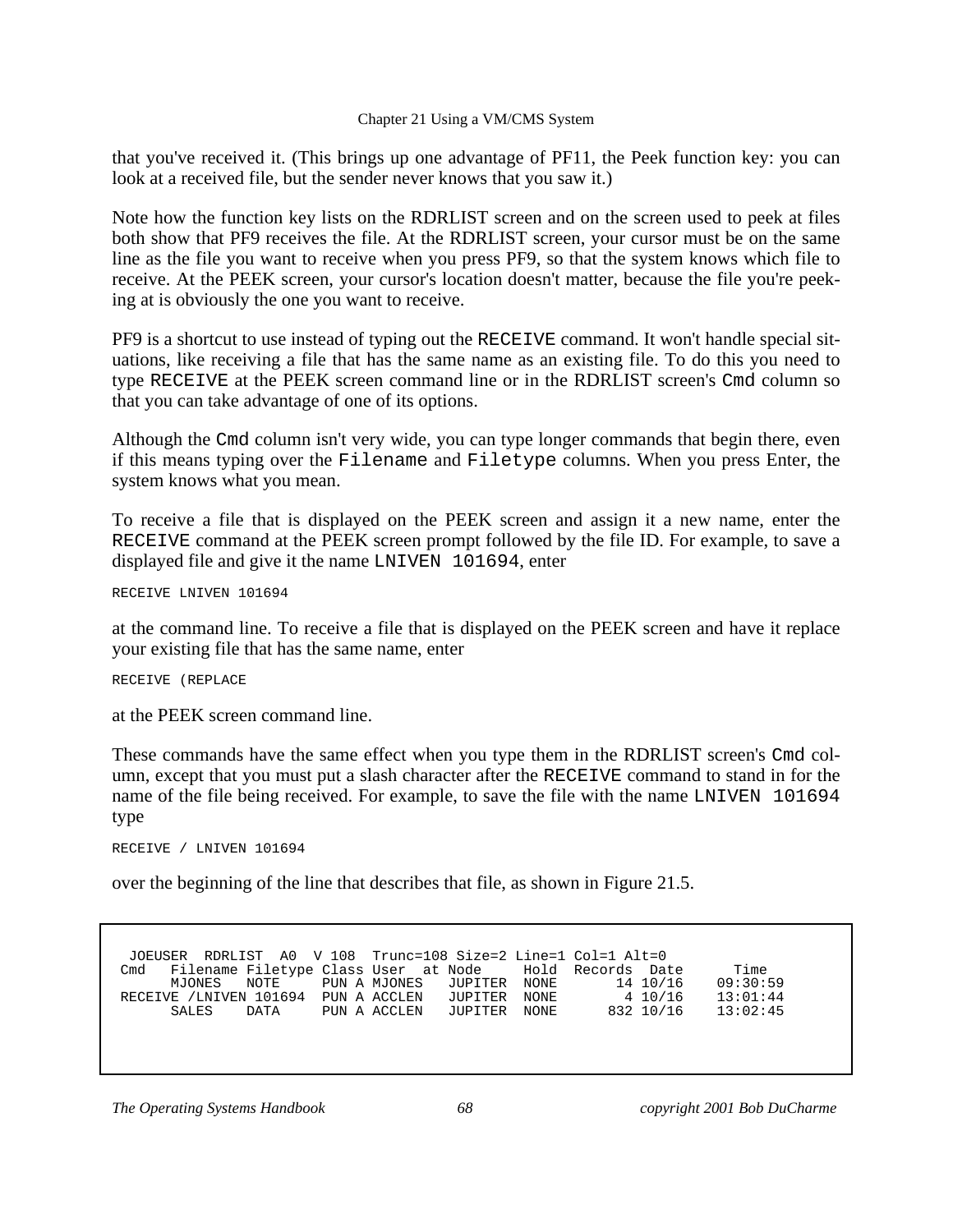that you've received it. (This brings up one advantage of PF11, the Peek function key: you can look at a received file, but the sender never knows that you saw it.)

Note how the function key lists on the RDRLIST screen and on the screen used to peek at files both show that PF9 receives the file. At the RDRLIST screen, your cursor must be on the same line as the file you want to receive when you press PF9, so that the system knows which file to receive. At the PEEK screen, your cursor's location doesn't matter, because the file you're peeking at is obviously the one you want to receive.

PF9 is a shortcut to use instead of typing out the `RECEIVE` command. It won't handle special situations, like receiving a file that has the same name as an existing file. To do this you need to type `RECEIVE` at the PEEK screen command line or in the RDRLIST screen's `Cmd` column so that you can take advantage of one of its options.

Although the `Cmd` column isn't very wide, you can type longer commands that begin there, even if this means typing over the `Filename` and `Filetype` columns. When you press Enter, the system knows what you mean.

To receive a file that is displayed on the PEEK screen and assign it a new name, enter the `RECEIVE` command at the PEEK screen prompt followed by the file ID. For example, to save a displayed file and give it the name `LNIVEN 101694`, enter

```
RECEIVE LNIVEN 101694
```

at the command line. To receive a file that is displayed on the PEEK screen and have it replace your existing file that has the same name, enter

```
RECEIVE (REPLACE
```

at the PEEK screen command line.

These commands have the same effect when you type them in the RDRLIST screen's `Cmd` column, except that you must put a slash character after the `RECEIVE` command to stand in for the name of the file being received. For example, to save the file with the name `LNIVEN 101694` type

```
RECEIVE / LNIVEN 101694
```

over the beginning of the line that describes that file, as shown in Figure 21.5.

```
 JOEUSER  RDRLIST  A0  V 108  Trunc=108 Size=2 Line=1 Col=1 Alt=0
Cmd   Filename Filetype Class User  at Node     Hold  Records  Date      Time
      MJONES   NOTE     PUN A MJONES   JUPITER  NONE       14 10/16    09:30:59
RECEIVE /LNIVEN 101694  PUN A ACCLEN   JUPITER  NONE        4 10/16    13:01:44
      SALES    DATA     PUN A ACCLEN   JUPITER  NONE      832 10/16    13:02:45
```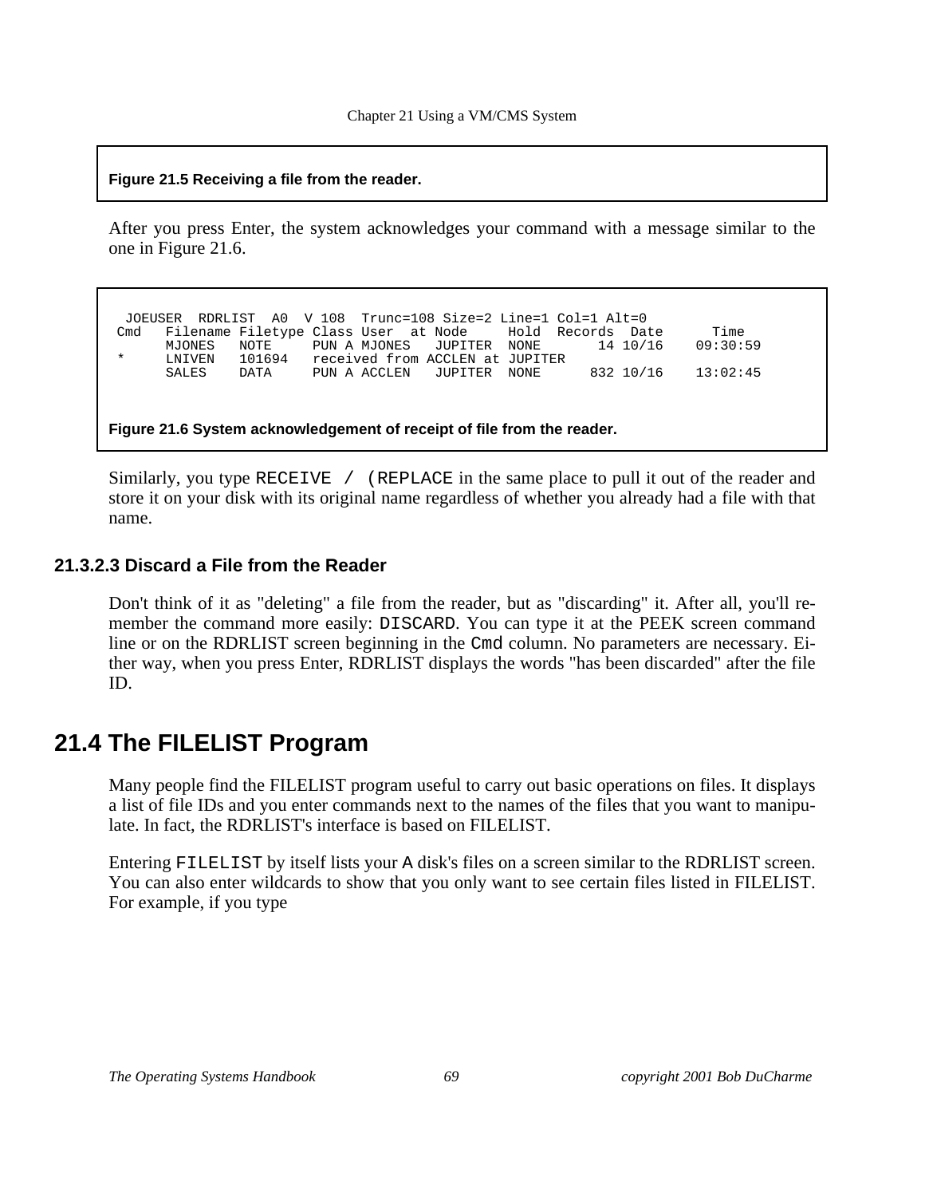**Figure 21.5 Receiving a file from the reader.**

After you press Enter, the system acknowledges your command with a message similar to the one in Figure 21.6.

```
 JOEUSER  RDRLIST  A0  V 108  Trunc=108 Size=2 Line=1 Col=1 Alt=0
Cmd   Filename Filetype Class User  at Node     Hold  Records  Date      Time
      MJONES   NOTE     PUN A MJONES   JUPITER  NONE       14 10/16    09:30:59
*     LNIVEN   101694   received from ACCLEN at JUPITER
      SALES    DATA     PUN A ACCLEN   JUPITER  NONE      832 10/16    13:02:45
```

**Figure 21.6 System acknowledgement of receipt of file from the reader.**

Similarly, you type `RECEIVE / (REPLACE` in the same place to pull it out of the reader and store it on your disk with its original name regardless of whether you already had a file with that name.

#### 21.3.2.3 Discard a File from the Reader

Don't think of it as "deleting" a file from the reader, but as "discarding" it. After all, you'll remember the command more easily: `DISCARD`. You can type it at the PEEK screen command line or on the RDRLIST screen beginning in the `Cmd` column. No parameters are necessary. Either way, when you press Enter, RDRLIST displays the words "has been discarded" after the file ID.

## 21.4 The FILELIST Program

Many people find the FILELIST program useful to carry out basic operations on files. It displays a list of file IDs and you enter commands next to the names of the files that you want to manipulate. In fact, the RDRLIST's interface is based on FILELIST.

Entering `FILELIST` by itself lists your `A` disk's files on a screen similar to the RDRLIST screen. You can also enter wildcards to show that you only want to see certain files listed in FILELIST. For example, if you type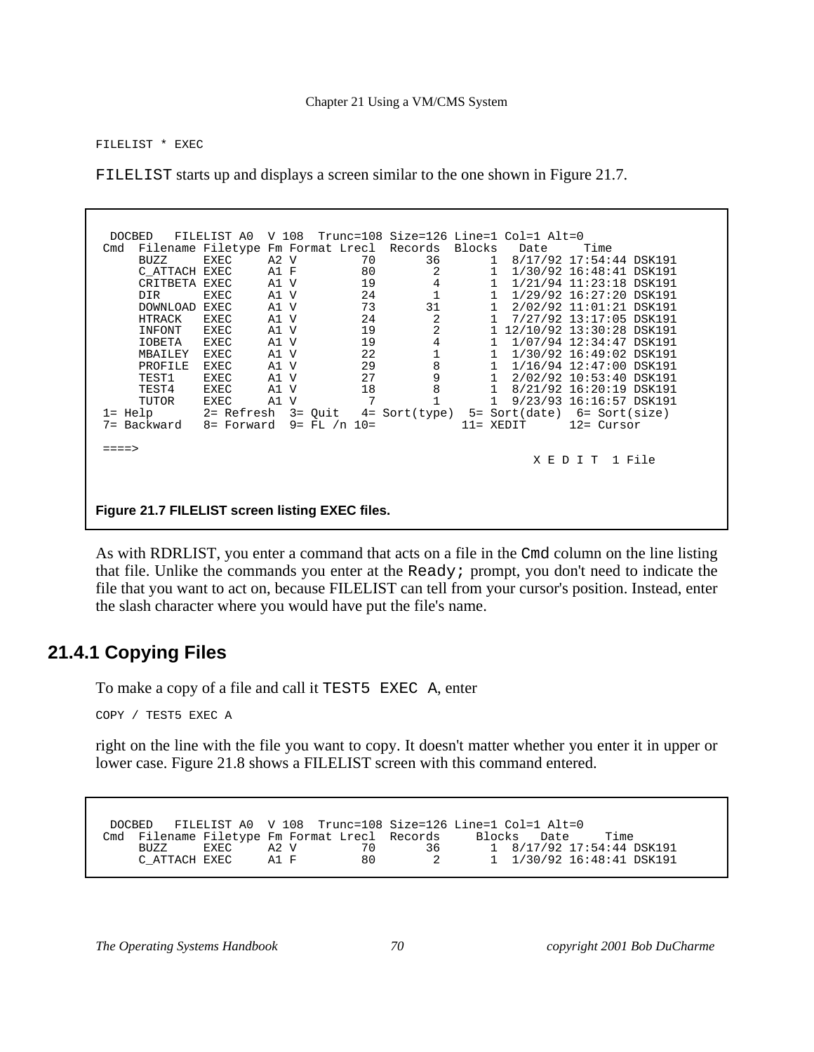```
FILELIST * EXEC
```

`FILELIST` starts up and displays a screen similar to the one shown in Figure 21.7.

```
 DOCBED   FILELIST A0  V 108  Trunc=108 Size=126 Line=1 Col=1 Alt=0
Cmd  Filename Filetype Fm Format Lrecl  Records  Blocks   Date     Time
     BUZZ     EXEC     A2 V         70       36       1  8/17/92 17:54:44 DSK191
     C_ATTACH EXEC     A1 F         80        2       1  1/30/92 16:48:41 DSK191
     CRITBETA EXEC     A1 V         19        4       1  1/21/94 11:23:18 DSK191
     DIR      EXEC     A1 V         24        1       1  1/29/92 16:27:20 DSK191
     DOWNLOAD EXEC     A1 V         73       31       1  2/02/92 11:01:21 DSK191
     HTRACK   EXEC     A1 V         24        2       1  7/27/92 13:17:05 DSK191
     INFONT   EXEC     A1 V         19        2       1 12/10/92 13:30:28 DSK191
     IOBETA   EXEC     A1 V         19        4       1  1/07/94 12:34:47 DSK191
     MBAILEY  EXEC     A1 V         22        1       1  1/30/92 16:49:02 DSK191
     PROFILE  EXEC     A1 V         29        8       1  1/16/94 12:47:00 DSK191
     TEST1    EXEC     A1 V         27        9       1  2/02/92 10:53:40 DSK191
     TEST4    EXEC     A1 V         18        8       1  8/21/92 16:20:19 DSK191
     TUTOR    EXEC     A1 V          7        1       1  9/23/93 16:16:57 DSK191
1= Help       2= Refresh  3= Quit   4= Sort(type)  5= Sort(date)  6= Sort(size)
7= Backward   8= Forward  9= FL /n 10=           11= XEDIT      12= Cursor

====>
                                                         X E D I T  1 File
```

**Figure 21.7 FILELIST screen listing EXEC files.**

As with RDRLIST, you enter a command that acts on a file in the `Cmd` column on the line listing that file. Unlike the commands you enter at the `Ready;` prompt, you don't need to indicate the file that you want to act on, because FILELIST can tell from your cursor's position. Instead, enter the slash character where you would have put the file's name.

## 21.4.1 Copying Files

To make a copy of a file and call it `TEST5 EXEC A`, enter

```
COPY / TEST5 EXEC A
```

right on the line with the file you want to copy. It doesn't matter whether you enter it in upper or lower case. Figure 21.8 shows a FILELIST screen with this command entered.

```
 DOCBED   FILELIST A0  V 108  Trunc=108 Size=126 Line=1 Col=1 Alt=0
Cmd  Filename Filetype Fm Format Lrecl  Records     Blocks   Date     Time
     BUZZ     EXEC     A2 V         70       36       1  8/17/92 17:54:44 DSK191
     C_ATTACH EXEC     A1 F         80        2       1  1/30/92 16:48:41 DSK191
```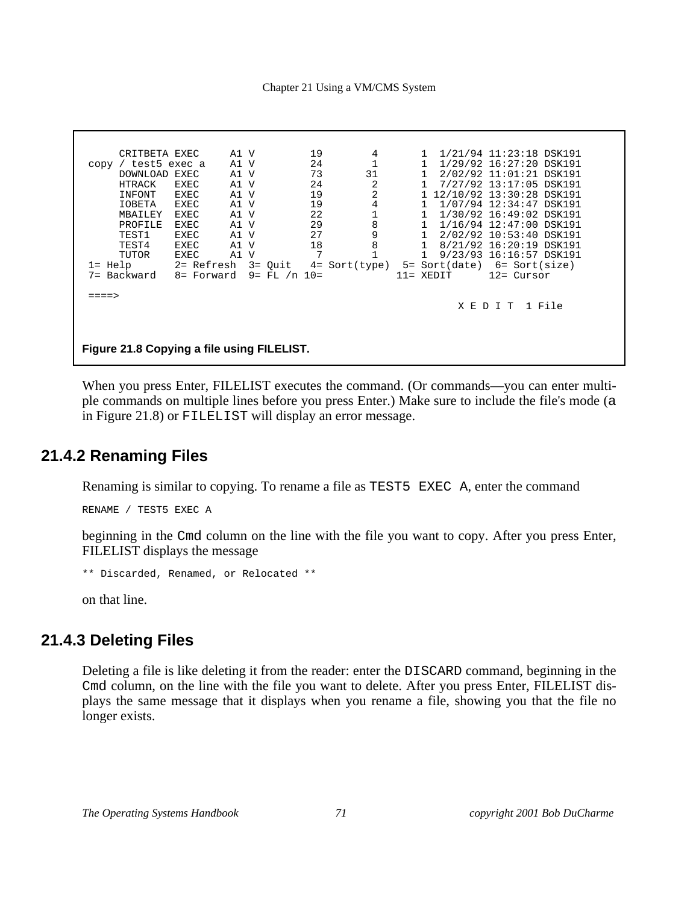```
     CRITBETA EXEC     A1 V        19        4       1  1/21/94 11:23:18 DSK191
copy / test5 exec a    A1 V        24        1       1  1/29/92 16:27:20 DSK191
     DOWNLOAD EXEC     A1 V        73       31       1  2/02/92 11:01:21 DSK191
     HTRACK   EXEC     A1 V        24        2       1  7/27/92 13:17:05 DSK191
     INFONT   EXEC     A1 V        19        2       1 12/10/92 13:30:28 DSK191
     IOBETA   EXEC     A1 V        19        4       1  1/07/94 12:34:47 DSK191
     MBAILEY  EXEC     A1 V        22        1       1  1/30/92 16:49:02 DSK191
     PROFILE  EXEC     A1 V        29        8       1  1/16/94 12:47:00 DSK191
     TEST1    EXEC     A1 V        27        9       1  2/02/92 10:53:40 DSK191
     TEST4    EXEC     A1 V        18        8       1  8/21/92 16:20:19 DSK191
     TUTOR    EXEC     A1 V         7        1       1  9/23/93 16:16:57 DSK191
1= Help       2= Refresh  3= Quit   4= Sort(type)  5= Sort(date)  6= Sort(size)
7= Backward   8= Forward  9= FL /n 10=            11= XEDIT      12= Cursor

====>
                                                            X E D I T  1 File
```

**Figure 21.8 Copying a file using FILELIST.**

When you press Enter, FILELIST executes the command. (Or commands—you can enter multiple commands on multiple lines before you press Enter.) Make sure to include the file's mode (`a` in Figure 21.8) or `FILELIST` will display an error message.

## 21.4.2 Renaming Files

Renaming is similar to copying. To rename a file as `TEST5 EXEC A`, enter the command

```
RENAME / TEST5 EXEC A
```

beginning in the `Cmd` column on the line with the file you want to copy. After you press Enter, FILELIST displays the message

```
** Discarded, Renamed, or Relocated **
```

on that line.

## 21.4.3 Deleting Files

Deleting a file is like deleting it from the reader: enter the `DISCARD` command, beginning in the `Cmd` column, on the line with the file you want to delete. After you press Enter, FILELIST displays the same message that it displays when you rename a file, showing you that the file no longer exists.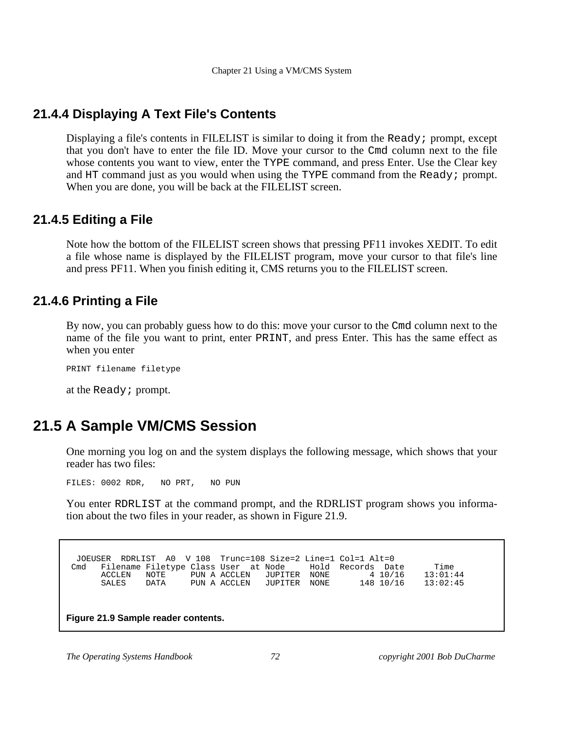### 21.4.4 Displaying A Text File's Contents

Displaying a file's contents in FILELIST is similar to doing it from the `Ready;` prompt, except that you don't have to enter the file ID. Move your cursor to the `Cmd` column next to the file whose contents you want to view, enter the `TYPE` command, and press Enter. Use the Clear key and `HT` command just as you would when using the `TYPE` command from the `Ready;` prompt. When you are done, you will be back at the FILELIST screen.

### 21.4.5 Editing a File

Note how the bottom of the FILELIST screen shows that pressing PF11 invokes XEDIT. To edit a file whose name is displayed by the FILELIST program, move your cursor to that file's line and press PF11. When you finish editing it, CMS returns you to the FILELIST screen.

### 21.4.6 Printing a File

By now, you can probably guess how to do this: move your cursor to the `Cmd` column next to the name of the file you want to print, enter `PRINT`, and press Enter. This has the same effect as when you enter

```
PRINT filename filetype
```

at the `Ready;` prompt.

## 21.5 A Sample VM/CMS Session

One morning you log on and the system displays the following message, which shows that your reader has two files:

```
FILES: 0002 RDR,   NO PRT,   NO PUN
```

You enter `RDRLIST` at the command prompt, and the RDRLIST program shows you information about the two files in your reader, as shown in Figure 21.9.

```
  JOEUSER  RDRLIST  A0  V 108  Trunc=108 Size=2 Line=1 Col=1 Alt=0
 Cmd   Filename Filetype Class User  at Node     Hold  Records  Date      Time
       ACCLEN   NOTE     PUN A ACCLEN   JUPITER  NONE        4 10/16    13:01:44
       SALES    DATA     PUN A ACCLEN   JUPITER  NONE      148 10/16    13:02:45
```

**Figure 21.9 Sample reader contents.**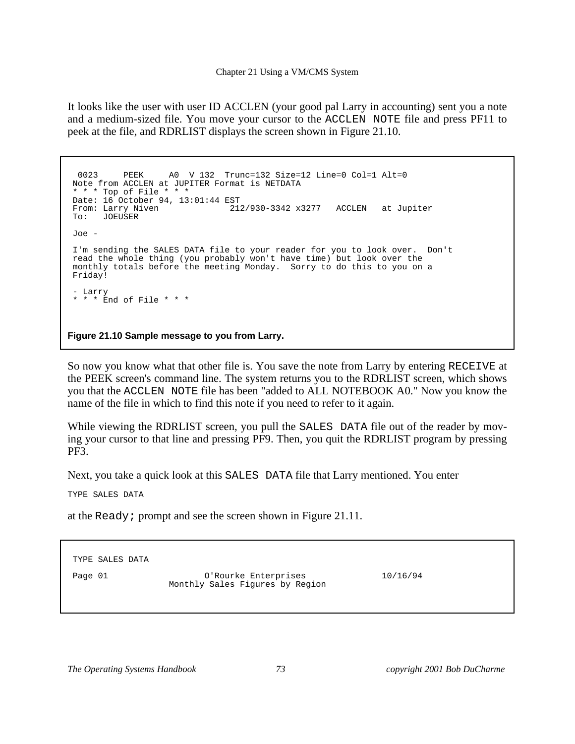It looks like the user with user ID ACCLEN (your good pal Larry in accounting) sent you a note and a medium-sized file. You move your cursor to the `ACCLEN NOTE` file and press PF11 to peek at the file, and RDRLIST displays the screen shown in Figure 21.10.

```
 0023     PEEK     A0  V 132  Trunc=132 Size=12 Line=0 Col=1 Alt=0
Note from ACCLEN at JUPITER Format is NETDATA
* * * Top of File * * *
Date: 16 October 94, 13:01:44 EST
From: Larry Niven              212/930-3342 x3277   ACCLEN   at Jupiter
To:   JOEUSER

Joe -

I'm sending the SALES DATA file to your reader for you to look over.  Don't
read the whole thing (you probably won't have time) but look over the
monthly totals before the meeting Monday.  Sorry to do this to you on a
Friday!

- Larry
* * * End of File * * *
```

**Figure 21.10 Sample message to you from Larry.**

So now you know what that other file is. You save the note from Larry by entering `RECEIVE` at the PEEK screen's command line. The system returns you to the RDRLIST screen, which shows you that the `ACCLEN NOTE` file has been "added to ALL NOTEBOOK A0." Now you know the name of the file in which to find this note if you need to refer to it again.

While viewing the RDRLIST screen, you pull the `SALES DATA` file out of the reader by moving your cursor to that line and pressing PF9. Then, you quit the RDRLIST program by pressing PF3.

Next, you take a quick look at this `SALES DATA` file that Larry mentioned. You enter

```
TYPE SALES DATA
```

at the `Ready;` prompt and see the screen shown in Figure 21.11.

```
TYPE SALES DATA

Page 01                O'Rourke Enterprises              10/16/94
                 Monthly Sales Figures by Region
```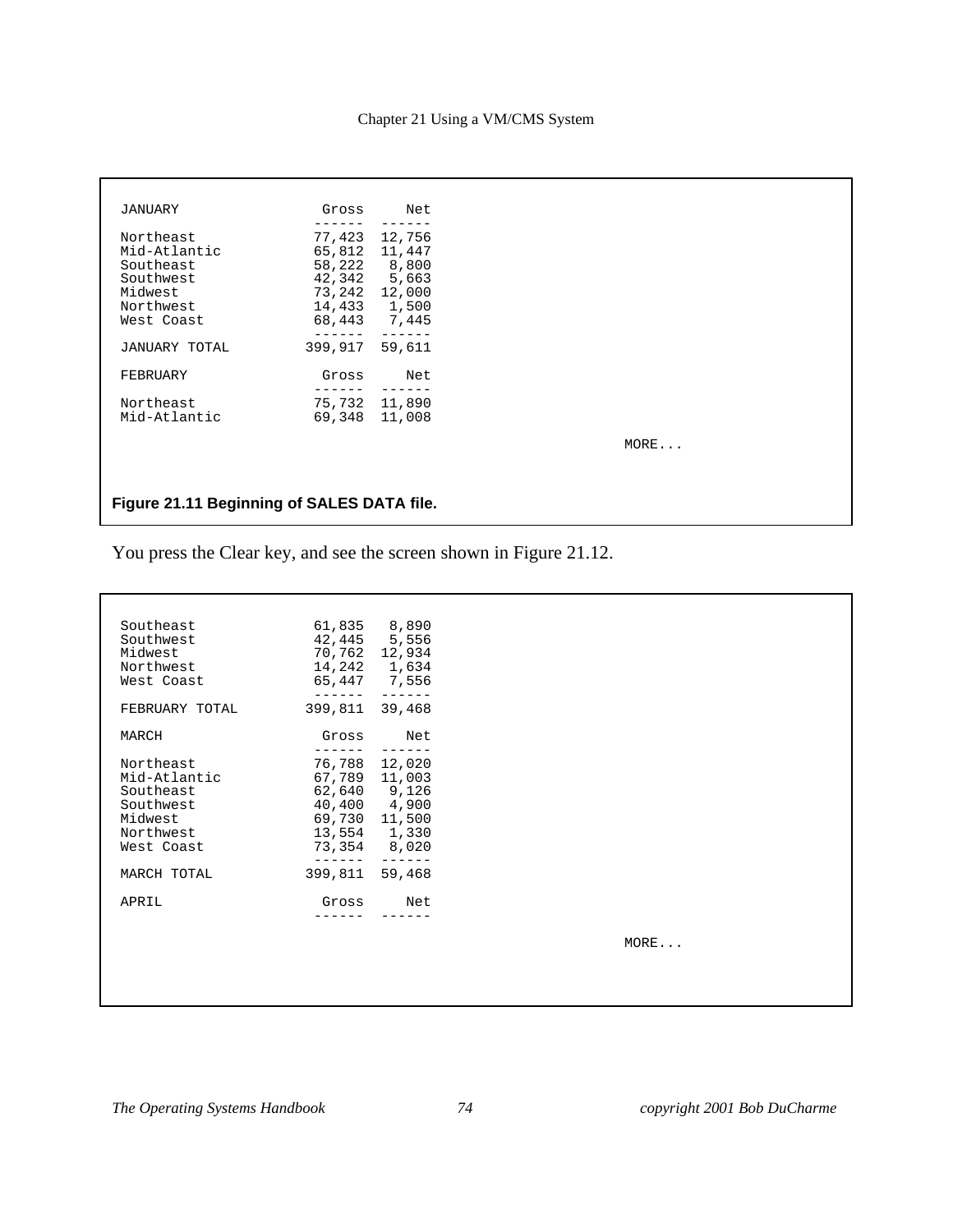```
JANUARY              Gross     Net
                     ------   ------
Northeast            77,423  12,756
Mid-Atlantic         65,812  11,447
Southeast            58,222   8,800
Southwest            42,342   5,663
Midwest              73,242  12,000
Northwest            14,433   1,500
West Coast           68,443   7,445
                     ------   ------
JANUARY TOTAL       399,917  59,611

FEBRUARY             Gross     Net
                     ------   ------
Northeast            75,732  11,890
Mid-Atlantic         69,348  11,008

                                                          MORE...
```

**Figure 21.11 Beginning of SALES DATA file.**

You press the Clear key, and see the screen shown in Figure 21.12.

```
Southeast            61,835   8,890
Southwest            42,445   5,556
Midwest              70,762  12,934
Northwest            14,242   1,634
West Coast           65,447   7,556
                     ------   ------
FEBRUARY TOTAL      399,811  39,468

MARCH                Gross     Net
                     ------   ------
Northeast            76,788  12,020
Mid-Atlantic         67,789  11,003
Southeast            62,640   9,126
Southwest            40,400   4,900
Midwest              69,730  11,500
Northwest            13,554   1,330
West Coast           73,354   8,020
                     ------   ------
MARCH TOTAL         399,811  59,468

APRIL                Gross     Net
                     ------   ------

                                                          MORE...
```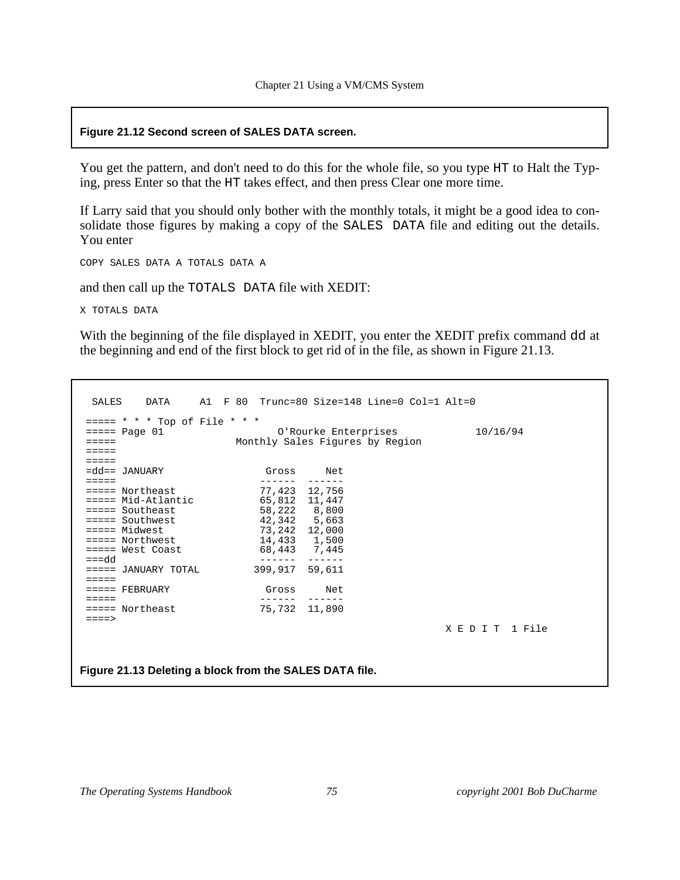**Figure 21.12 Second screen of SALES DATA screen.**

You get the pattern, and don't need to do this for the whole file, so you type `HT` to Halt the Typing, press Enter so that the `HT` takes effect, and then press Clear one more time.

If Larry said that you should only bother with the monthly totals, it might be a good idea to consolidate those figures by making a copy of the `SALES DATA` file and editing out the details. You enter

```
COPY SALES DATA A TOTALS DATA A
```

and then call up the `TOTALS DATA` file with XEDIT:

```
X TOTALS DATA
```

With the beginning of the file displayed in XEDIT, you enter the XEDIT prefix command `dd` at the beginning and end of the first block to get rid of in the file, as shown in Figure 21.13.

```
 SALES    DATA     A1  F 80  Trunc=80 Size=148 Line=0 Col=1 Alt=0

===== * * * Top of File * * *
===== Page 01                  O'Rourke Enterprises            10/16/94
=====                    Monthly Sales Figures by Region
=====
=====
=dd== JANUARY                 Gross     Net
=====                        ------  ------
===== Northeast              77,423  12,756
===== Mid-Atlantic           65,812  11,447
===== Southeast              58,222   8,800
===== Southwest              42,342   5,663
===== Midwest                73,242  12,000
===== Northwest              14,433   1,500
===== West Coast             68,443   7,445
===dd                        ------  ------
===== JANUARY TOTAL         399,917  59,611
=====
===== FEBRUARY                Gross     Net
=====                        ------  ------
===== Northeast              75,732  11,890
====>
                                                     X E D I T  1 File
```

**Figure 21.13 Deleting a block from the SALES DATA file.**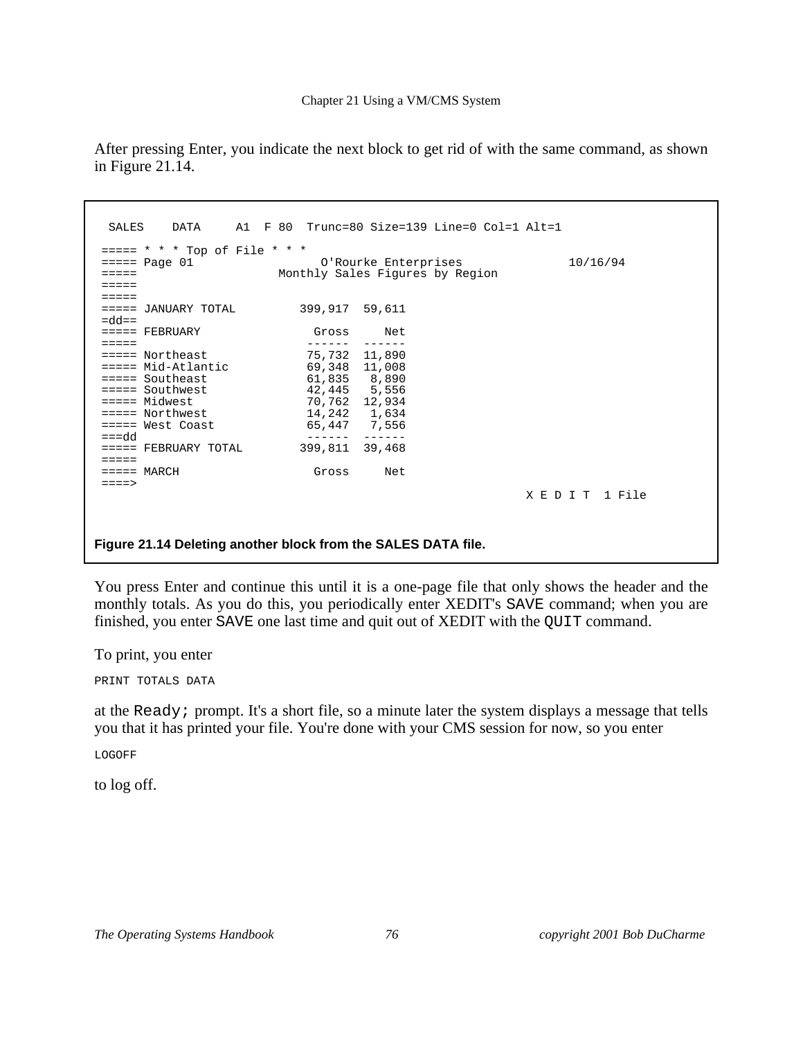After pressing Enter, you indicate the next block to get rid of with the same command, as shown in Figure 21.14.

```
 SALES    DATA     A1  F 80  Trunc=80 Size=139 Line=0 Col=1 Alt=1

===== * * * Top of File * * *
===== Page 01                 O'Rourke Enterprises              10/16/94
=====                   Monthly Sales Figures by Region
=====
=====
===== JANUARY TOTAL         399,917  59,611
=dd==
===== FEBRUARY                Gross     Net
=====                        ------  ------
===== Northeast              75,732  11,890
===== Mid-Atlantic           69,348  11,008
===== Southeast              61,835   8,890
===== Southwest              42,445   5,556
===== Midwest                70,762  12,934
===== Northwest              14,242   1,634
===== West Coast             65,447   7,556
===dd                        ------  ------
===== FEBRUARY TOTAL        399,811  39,468
=====
===== MARCH                   Gross     Net
====>
                                                            X E D I T  1 File
```

**Figure 21.14 Deleting another block from the SALES DATA file.**

You press Enter and continue this until it is a one-page file that only shows the header and the monthly totals. As you do this, you periodically enter XEDIT's `SAVE` command; when you are finished, you enter `SAVE` one last time and quit out of XEDIT with the `QUIT` command.

To print, you enter

```
PRINT TOTALS DATA
```

at the `Ready;` prompt. It's a short file, so a minute later the system displays a message that tells you that it has printed your file. You're done with your CMS session for now, so you enter

```
LOGOFF
```

to log off.